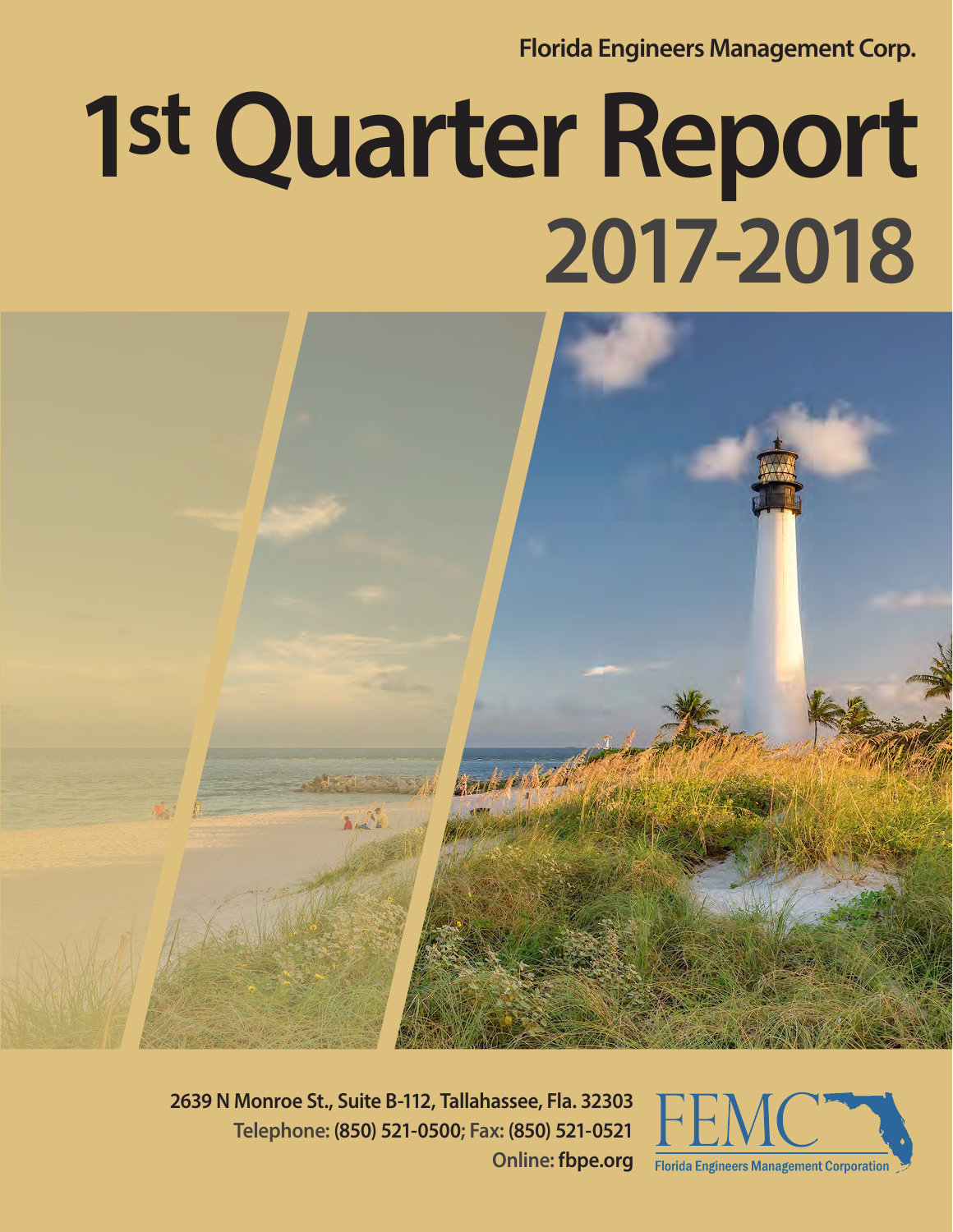Florida Engineers Management Corp.

# 1st Quarter Report 2017-2018

2639 N Monroe St., Suite B-112, Tallahassee, Fla. 32303
Telephone: (850) 521-0500; Fax: (850) 521-0521
Online: fbpe.org

FEMC
Florida Engineers Management Corporation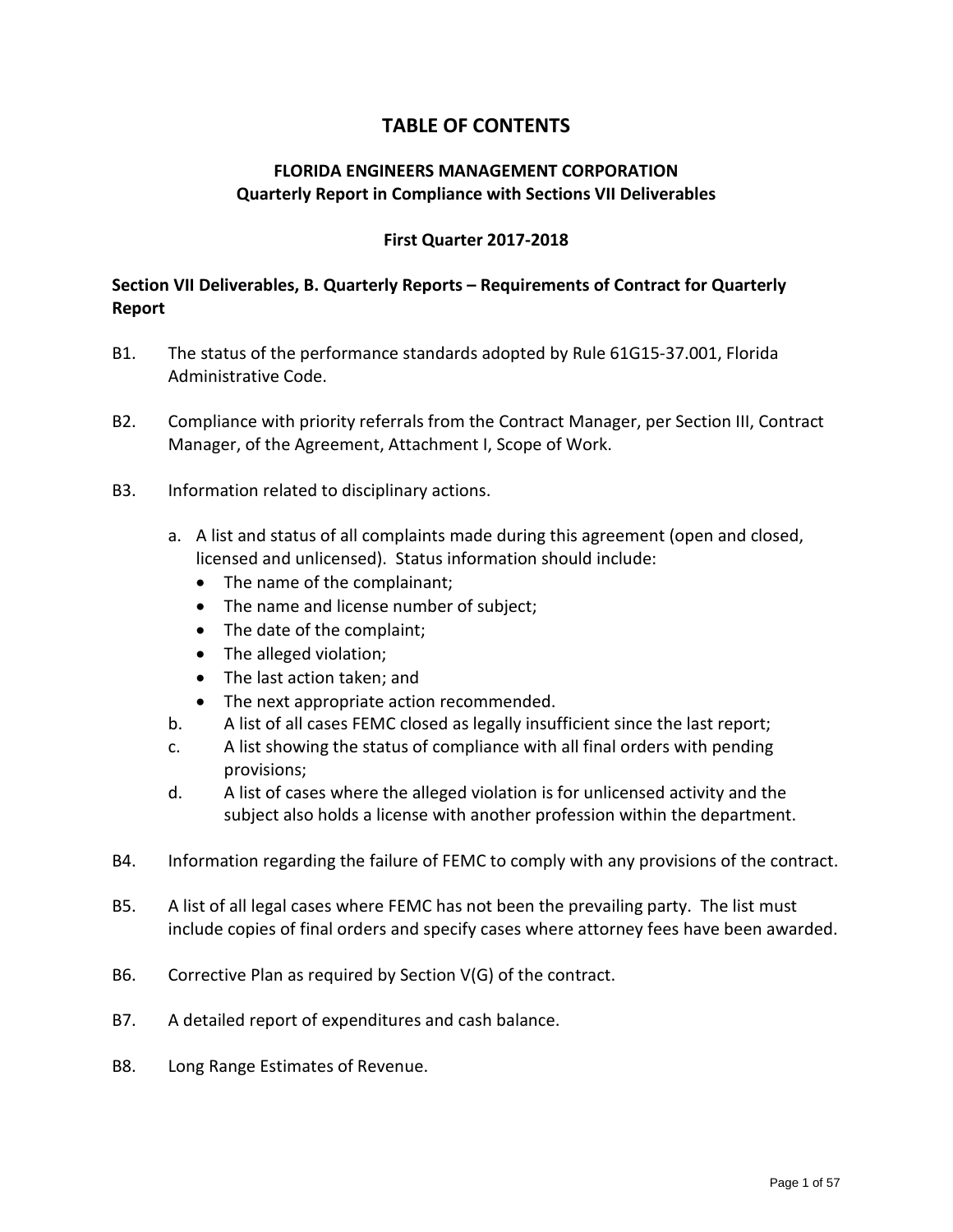# TABLE OF CONTENTS

## FLORIDA ENGINEERS MANAGEMENT CORPORATION
## Quarterly Report in Compliance with Sections VII Deliverables

### First Quarter 2017-2018

**Section VII Deliverables, B. Quarterly Reports – Requirements of Contract for Quarterly Report**

B1. The status of the performance standards adopted by Rule 61G15-37.001, Florida Administrative Code.

B2. Compliance with priority referrals from the Contract Manager, per Section III, Contract Manager, of the Agreement, Attachment I, Scope of Work.

B3. Information related to disciplinary actions.

a. A list and status of all complaints made during this agreement (open and closed, licensed and unlicensed). Status information should include:
   - The name of the complainant;
   - The name and license number of subject;
   - The date of the complaint;
   - The alleged violation;
   - The last action taken; and
   - The next appropriate action recommended.

b. A list of all cases FEMC closed as legally insufficient since the last report;

c. A list showing the status of compliance with all final orders with pending provisions;

d. A list of cases where the alleged violation is for unlicensed activity and the subject also holds a license with another profession within the department.

B4. Information regarding the failure of FEMC to comply with any provisions of the contract.

B5. A list of all legal cases where FEMC has not been the prevailing party. The list must include copies of final orders and specify cases where attorney fees have been awarded.

B6. Corrective Plan as required by Section V(G) of the contract.

B7. A detailed report of expenditures and cash balance.

B8. Long Range Estimates of Revenue.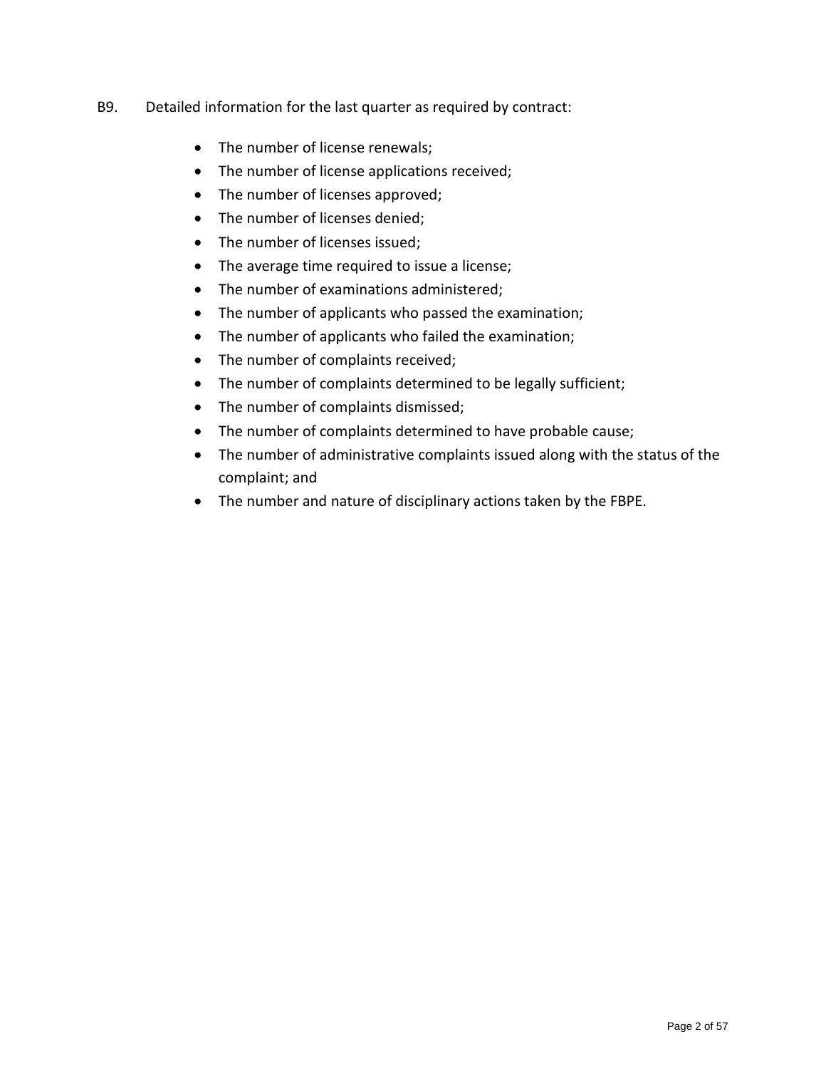B9. Detailed information for the last quarter as required by contract:

- The number of license renewals;
- The number of license applications received;
- The number of licenses approved;
- The number of licenses denied;
- The number of licenses issued;
- The average time required to issue a license;
- The number of examinations administered;
- The number of applicants who passed the examination;
- The number of applicants who failed the examination;
- The number of complaints received;
- The number of complaints determined to be legally sufficient;
- The number of complaints dismissed;
- The number of complaints determined to have probable cause;
- The number of administrative complaints issued along with the status of the complaint; and
- The number and nature of disciplinary actions taken by the FBPE.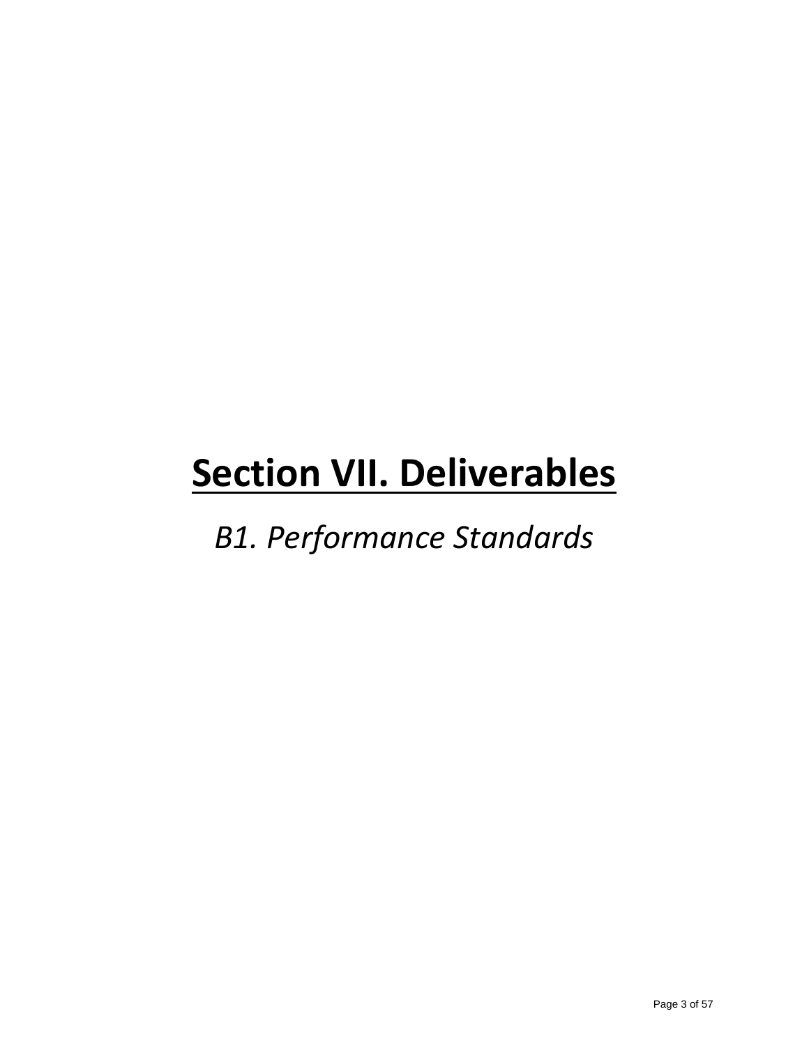# Section VII. Deliverables

*B1. Performance Standards*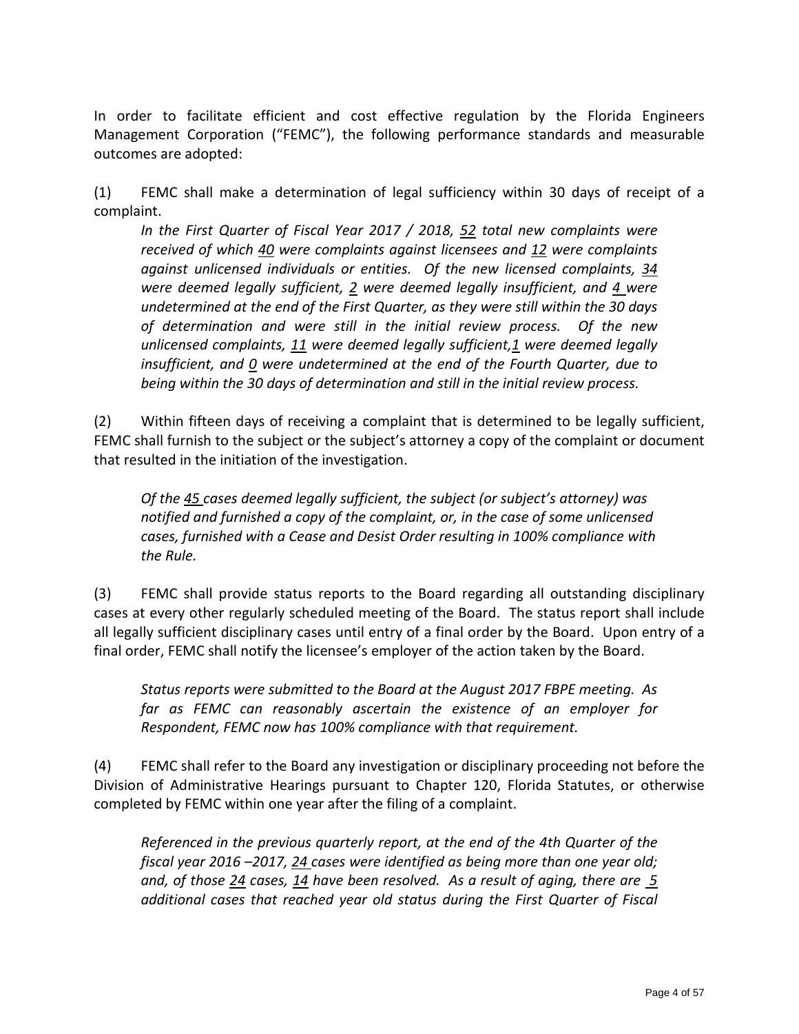In order to facilitate efficient and cost effective regulation by the Florida Engineers Management Corporation ("FEMC"), the following performance standards and measurable outcomes are adopted:

(1) FEMC shall make a determination of legal sufficiency within 30 days of receipt of a complaint.

*In the First Quarter of Fiscal Year 2017 / 2018, 52 total new complaints were received of which 40 were complaints against licensees and 12 were complaints against unlicensed individuals or entities. Of the new licensed complaints, 34 were deemed legally sufficient, 2 were deemed legally insufficient, and 4 were undetermined at the end of the First Quarter, as they were still within the 30 days of determination and were still in the initial review process. Of the new unlicensed complaints, 11 were deemed legally sufficient, 1 were deemed legally insufficient, and 0 were undetermined at the end of the Fourth Quarter, due to being within the 30 days of determination and still in the initial review process.*

(2) Within fifteen days of receiving a complaint that is determined to be legally sufficient, FEMC shall furnish to the subject or the subject's attorney a copy of the complaint or document that resulted in the initiation of the investigation.

*Of the 45 cases deemed legally sufficient, the subject (or subject's attorney) was notified and furnished a copy of the complaint, or, in the case of some unlicensed cases, furnished with a Cease and Desist Order resulting in 100% compliance with the Rule.*

(3) FEMC shall provide status reports to the Board regarding all outstanding disciplinary cases at every other regularly scheduled meeting of the Board. The status report shall include all legally sufficient disciplinary cases until entry of a final order by the Board. Upon entry of a final order, FEMC shall notify the licensee's employer of the action taken by the Board.

*Status reports were submitted to the Board at the August 2017 FBPE meeting. As far as FEMC can reasonably ascertain the existence of an employer for Respondent, FEMC now has 100% compliance with that requirement.*

(4) FEMC shall refer to the Board any investigation or disciplinary proceeding not before the Division of Administrative Hearings pursuant to Chapter 120, Florida Statutes, or otherwise completed by FEMC within one year after the filing of a complaint.

*Referenced in the previous quarterly report, at the end of the 4th Quarter of the fiscal year 2016 –2017, 24 cases were identified as being more than one year old; and, of those 24 cases, 14 have been resolved. As a result of aging, there are 5 additional cases that reached year old status during the First Quarter of Fiscal*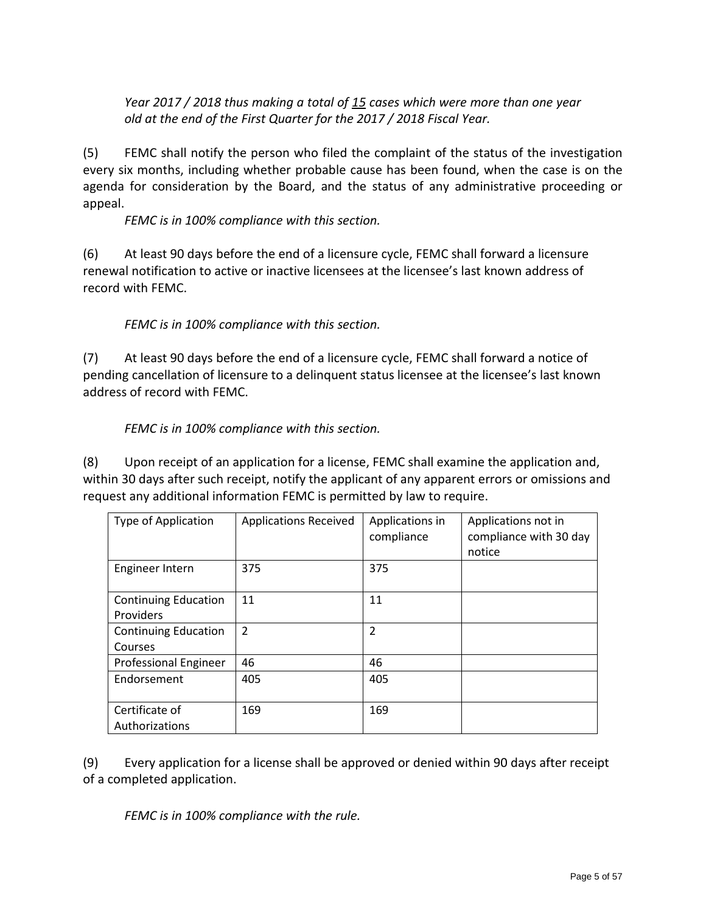*Year 2017 / 2018 thus making a total of 15 cases which were more than one year old at the end of the First Quarter for the 2017 / 2018 Fiscal Year.*

(5) FEMC shall notify the person who filed the complaint of the status of the investigation every six months, including whether probable cause has been found, when the case is on the agenda for consideration by the Board, and the status of any administrative proceeding or appeal.

*FEMC is in 100% compliance with this section.*

(6) At least 90 days before the end of a licensure cycle, FEMC shall forward a licensure renewal notification to active or inactive licensees at the licensee's last known address of record with FEMC.

*FEMC is in 100% compliance with this section.*

(7) At least 90 days before the end of a licensure cycle, FEMC shall forward a notice of pending cancellation of licensure to a delinquent status licensee at the licensee's last known address of record with FEMC.

*FEMC is in 100% compliance with this section.*

(8) Upon receipt of an application for a license, FEMC shall examine the application and, within 30 days after such receipt, notify the applicant of any apparent errors or omissions and request any additional information FEMC is permitted by law to require.

| Type of Application | Applications Received | Applications in compliance | Applications not in compliance with 30 day notice |
|---|---|---|---|
| Engineer Intern | 375 | 375 | |
| Continuing Education Providers | 11 | 11 | |
| Continuing Education Courses | 2 | 2 | |
| Professional Engineer | 46 | 46 | |
| Endorsement | 405 | 405 | |
| Certificate of Authorizations | 169 | 169 | |

(9) Every application for a license shall be approved or denied within 90 days after receipt of a completed application.

*FEMC is in 100% compliance with the rule.*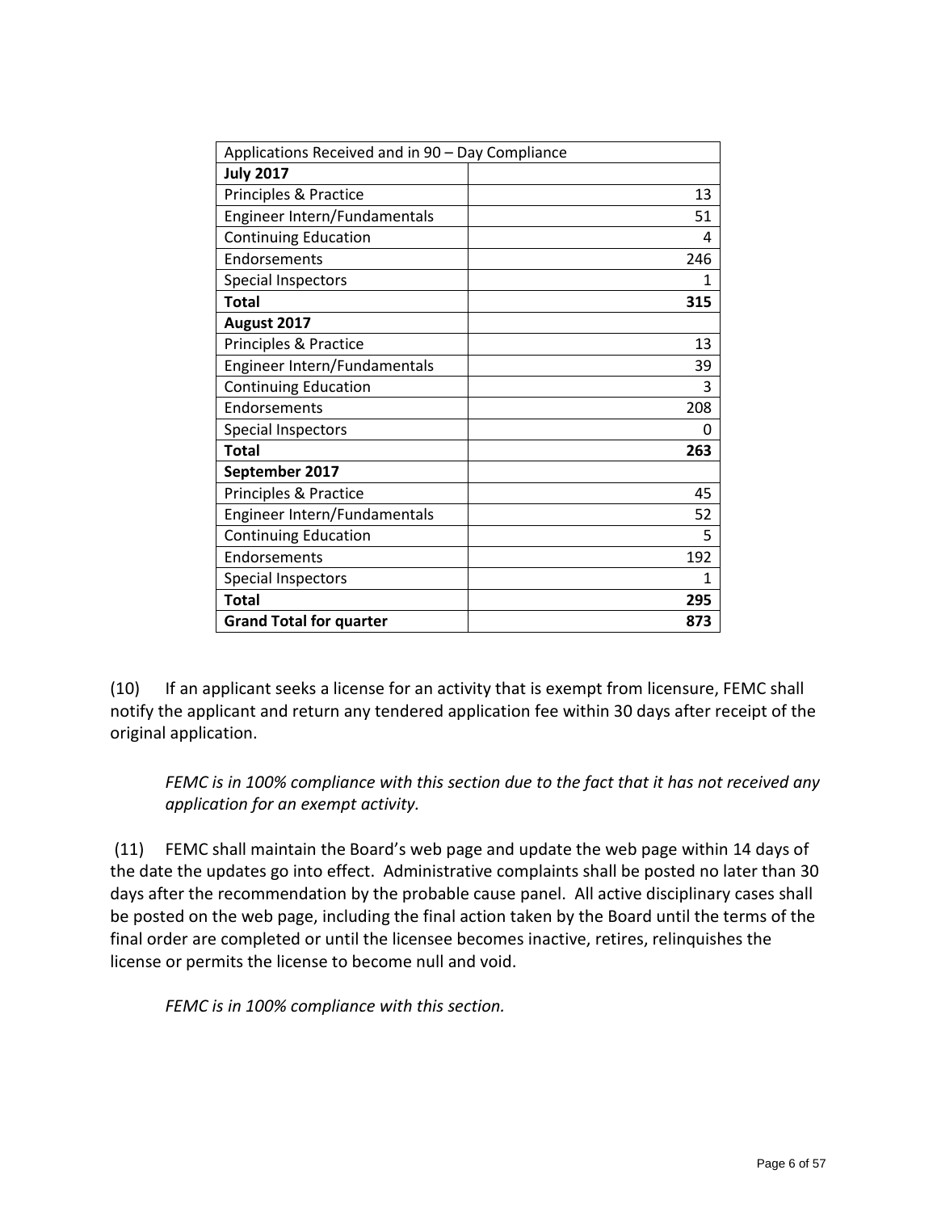| Applications Received and in 90 – Day Compliance | |
|---|---|
| **July 2017** | |
| Principles & Practice | 13 |
| Engineer Intern/Fundamentals | 51 |
| Continuing Education | 4 |
| Endorsements | 246 |
| Special Inspectors | 1 |
| **Total** | **315** |
| **August 2017** | |
| Principles & Practice | 13 |
| Engineer Intern/Fundamentals | 39 |
| Continuing Education | 3 |
| Endorsements | 208 |
| Special Inspectors | 0 |
| **Total** | **263** |
| **September 2017** | |
| Principles & Practice | 45 |
| Engineer Intern/Fundamentals | 52 |
| Continuing Education | 5 |
| Endorsements | 192 |
| Special Inspectors | 1 |
| **Total** | **295** |
| **Grand Total for quarter** | **873** |

(10) If an applicant seeks a license for an activity that is exempt from licensure, FEMC shall notify the applicant and return any tendered application fee within 30 days after receipt of the original application.

*FEMC is in 100% compliance with this section due to the fact that it has not received any application for an exempt activity.*

(11) FEMC shall maintain the Board's web page and update the web page within 14 days of the date the updates go into effect. Administrative complaints shall be posted no later than 30 days after the recommendation by the probable cause panel. All active disciplinary cases shall be posted on the web page, including the final action taken by the Board until the terms of the final order are completed or until the licensee becomes inactive, retires, relinquishes the license or permits the license to become null and void.

*FEMC is in 100% compliance with this section.*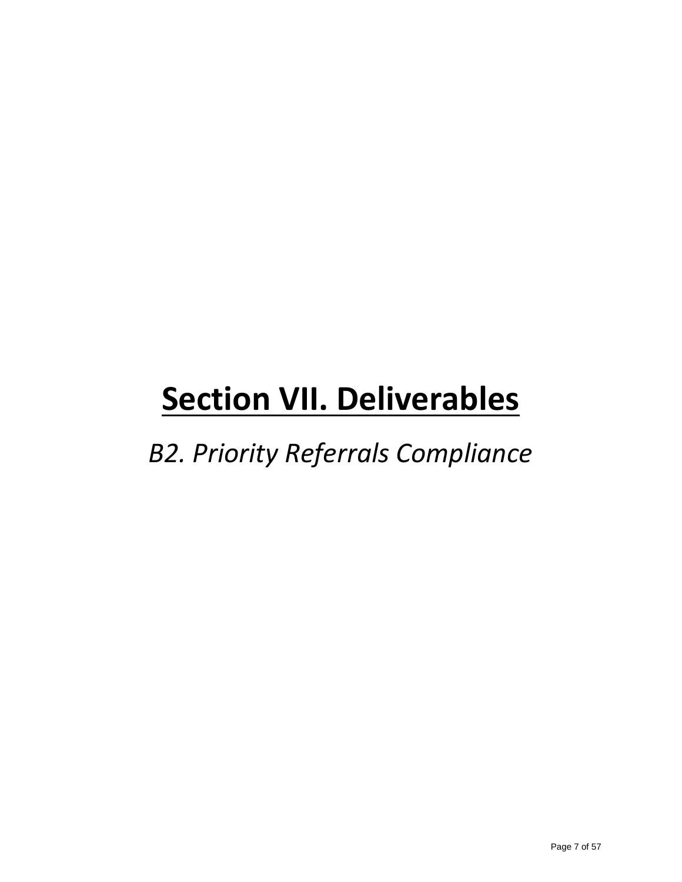# Section VII. Deliverables

*B2. Priority Referrals Compliance*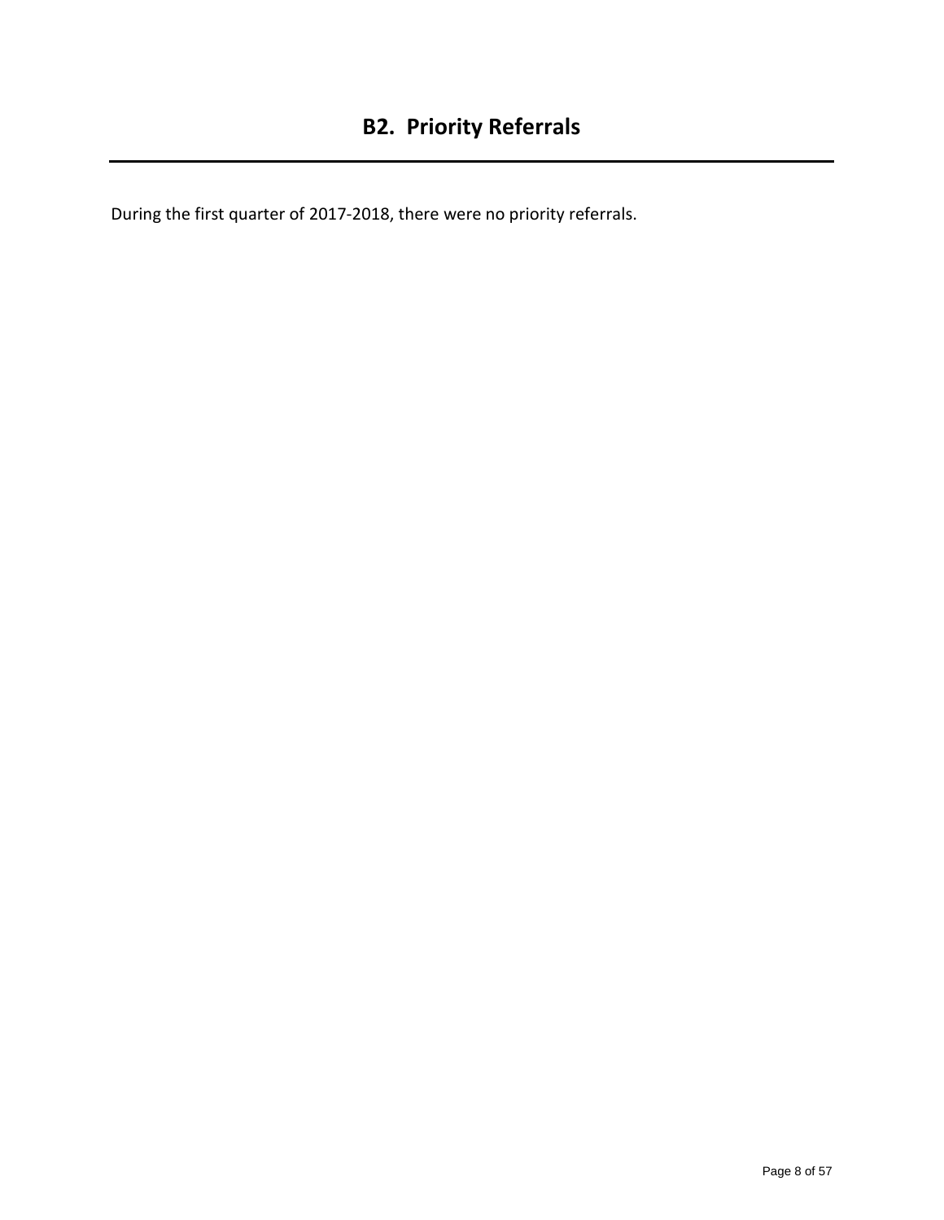## B2. Priority Referrals

During the first quarter of 2017-2018, there were no priority referrals.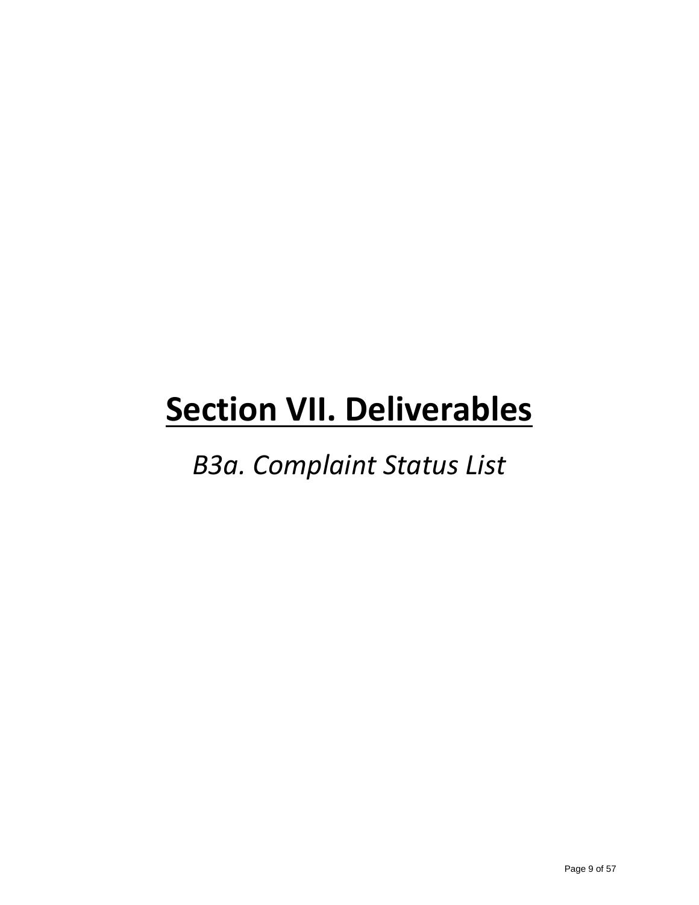# Section VII. Deliverables

*B3a. Complaint Status List*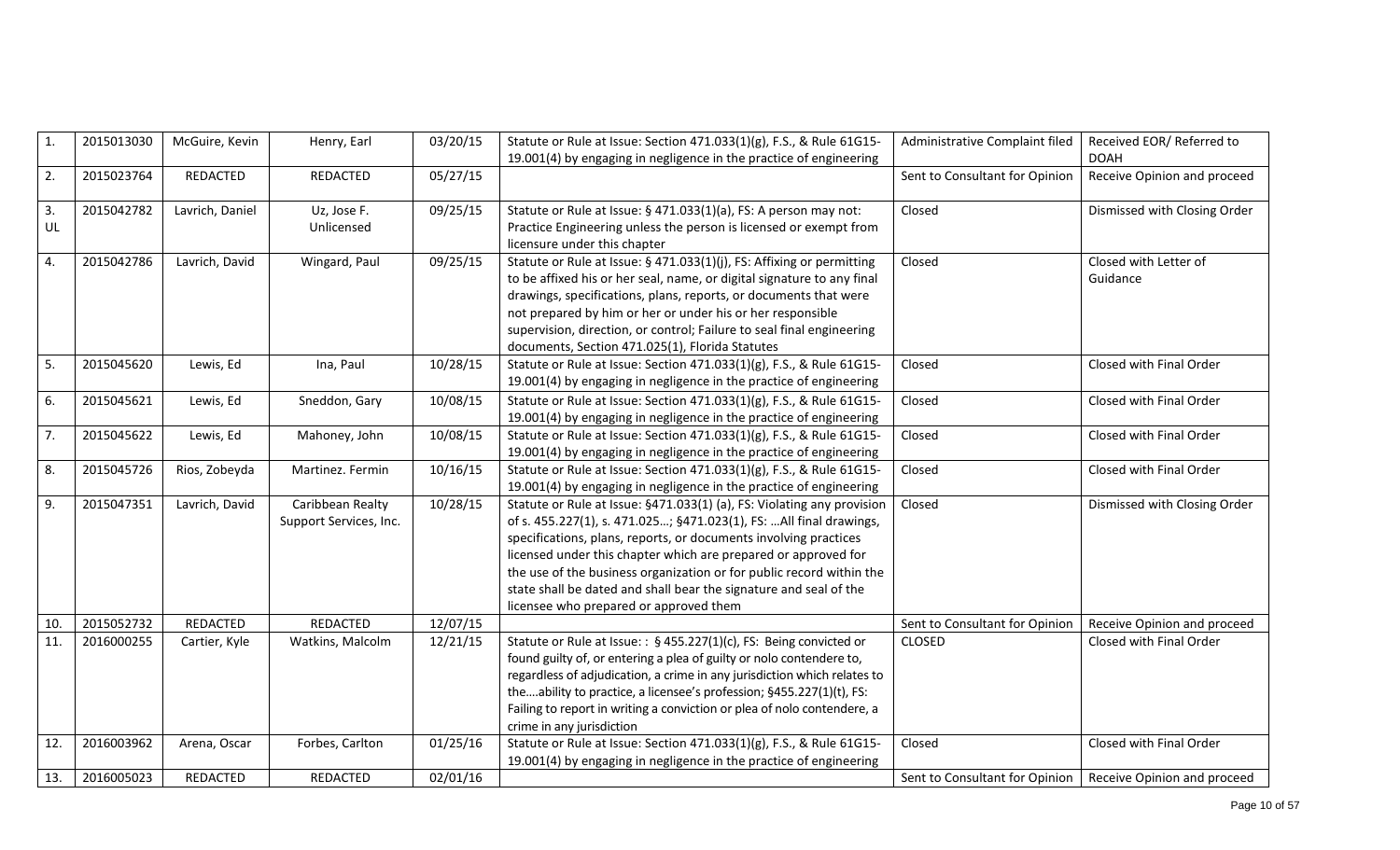| | | | | | | | |
|---|---|---|---|---|---|---|---|
| 1. | 2015013030 | McGuire, Kevin | Henry, Earl | 03/20/15 | Statute or Rule at Issue: Section 471.033(1)(g), F.S., & Rule 61G15-19.001(4) by engaging in negligence in the practice of engineering | Administrative Complaint filed | Received EOR/ Referred to DOAH |
| 2. | 2015023764 | REDACTED | REDACTED | 05/27/15 | | Sent to Consultant for Opinion | Receive Opinion and proceed |
| 3. UL | 2015042782 | Lavrich, Daniel | Uz, Jose F. Unlicensed | 09/25/15 | Statute or Rule at Issue: § 471.033(1)(a), FS: A person may not: Practice Engineering unless the person is licensed or exempt from licensure under this chapter | Closed | Dismissed with Closing Order |
| 4. | 2015042786 | Lavrich, David | Wingard, Paul | 09/25/15 | Statute or Rule at Issue: § 471.033(1)(j), FS: Affixing or permitting to be affixed his or her seal, name, or digital signature to any final drawings, specifications, plans, reports, or documents that were not prepared by him or her or under his or her responsible supervision, direction, or control; Failure to seal final engineering documents, Section 471.025(1), Florida Statutes | Closed | Closed with Letter of Guidance |
| 5. | 2015045620 | Lewis, Ed | Ina, Paul | 10/28/15 | Statute or Rule at Issue: Section 471.033(1)(g), F.S., & Rule 61G15-19.001(4) by engaging in negligence in the practice of engineering | Closed | Closed with Final Order |
| 6. | 2015045621 | Lewis, Ed | Sneddon, Gary | 10/08/15 | Statute or Rule at Issue: Section 471.033(1)(g), F.S., & Rule 61G15-19.001(4) by engaging in negligence in the practice of engineering | Closed | Closed with Final Order |
| 7. | 2015045622 | Lewis, Ed | Mahoney, John | 10/08/15 | Statute or Rule at Issue: Section 471.033(1)(g), F.S., & Rule 61G15-19.001(4) by engaging in negligence in the practice of engineering | Closed | Closed with Final Order |
| 8. | 2015045726 | Rios, Zobeyda | Martinez. Fermin | 10/16/15 | Statute or Rule at Issue: Section 471.033(1)(g), F.S., & Rule 61G15-19.001(4) by engaging in negligence in the practice of engineering | Closed | Closed with Final Order |
| 9. | 2015047351 | Lavrich, David | Caribbean Realty Support Services, Inc. | 10/28/15 | Statute or Rule at Issue: §471.033(1) (a), FS: Violating any provision of s. 455.227(1), s. 471.025…; §471.023(1), FS: …All final drawings, specifications, plans, reports, or documents involving practices licensed under this chapter which are prepared or approved for the use of the business organization or for public record within the state shall be dated and shall bear the signature and seal of the licensee who prepared or approved them | Closed | Dismissed with Closing Order |
| 10. | 2015052732 | REDACTED | REDACTED | 12/07/15 | | Sent to Consultant for Opinion | Receive Opinion and proceed |
| 11. | 2016000255 | Cartier, Kyle | Watkins, Malcolm | 12/21/15 | Statute or Rule at Issue: : § 455.227(1)(c), FS: Being convicted or found guilty of, or entering a plea of guilty or nolo contendere to, regardless of adjudication, a crime in any jurisdiction which relates to the….ability to practice, a licensee's profession; §455.227(1)(t), FS: Failing to report in writing a conviction or plea of nolo contendere, a crime in any jurisdiction | CLOSED | Closed with Final Order |
| 12. | 2016003962 | Arena, Oscar | Forbes, Carlton | 01/25/16 | Statute or Rule at Issue: Section 471.033(1)(g), F.S., & Rule 61G15-19.001(4) by engaging in negligence in the practice of engineering | Closed | Closed with Final Order |
| 13. | 2016005023 | REDACTED | REDACTED | 02/01/16 | | Sent to Consultant for Opinion | Receive Opinion and proceed |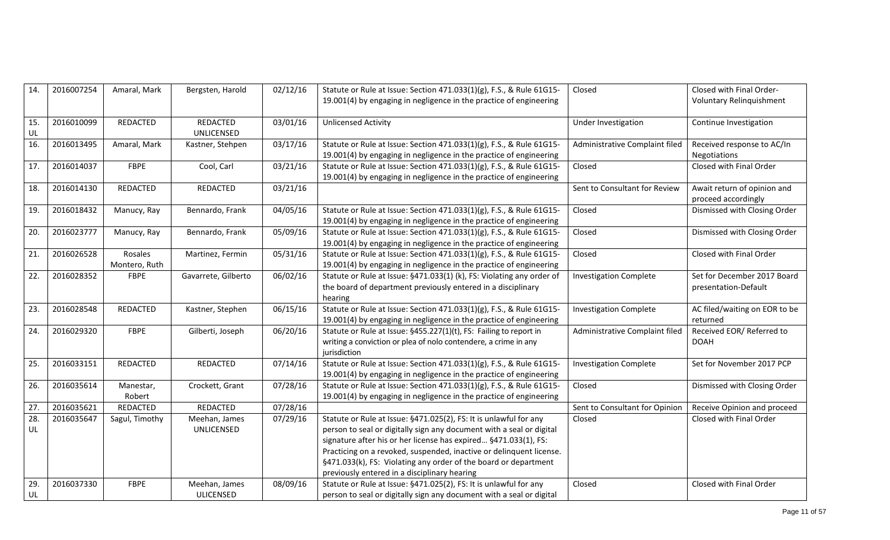| | | | | | | | |
|---|---|---|---|---|---|---|---|
| 14. | 2016007254 | Amaral, Mark | Bergsten, Harold | 02/12/16 | Statute or Rule at Issue: Section 471.033(1)(g), F.S., & Rule 61G15-19.001(4) by engaging in negligence in the practice of engineering | Closed | Closed with Final Order-Voluntary Relinquishment |
| 15. UL | 2016010099 | REDACTED | REDACTED UNLICENSED | 03/01/16 | Unlicensed Activity | Under Investigation | Continue Investigation |
| 16. | 2016013495 | Amaral, Mark | Kastner, Stehpen | 03/17/16 | Statute or Rule at Issue: Section 471.033(1)(g), F.S., & Rule 61G15-19.001(4) by engaging in negligence in the practice of engineering | Administrative Complaint filed | Received response to AC/In Negotiations |
| 17. | 2016014037 | FBPE | Cool, Carl | 03/21/16 | Statute or Rule at Issue: Section 471.033(1)(g), F.S., & Rule 61G15-19.001(4) by engaging in negligence in the practice of engineering | Closed | Closed with Final Order |
| 18. | 2016014130 | REDACTED | REDACTED | 03/21/16 | | Sent to Consultant for Review | Await return of opinion and proceed accordingly |
| 19. | 2016018432 | Manucy, Ray | Bennardo, Frank | 04/05/16 | Statute or Rule at Issue: Section 471.033(1)(g), F.S., & Rule 61G15-19.001(4) by engaging in negligence in the practice of engineering | Closed | Dismissed with Closing Order |
| 20. | 2016023777 | Manucy, Ray | Bennardo, Frank | 05/09/16 | Statute or Rule at Issue: Section 471.033(1)(g), F.S., & Rule 61G15-19.001(4) by engaging in negligence in the practice of engineering | Closed | Dismissed with Closing Order |
| 21. | 2016026528 | Rosales Montero, Ruth | Martinez, Fermin | 05/31/16 | Statute or Rule at Issue: Section 471.033(1)(g), F.S., & Rule 61G15-19.001(4) by engaging in negligence in the practice of engineering | Closed | Closed with Final Order |
| 22. | 2016028352 | FBPE | Gavarrete, Gilberto | 06/02/16 | Statute or Rule at Issue: §471.033(1) (k), FS: Violating any order of the board of department previously entered in a disciplinary hearing | Investigation Complete | Set for December 2017 Board presentation-Default |
| 23. | 2016028548 | REDACTED | Kastner, Stephen | 06/15/16 | Statute or Rule at Issue: Section 471.033(1)(g), F.S., & Rule 61G15-19.001(4) by engaging in negligence in the practice of engineering | Investigation Complete | AC filed/waiting on EOR to be returned |
| 24. | 2016029320 | FBPE | Gilberti, Joseph | 06/20/16 | Statute or Rule at Issue: §455.227(1)(t), FS: Failing to report in writing a conviction or plea of nolo contendere, a crime in any jurisdiction | Administrative Complaint filed | Received EOR/ Referred to DOAH |
| 25. | 2016033151 | REDACTED | REDACTED | 07/14/16 | Statute or Rule at Issue: Section 471.033(1)(g), F.S., & Rule 61G15-19.001(4) by engaging in negligence in the practice of engineering | Investigation Complete | Set for November 2017 PCP |
| 26. | 2016035614 | Manestar, Robert | Crockett, Grant | 07/28/16 | Statute or Rule at Issue: Section 471.033(1)(g), F.S., & Rule 61G15-19.001(4) by engaging in negligence in the practice of engineering | Closed | Dismissed with Closing Order |
| 27. | 2016035621 | REDACTED | REDACTED | 07/28/16 | | Sent to Consultant for Opinion | Receive Opinion and proceed |
| 28. UL | 2016035647 | Sagul, Timothy | Meehan, James UNLICENSED | 07/29/16 | Statute or Rule at Issue: §471.025(2), FS: It is unlawful for any person to seal or digitally sign any document with a seal or digital signature after his or her license has expired… §471.033(1), FS: Practicing on a revoked, suspended, inactive or delinquent license. §471.033(k), FS: Violating any order of the board or department previously entered in a disciplinary hearing | Closed | Closed with Final Order |
| 29. UL | 2016037330 | FBPE | Meehan, James ULICENSED | 08/09/16 | Statute or Rule at Issue: §471.025(2), FS: It is unlawful for any person to seal or digitally sign any document with a seal or digital | Closed | Closed with Final Order |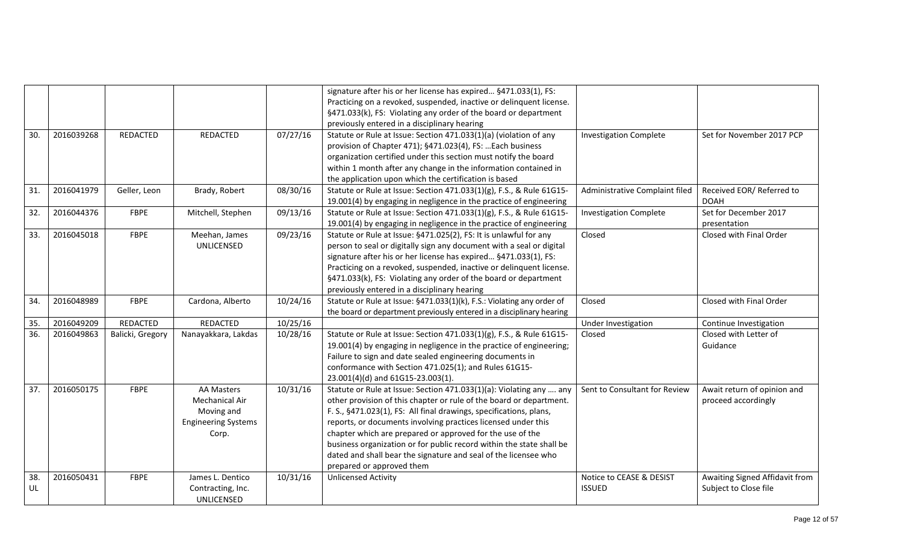|  |  |  |  |  | signature after his or her license has expired… §471.033(1), FS: Practicing on a revoked, suspended, inactive or delinquent license. §471.033(k), FS: Violating any order of the board or department previously entered in a disciplinary hearing |  |  |
|---|---|---|---|---|---|---|---|
| 30. | 2016039268 | REDACTED | REDACTED | 07/27/16 | Statute or Rule at Issue: Section 471.033(1)(a) (violation of any provision of Chapter 471); §471.023(4), FS: …Each business organization certified under this section must notify the board within 1 month after any change in the information contained in the application upon which the certification is based | Investigation Complete | Set for November 2017 PCP |
| 31. | 2016041979 | Geller, Leon | Brady, Robert | 08/30/16 | Statute or Rule at Issue: Section 471.033(1)(g), F.S., & Rule 61G15-19.001(4) by engaging in negligence in the practice of engineering | Administrative Complaint filed | Received EOR/ Referred to DOAH |
| 32. | 2016044376 | FBPE | Mitchell, Stephen | 09/13/16 | Statute or Rule at Issue: Section 471.033(1)(g), F.S., & Rule 61G15-19.001(4) by engaging in negligence in the practice of engineering | Investigation Complete | Set for December 2017 presentation |
| 33. | 2016045018 | FBPE | Meehan, James UNLICENSED | 09/23/16 | Statute or Rule at Issue: §471.025(2), FS: It is unlawful for any person to seal or digitally sign any document with a seal or digital signature after his or her license has expired… §471.033(1), FS: Practicing on a revoked, suspended, inactive or delinquent license. §471.033(k), FS: Violating any order of the board or department previously entered in a disciplinary hearing | Closed | Closed with Final Order |
| 34. | 2016048989 | FBPE | Cardona, Alberto | 10/24/16 | Statute or Rule at Issue: §471.033(1)(k), F.S.: Violating any order of the board or department previously entered in a disciplinary hearing | Closed | Closed with Final Order |
| 35. | 2016049209 | REDACTED | REDACTED | 10/25/16 |  | Under Investigation | Continue Investigation |
| 36. | 2016049863 | Balicki, Gregory | Nanayakkara, Lakdas | 10/28/16 | Statute or Rule at Issue: Section 471.033(1)(g), F.S., & Rule 61G15-19.001(4) by engaging in negligence in the practice of engineering; Failure to sign and date sealed engineering documents in conformance with Section 471.025(1); and Rules 61G15-23.001(4)(d) and 61G15-23.003(1). | Closed | Closed with Letter of Guidance |
| 37. | 2016050175 | FBPE | AA Masters Mechanical Air Moving and Engineering Systems Corp. | 10/31/16 | Statute or Rule at Issue: Section 471.033(1)(a): Violating any …. any other provision of this chapter or rule of the board or department. F. S., §471.023(1), FS: All final drawings, specifications, plans, reports, or documents involving practices licensed under this chapter which are prepared or approved for the use of the business organization or for public record within the state shall be dated and shall bear the signature and seal of the licensee who prepared or approved them | Sent to Consultant for Review | Await return of opinion and proceed accordingly |
| 38. UL | 2016050431 | FBPE | James L. Dentico Contracting, Inc. UNLICENSED | 10/31/16 | Unlicensed Activity | Notice to CEASE & DESIST ISSUED | Awaiting Signed Affidavit from Subject to Close file |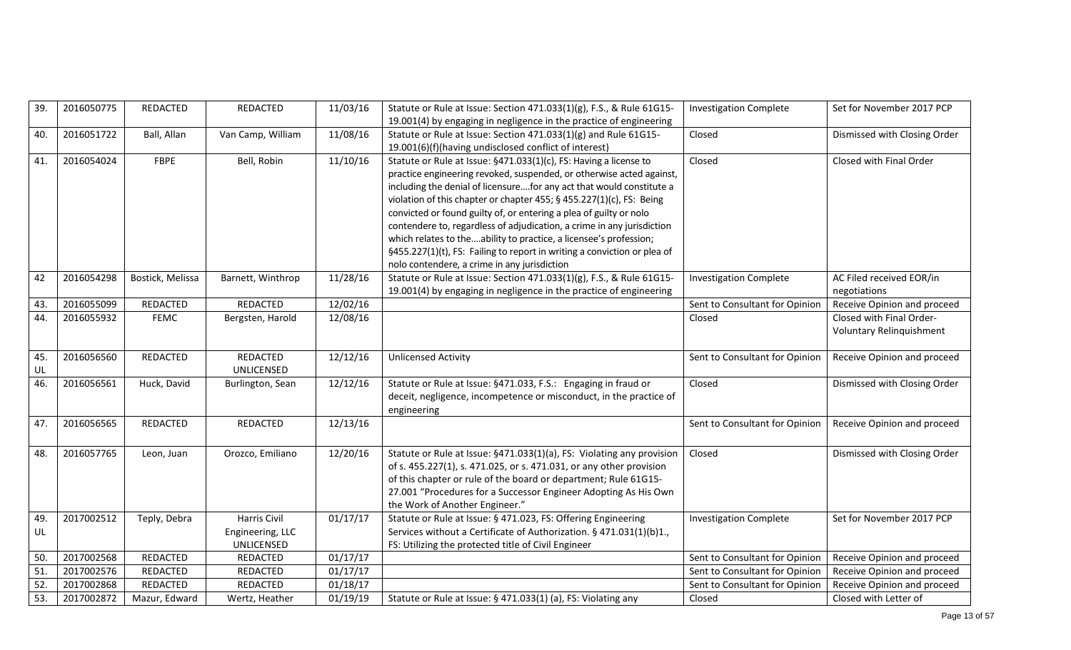| 39. | 2016050775 | REDACTED | REDACTED | 11/03/16 | Statute or Rule at Issue: Section 471.033(1)(g), F.S., & Rule 61G15-19.001(4) by engaging in negligence in the practice of engineering | Investigation Complete | Set for November 2017 PCP |
|---|---|---|---|---|---|---|---|
| 40. | 2016051722 | Ball, Allan | Van Camp, William | 11/08/16 | Statute or Rule at Issue: Section 471.033(1)(g) and Rule 61G15-19.001(6)(f)(having undisclosed conflict of interest) | Closed | Dismissed with Closing Order |
| 41. | 2016054024 | FBPE | Bell, Robin | 11/10/16 | Statute or Rule at Issue: §471.033(1)(c), FS: Having a license to practice engineering revoked, suspended, or otherwise acted against, including the denial of licensure….for any act that would constitute a violation of this chapter or chapter 455; § 455.227(1)(c), FS: Being convicted or found guilty of, or entering a plea of guilty or nolo contendere to, regardless of adjudication, a crime in any jurisdiction which relates to the….ability to practice, a licensee's profession; §455.227(1)(t), FS: Failing to report in writing a conviction or plea of nolo contendere, a crime in any jurisdiction | Closed | Closed with Final Order |
| 42 | 2016054298 | Bostick, Melissa | Barnett, Winthrop | 11/28/16 | Statute or Rule at Issue: Section 471.033(1)(g), F.S., & Rule 61G15-19.001(4) by engaging in negligence in the practice of engineering | Investigation Complete | AC Filed received EOR/in negotiations |
| 43. | 2016055099 | REDACTED | REDACTED | 12/02/16 | | Sent to Consultant for Opinion | Receive Opinion and proceed |
| 44. | 2016055932 | FEMC | Bergsten, Harold | 12/08/16 | | Closed | Closed with Final Order-Voluntary Relinquishment |
| 45. UL | 2016056560 | REDACTED | REDACTED UNLICENSED | 12/12/16 | Unlicensed Activity | Sent to Consultant for Opinion | Receive Opinion and proceed |
| 46. | 2016056561 | Huck, David | Burlington, Sean | 12/12/16 | Statute or Rule at Issue: §471.033, F.S.: Engaging in fraud or deceit, negligence, incompetence or misconduct, in the practice of engineering | Closed | Dismissed with Closing Order |
| 47. | 2016056565 | REDACTED | REDACTED | 12/13/16 | | Sent to Consultant for Opinion | Receive Opinion and proceed |
| 48. | 2016057765 | Leon, Juan | Orozco, Emiliano | 12/20/16 | Statute or Rule at Issue: §471.033(1)(a), FS: Violating any provision of s. 455.227(1), s. 471.025, or s. 471.031, or any other provision of this chapter or rule of the board or department; Rule 61G15-27.001 "Procedures for a Successor Engineer Adopting As His Own the Work of Another Engineer." | Closed | Dismissed with Closing Order |
| 49. UL | 2017002512 | Teply, Debra | Harris Civil Engineering, LLC UNLICENSED | 01/17/17 | Statute or Rule at Issue: § 471.023, FS: Offering Engineering Services without a Certificate of Authorization. § 471.031(1)(b)1., FS: Utilizing the protected title of Civil Engineer | Investigation Complete | Set for November 2017 PCP |
| 50. | 2017002568 | REDACTED | REDACTED | 01/17/17 | | Sent to Consultant for Opinion | Receive Opinion and proceed |
| 51. | 2017002576 | REDACTED | REDACTED | 01/17/17 | | Sent to Consultant for Opinion | Receive Opinion and proceed |
| 52. | 2017002868 | REDACTED | REDACTED | 01/18/17 | | Sent to Consultant for Opinion | Receive Opinion and proceed |
| 53. | 2017002872 | Mazur, Edward | Wertz, Heather | 01/19/19 | Statute or Rule at Issue: § 471.033(1) (a), FS: Violating any | Closed | Closed with Letter of |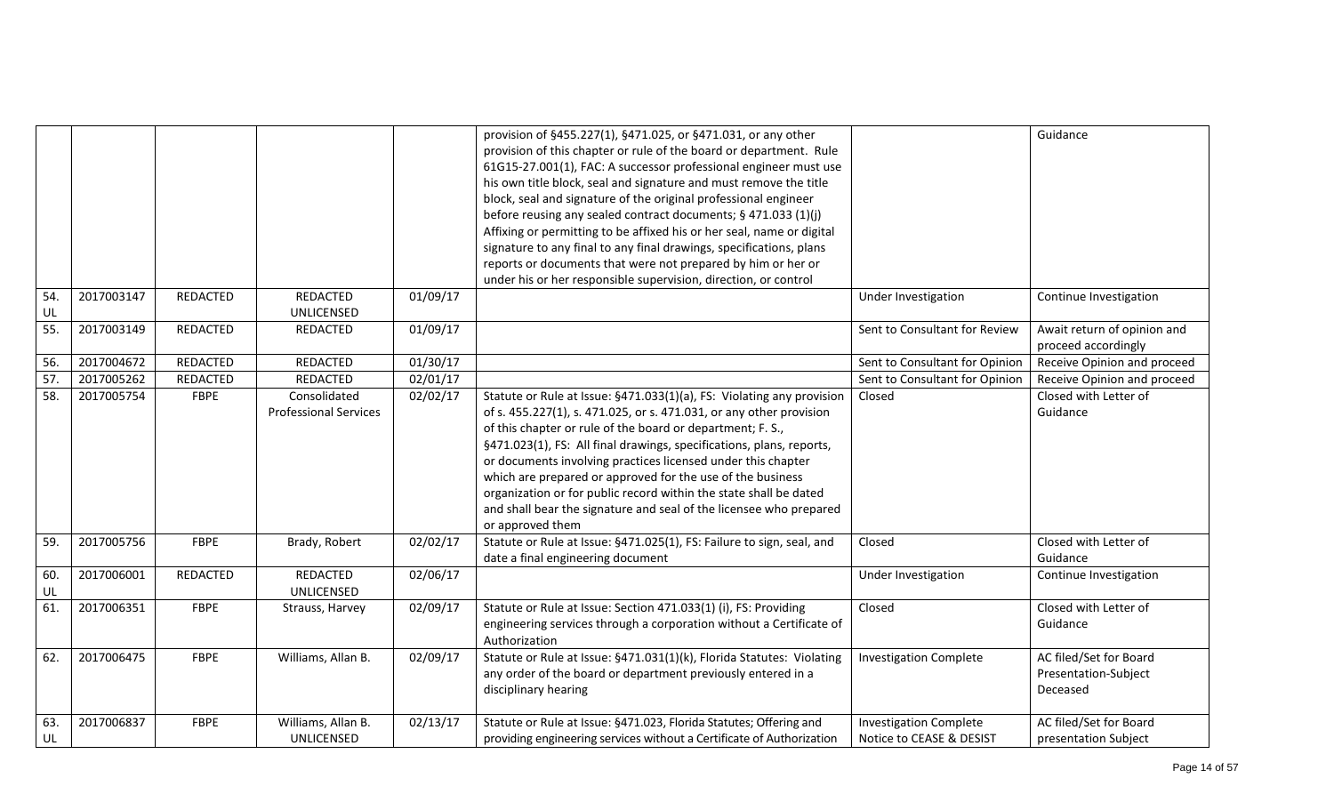| | | | | | | | |
|---|---|---|---|---|---|---|---|
| | | | | | provision of §455.227(1), §471.025, or §471.031, or any other provision of this chapter or rule of the board or department. Rule 61G15-27.001(1), FAC: A successor professional engineer must use his own title block, seal and signature and must remove the title block, seal and signature of the original professional engineer before reusing any sealed contract documents; § 471.033 (1)(j) Affixing or permitting to be affixed his or her seal, name or digital signature to any final to any final drawings, specifications, plans reports or documents that were not prepared by him or her or under his or her responsible supervision, direction, or control | | Guidance |
| 54. UL | 2017003147 | REDACTED | REDACTED UNLICENSED | 01/09/17 | | Under Investigation | Continue Investigation |
| 55. | 2017003149 | REDACTED | REDACTED | 01/09/17 | | Sent to Consultant for Review | Await return of opinion and proceed accordingly |
| 56. | 2017004672 | REDACTED | REDACTED | 01/30/17 | | Sent to Consultant for Opinion | Receive Opinion and proceed |
| 57. | 2017005262 | REDACTED | REDACTED | 02/01/17 | | Sent to Consultant for Opinion | Receive Opinion and proceed |
| 58. | 2017005754 | FBPE | Consolidated Professional Services | 02/02/17 | Statute or Rule at Issue: §471.033(1)(a), FS: Violating any provision of s. 455.227(1), s. 471.025, or s. 471.031, or any other provision of this chapter or rule of the board or department; F. S., §471.023(1), FS: All final drawings, specifications, plans, reports, or documents involving practices licensed under this chapter which are prepared or approved for the use of the business organization or for public record within the state shall be dated and shall bear the signature and seal of the licensee who prepared or approved them | Closed | Closed with Letter of Guidance |
| 59. | 2017005756 | FBPE | Brady, Robert | 02/02/17 | Statute or Rule at Issue: §471.025(1), FS: Failure to sign, seal, and date a final engineering document | Closed | Closed with Letter of Guidance |
| 60. UL | 2017006001 | REDACTED | REDACTED UNLICENSED | 02/06/17 | | Under Investigation | Continue Investigation |
| 61. | 2017006351 | FBPE | Strauss, Harvey | 02/09/17 | Statute or Rule at Issue: Section 471.033(1) (i), FS: Providing engineering services through a corporation without a Certificate of Authorization | Closed | Closed with Letter of Guidance |
| 62. | 2017006475 | FBPE | Williams, Allan B. | 02/09/17 | Statute or Rule at Issue: §471.031(1)(k), Florida Statutes: Violating any order of the board or department previously entered in a disciplinary hearing | Investigation Complete | AC filed/Set for Board Presentation-Subject Deceased |
| 63. UL | 2017006837 | FBPE | Williams, Allan B. UNLICENSED | 02/13/17 | Statute or Rule at Issue: §471.023, Florida Statutes; Offering and providing engineering services without a Certificate of Authorization | Investigation Complete Notice to CEASE & DESIST | AC filed/Set for Board presentation Subject |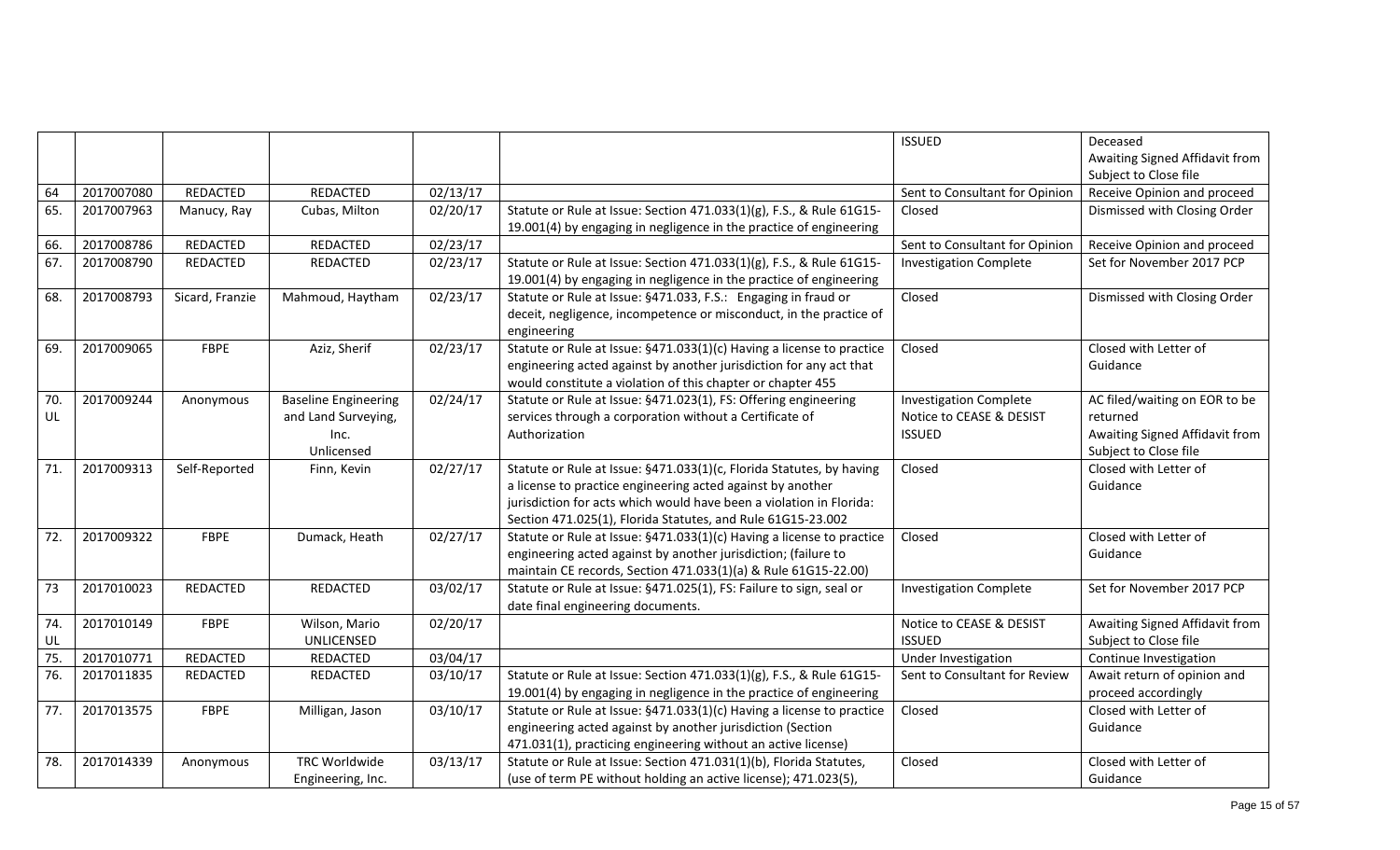| | | | | | | | |
|---|---|---|---|---|---|---|---|
| | | | | | | ISSUED | Deceased<br>Awaiting Signed Affidavit from Subject to Close file |
| 64 | 2017007080 | REDACTED | REDACTED | 02/13/17 | | Sent to Consultant for Opinion | Receive Opinion and proceed |
| 65. | 2017007963 | Manucy, Ray | Cubas, Milton | 02/20/17 | Statute or Rule at Issue: Section 471.033(1)(g), F.S., & Rule 61G15-19.001(4) by engaging in negligence in the practice of engineering | Closed | Dismissed with Closing Order |
| 66. | 2017008786 | REDACTED | REDACTED | 02/23/17 | | Sent to Consultant for Opinion | Receive Opinion and proceed |
| 67. | 2017008790 | REDACTED | REDACTED | 02/23/17 | Statute or Rule at Issue: Section 471.033(1)(g), F.S., & Rule 61G15-19.001(4) by engaging in negligence in the practice of engineering | Investigation Complete | Set for November 2017 PCP |
| 68. | 2017008793 | Sicard, Franzie | Mahmoud, Haytham | 02/23/17 | Statute or Rule at Issue: §471.033, F.S.: Engaging in fraud or deceit, negligence, incompetence or misconduct, in the practice of engineering | Closed | Dismissed with Closing Order |
| 69. | 2017009065 | FBPE | Aziz, Sherif | 02/23/17 | Statute or Rule at Issue: §471.033(1)(c) Having a license to practice engineering acted against by another jurisdiction for any act that would constitute a violation of this chapter or chapter 455 | Closed | Closed with Letter of Guidance |
| 70. UL | 2017009244 | Anonymous | Baseline Engineering and Land Surveying, Inc.<br>Unlicensed | 02/24/17 | Statute or Rule at Issue: §471.023(1), FS: Offering engineering services through a corporation without a Certificate of Authorization | Investigation Complete<br>Notice to CEASE & DESIST ISSUED | AC filed/waiting on EOR to be returned<br>Awaiting Signed Affidavit from Subject to Close file |
| 71. | 2017009313 | Self-Reported | Finn, Kevin | 02/27/17 | Statute or Rule at Issue: §471.033(1)(c, Florida Statutes, by having a license to practice engineering acted against by another jurisdiction for acts which would have been a violation in Florida: Section 471.025(1), Florida Statutes, and Rule 61G15-23.002 | Closed | Closed with Letter of Guidance |
| 72. | 2017009322 | FBPE | Dumack, Heath | 02/27/17 | Statute or Rule at Issue: §471.033(1)(c) Having a license to practice engineering acted against by another jurisdiction; (failure to maintain CE records, Section 471.033(1)(a) & Rule 61G15-22.00) | Closed | Closed with Letter of Guidance |
| 73 | 2017010023 | REDACTED | REDACTED | 03/02/17 | Statute or Rule at Issue: §471.025(1), FS: Failure to sign, seal or date final engineering documents. | Investigation Complete | Set for November 2017 PCP |
| 74. UL | 2017010149 | FBPE | Wilson, Mario<br>UNLICENSED | 02/20/17 | | Notice to CEASE & DESIST ISSUED | Awaiting Signed Affidavit from Subject to Close file |
| 75. | 2017010771 | REDACTED | REDACTED | 03/04/17 | | Under Investigation | Continue Investigation |
| 76. | 2017011835 | REDACTED | REDACTED | 03/10/17 | Statute or Rule at Issue: Section 471.033(1)(g), F.S., & Rule 61G15-19.001(4) by engaging in negligence in the practice of engineering | Sent to Consultant for Review | Await return of opinion and proceed accordingly |
| 77. | 2017013575 | FBPE | Milligan, Jason | 03/10/17 | Statute or Rule at Issue: §471.033(1)(c) Having a license to practice engineering acted against by another jurisdiction (Section 471.031(1), practicing engineering without an active license) | Closed | Closed with Letter of Guidance |
| 78. | 2017014339 | Anonymous | TRC Worldwide Engineering, Inc. | 03/13/17 | Statute or Rule at Issue: Section 471.031(1)(b), Florida Statutes, (use of term PE without holding an active license); 471.023(5), | Closed | Closed with Letter of Guidance |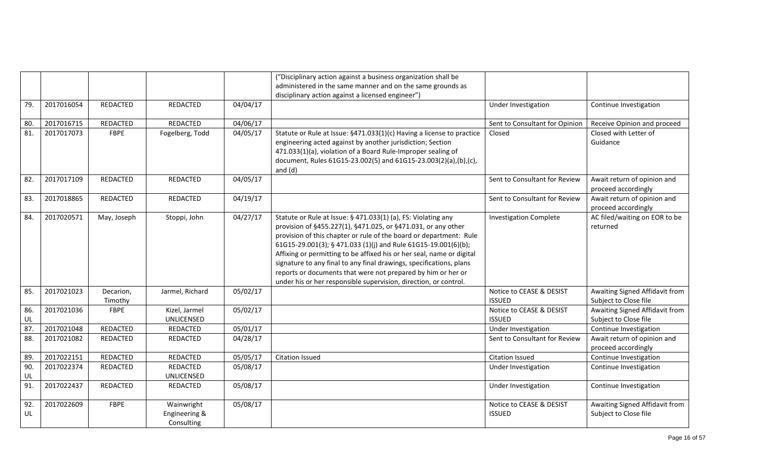| | | | | | | | |
|---|---|---|---|---|---|---|---|
| | | | | | ("Disciplinary action against a business organization shall be administered in the same manner and on the same grounds as disciplinary action against a licensed engineer") | | |
| 79. | 2017016054 | REDACTED | REDACTED | 04/04/17 | | Under Investigation | Continue Investigation |
| 80. | 2017016715 | REDACTED | REDACTED | 04/06/17 | | Sent to Consultant for Opinion | Receive Opinion and proceed |
| 81. | 2017017073 | FBPE | Fogelberg, Todd | 04/05/17 | Statute or Rule at Issue: §471.033(1)(c) Having a license to practice engineering acted against by another jurisdiction; Section 471.033(1)(a), violation of a Board Rule-Improper sealing of document, Rules 61G15-23.002(5) and 61G15-23.003(2)(a),(b),(c), and (d) | Closed | Closed with Letter of Guidance |
| 82. | 2017017109 | REDACTED | REDACTED | 04/05/17 | | Sent to Consultant for Review | Await return of opinion and proceed accordingly |
| 83. | 2017018865 | REDACTED | REDACTED | 04/19/17 | | Sent to Consultant for Review | Await return of opinion and proceed accordingly |
| 84. | 2017020571 | May, Joseph | Stoppi, John | 04/27/17 | Statute or Rule at Issue: § 471.033(1) (a), FS: Violating any provision of §455.227(1), §471.025, or §471.031, or any other provision of this chapter or rule of the board or department: Rule 61G15-29.001(3); § 471.033 (1)(j) and Rule 61G15-19.001(6)(b); Affixing or permitting to be affixed his or her seal, name or digital signature to any final to any final drawings, specifications, plans reports or documents that were not prepared by him or her or under his or her responsible supervision, direction, or control. | Investigation Complete | AC filed/waiting on EOR to be returned |
| 85. | 2017021023 | Decarion, Timothy | Jarmel, Richard | 05/02/17 | | Notice to CEASE & DESIST ISSUED | Awaiting Signed Affidavit from Subject to Close file |
| 86. UL | 2017021036 | FBPE | Kizel, Jarmel UNLICENSED | 05/02/17 | | Notice to CEASE & DESIST ISSUED | Awaiting Signed Affidavit from Subject to Close file |
| 87. | 2017021048 | REDACTED | REDACTED | 05/01/17 | | Under Investigation | Continue Investigation |
| 88. | 2017021082 | REDACTED | REDACTED | 04/28/17 | | Sent to Consultant for Review | Await return of opinion and proceed accordingly |
| 89. | 2017022151 | REDACTED | REDACTED | 05/05/17 | Citation Issued | Citation Issued | Continue Investigation |
| 90. UL | 2017022374 | REDACTED | REDACTED UNLICENSED | 05/08/17 | | Under Investigation | Continue Investigation |
| 91. | 2017022437 | REDACTED | REDACTED | 05/08/17 | | Under Investigation | Continue Investigation |
| 92. UL | 2017022609 | FBPE | Wainwright Engineering & Consulting | 05/08/17 | | Notice to CEASE & DESIST ISSUED | Awaiting Signed Affidavit from Subject to Close file |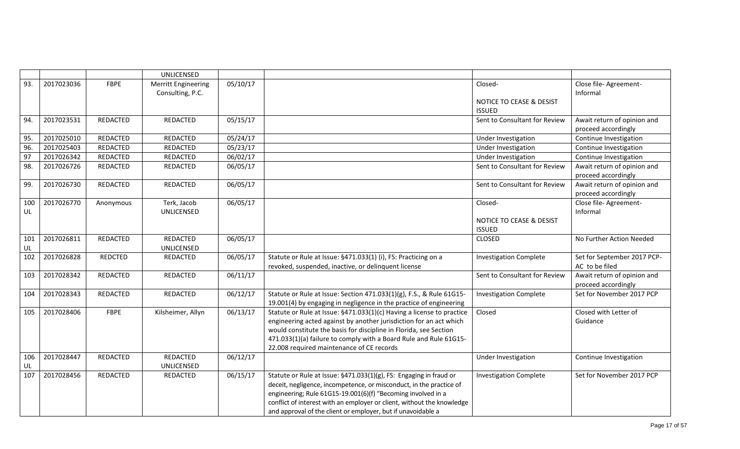| | | | UNLICENSED | | | | |
|---|---|---|---|---|---|---|---|
| 93. | 2017023036 | FBPE | Merritt Engineering Consulting, P.C. | 05/10/17 | | Closed- NOTICE TO CEASE & DESIST ISSUED | Close file- Agreement-Informal |
| 94. | 2017023531 | REDACTED | REDACTED | 05/15/17 | | Sent to Consultant for Review | Await return of opinion and proceed accordingly |
| 95. | 2017025010 | REDACTED | REDACTED | 05/24/17 | | Under Investigation | Continue Investigation |
| 96. | 2017025403 | REDACTED | REDACTED | 05/23/17 | | Under Investigation | Continue Investigation |
| 97 | 2017026342 | REDACTED | REDACTED | 06/02/17 | | Under Investigation | Continue Investigation |
| 98. | 2017026726 | REDACTED | REDACTED | 06/05/17 | | Sent to Consultant for Review | Await return of opinion and proceed accordingly |
| 99. | 2017026730 | REDACTED | REDACTED | 06/05/17 | | Sent to Consultant for Review | Await return of opinion and proceed accordingly |
| 100 UL | 2017026770 | Anonymous | Terk, Jacob UNLICENSED | 06/05/17 | | Closed- NOTICE TO CEASE & DESIST ISSUED | Close file- Agreement-Informal |
| 101 UL | 2017026811 | REDACTED | REDACTED UNLICENSED | 06/05/17 | | CLOSED | No Further Action Needed |
| 102 | 2017026828 | REDCTED | REDACTED | 06/05/17 | Statute or Rule at Issue: §471.033(1) (i), FS: Practicing on a revoked, suspended, inactive, or delinquent license | Investigation Complete | Set for September 2017 PCP-AC to be filed |
| 103 | 2017028342 | REDACTED | REDACTED | 06/11/17 | | Sent to Consultant for Review | Await return of opinion and proceed accordingly |
| 104 | 2017028343 | REDACTED | REDACTED | 06/12/17 | Statute or Rule at Issue: Section 471.033(1)(g), F.S., & Rule 61G15-19.001(4) by engaging in negligence in the practice of engineering | Investigation Complete | Set for November 2017 PCP |
| 105 | 2017028406 | FBPE | Kilsheimer, Allyn | 06/13/17 | Statute or Rule at Issue: §471.033(1)(c) Having a license to practice engineering acted against by another jurisdiction for an act which would constitute the basis for discipline in Florida, see Section 471.033(1)(a) failure to comply with a Board Rule and Rule 61G15-22.008 required maintenance of CE records | Closed | Closed with Letter of Guidance |
| 106 UL | 2017028447 | REDACTED | REDACTED UNLICENSED | 06/12/17 | | Under Investigation | Continue Investigation |
| 107 | 2017028456 | REDACTED | REDACTED | 06/15/17 | Statute or Rule at Issue: §471.033(1)(g), FS: Engaging in fraud or deceit, negligence, incompetence, or misconduct, in the practice of engineering; Rule 61G15-19.001(6)(f) "Becoming involved in a conflict of interest with an employer or client, without the knowledge and approval of the client or employer, but if unavoidable a | Investigation Complete | Set for November 2017 PCP |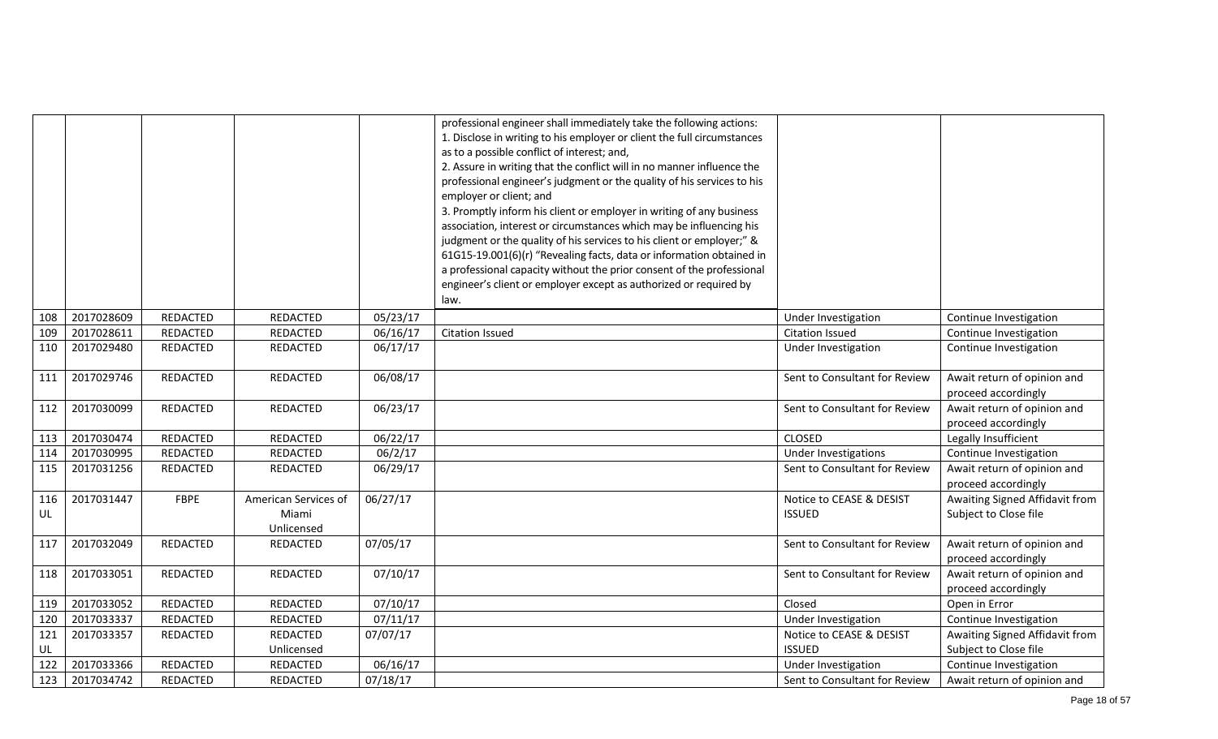| | | | | | | | |
|---|---|---|---|---|---|---|---|
| | | | | | professional engineer shall immediately take the following actions: 1. Disclose in writing to his employer or client the full circumstances as to a possible conflict of interest; and, 2. Assure in writing that the conflict will in no manner influence the professional engineer's judgment or the quality of his services to his employer or client; and 3. Promptly inform his client or employer in writing of any business association, interest or circumstances which may be influencing his judgment or the quality of his services to his client or employer;" & 61G15-19.001(6)(r) "Revealing facts, data or information obtained in a professional capacity without the prior consent of the professional engineer's client or employer except as authorized or required by law. | | |
| 108 | 2017028609 | REDACTED | REDACTED | 05/23/17 | | Under Investigation | Continue Investigation |
| 109 | 2017028611 | REDACTED | REDACTED | 06/16/17 | Citation Issued | Citation Issued | Continue Investigation |
| 110 | 2017029480 | REDACTED | REDACTED | 06/17/17 | | Under Investigation | Continue Investigation |
| 111 | 2017029746 | REDACTED | REDACTED | 06/08/17 | | Sent to Consultant for Review | Await return of opinion and proceed accordingly |
| 112 | 2017030099 | REDACTED | REDACTED | 06/23/17 | | Sent to Consultant for Review | Await return of opinion and proceed accordingly |
| 113 | 2017030474 | REDACTED | REDACTED | 06/22/17 | | CLOSED | Legally Insufficient |
| 114 | 2017030995 | REDACTED | REDACTED | 06/2/17 | | Under Investigations | Continue Investigation |
| 115 | 2017031256 | REDACTED | REDACTED | 06/29/17 | | Sent to Consultant for Review | Await return of opinion and proceed accordingly |
| 116 UL | 2017031447 | FBPE | American Services of Miami Unlicensed | 06/27/17 | | Notice to CEASE & DESIST ISSUED | Awaiting Signed Affidavit from Subject to Close file |
| 117 | 2017032049 | REDACTED | REDACTED | 07/05/17 | | Sent to Consultant for Review | Await return of opinion and proceed accordingly |
| 118 | 2017033051 | REDACTED | REDACTED | 07/10/17 | | Sent to Consultant for Review | Await return of opinion and proceed accordingly |
| 119 | 2017033052 | REDACTED | REDACTED | 07/10/17 | | Closed | Open in Error |
| 120 | 2017033337 | REDACTED | REDACTED | 07/11/17 | | Under Investigation | Continue Investigation |
| 121 UL | 2017033357 | REDACTED | REDACTED Unlicensed | 07/07/17 | | Notice to CEASE & DESIST ISSUED | Awaiting Signed Affidavit from Subject to Close file |
| 122 | 2017033366 | REDACTED | REDACTED | 06/16/17 | | Under Investigation | Continue Investigation |
| 123 | 2017034742 | REDACTED | REDACTED | 07/18/17 | | Sent to Consultant for Review | Await return of opinion and |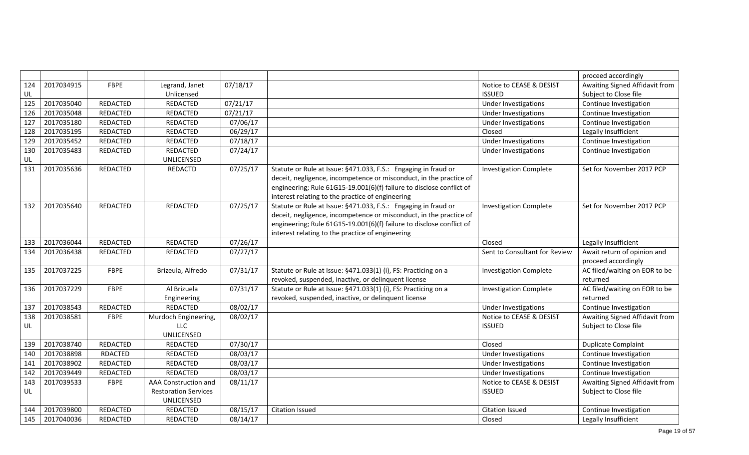| | | | | | | | |
|---|---|---|---|---|---|---|---|
| | | | | | | | proceed accordingly |
| 124 UL | 2017034915 | FBPE | Legrand, Janet Unlicensed | 07/18/17 | | Notice to CEASE & DESIST ISSUED | Awaiting Signed Affidavit from Subject to Close file |
| 125 | 2017035040 | REDACTED | REDACTED | 07/21/17 | | Under Investigations | Continue Investigation |
| 126 | 2017035048 | REDACTED | REDACTED | 07/21/17 | | Under Investigations | Continue Investigation |
| 127 | 2017035180 | REDACTED | REDACTED | 07/06/17 | | Under Investigations | Continue Investigation |
| 128 | 2017035195 | REDACTED | REDACTED | 06/29/17 | | Closed | Legally Insufficient |
| 129 | 2017035452 | REDACTED | REDACTED | 07/18/17 | | Under Investigations | Continue Investigation |
| 130 UL | 2017035483 | REDACTED | REDACTED UNLICENSED | 07/24/17 | | Under Investigations | Continue Investigation |
| 131 | 2017035636 | REDACTED | REDACTD | 07/25/17 | Statute or Rule at Issue: §471.033, F.S.: Engaging in fraud or deceit, negligence, incompetence or misconduct, in the practice of engineering; Rule 61G15-19.001(6)(f) failure to disclose conflict of interest relating to the practice of engineering | Investigation Complete | Set for November 2017 PCP |
| 132 | 2017035640 | REDACTED | REDACTED | 07/25/17 | Statute or Rule at Issue: §471.033, F.S.: Engaging in fraud or deceit, negligence, incompetence or misconduct, in the practice of engineering; Rule 61G15-19.001(6)(f) failure to disclose conflict of interest relating to the practice of engineering | Investigation Complete | Set for November 2017 PCP |
| 133 | 2017036044 | REDACTED | REDACTED | 07/26/17 | | Closed | Legally Insufficient |
| 134 | 2017036438 | REDACTED | REDACTED | 07/27/17 | | Sent to Consultant for Review | Await return of opinion and proceed accordingly |
| 135 | 2017037225 | FBPE | Brizeula, Alfredo | 07/31/17 | Statute or Rule at Issue: §471.033(1) (i), FS: Practicing on a revoked, suspended, inactive, or delinquent license | Investigation Complete | AC filed/waiting on EOR to be returned |
| 136 | 2017037229 | FBPE | Al Brizuela Engineering | 07/31/17 | Statute or Rule at Issue: §471.033(1) (i), FS: Practicing on a revoked, suspended, inactive, or delinquent license | Investigation Complete | AC filed/waiting on EOR to be returned |
| 137 | 2017038543 | REDACTED | REDACTED | 08/02/17 | | Under Investigations | Continue Investigation |
| 138 UL | 2017038581 | FBPE | Murdoch Engineering, LLC UNLICENSED | 08/02/17 | | Notice to CEASE & DESIST ISSUED | Awaiting Signed Affidavit from Subject to Close file |
| 139 | 2017038740 | REDACTED | REDACTED | 07/30/17 | | Closed | Duplicate Complaint |
| 140 | 2017038898 | RDACTED | REDACTED | 08/03/17 | | Under Investigations | Continue Investigation |
| 141 | 2017038902 | REDACTED | REDACTED | 08/03/17 | | Under Investigations | Continue Investigation |
| 142 | 2017039449 | REDACTED | REDACTED | 08/03/17 | | Under Investigations | Continue Investigation |
| 143 UL | 2017039533 | FBPE | AAA Construction and Restoration Services UNLICENSED | 08/11/17 | | Notice to CEASE & DESIST ISSUED | Awaiting Signed Affidavit from Subject to Close file |
| 144 | 2017039800 | REDACTED | REDACTED | 08/15/17 | Citation Issued | Citation Issued | Continue Investigation |
| 145 | 2017040036 | REDACTED | REDACTED | 08/14/17 | | Closed | Legally Insufficient |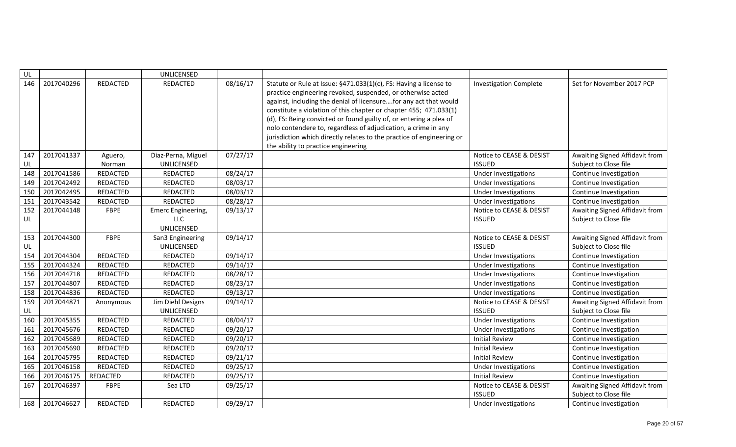| UL | | | UNLICENSED | | | | |
|---|---|---|---|---|---|---|---|
| 146 | 2017040296 | REDACTED | REDACTED | 08/16/17 | Statute or Rule at Issue: §471.033(1)(c), FS: Having a license to practice engineering revoked, suspended, or otherwise acted against, including the denial of licensure….for any act that would constitute a violation of this chapter or chapter 455; 471.033(1)(d), FS: Being convicted or found guilty of, or entering a plea of nolo contendere to, regardless of adjudication, a crime in any jurisdiction which directly relates to the practice of engineering or the ability to practice engineering | Investigation Complete | Set for November 2017 PCP |
| 147 UL | 2017041337 | Aguero, Norman | Diaz-Perna, Miguel UNLICENSED | 07/27/17 | | Notice to CEASE & DESIST ISSUED | Awaiting Signed Affidavit from Subject to Close file |
| 148 | 2017041586 | REDACTED | REDACTED | 08/24/17 | | Under Investigations | Continue Investigation |
| 149 | 2017042492 | REDACTED | REDACTED | 08/03/17 | | Under Investigations | Continue Investigation |
| 150 | 2017042495 | REDACTED | REDACTED | 08/03/17 | | Under Investigations | Continue Investigation |
| 151 | 2017043542 | REDACTED | REDACTED | 08/28/17 | | Under Investigations | Continue Investigation |
| 152 UL | 2017044148 | FBPE | Emerc Engineering, LLC UNLICENSED | 09/13/17 | | Notice to CEASE & DESIST ISSUED | Awaiting Signed Affidavit from Subject to Close file |
| 153 UL | 2017044300 | FBPE | San3 Engineering UNLICENSED | 09/14/17 | | Notice to CEASE & DESIST ISSUED | Awaiting Signed Affidavit from Subject to Close file |
| 154 | 2017044304 | REDACTED | REDACTED | 09/14/17 | | Under Investigations | Continue Investigation |
| 155 | 2017044324 | REDACTED | REDACTED | 09/14/17 | | Under Investigations | Continue Investigation |
| 156 | 2017044718 | REDACTED | REDACTED | 08/28/17 | | Under Investigations | Continue Investigation |
| 157 | 2017044807 | REDACTED | REDACTED | 08/23/17 | | Under Investigations | Continue Investigation |
| 158 | 2017044836 | REDACTED | REDACTED | 09/13/17 | | Under Investigations | Continue Investigation |
| 159 UL | 2017044871 | Anonymous | Jim Diehl Designs UNLICENSED | 09/14/17 | | Notice to CEASE & DESIST ISSUED | Awaiting Signed Affidavit from Subject to Close file |
| 160 | 2017045355 | REDACTED | REDACTED | 08/04/17 | | Under Investigations | Continue Investigation |
| 161 | 2017045676 | REDACTED | REDACTED | 09/20/17 | | Under Investigations | Continue Investigation |
| 162 | 2017045689 | REDACTED | REDACTED | 09/20/17 | | Initial Review | Continue Investigation |
| 163 | 2017045690 | REDACTED | REDACTED | 09/20/17 | | Initial Review | Continue Investigation |
| 164 | 2017045795 | REDACTED | REDACTED | 09/21/17 | | Initial Review | Continue Investigation |
| 165 | 2017046158 | REDACTED | REDACTED | 09/25/17 | | Under Investigations | Continue Investigation |
| 166 | 2017046175 | REDACTED | REDACTED | 09/25/17 | | Initial Review | Continue Investigation |
| 167 | 2017046397 | FBPE | Sea LTD | 09/25/17 | | Notice to CEASE & DESIST ISSUED | Awaiting Signed Affidavit from Subject to Close file |
| 168 | 2017046627 | REDACTED | REDACTED | 09/29/17 | | Under Investigations | Continue Investigation |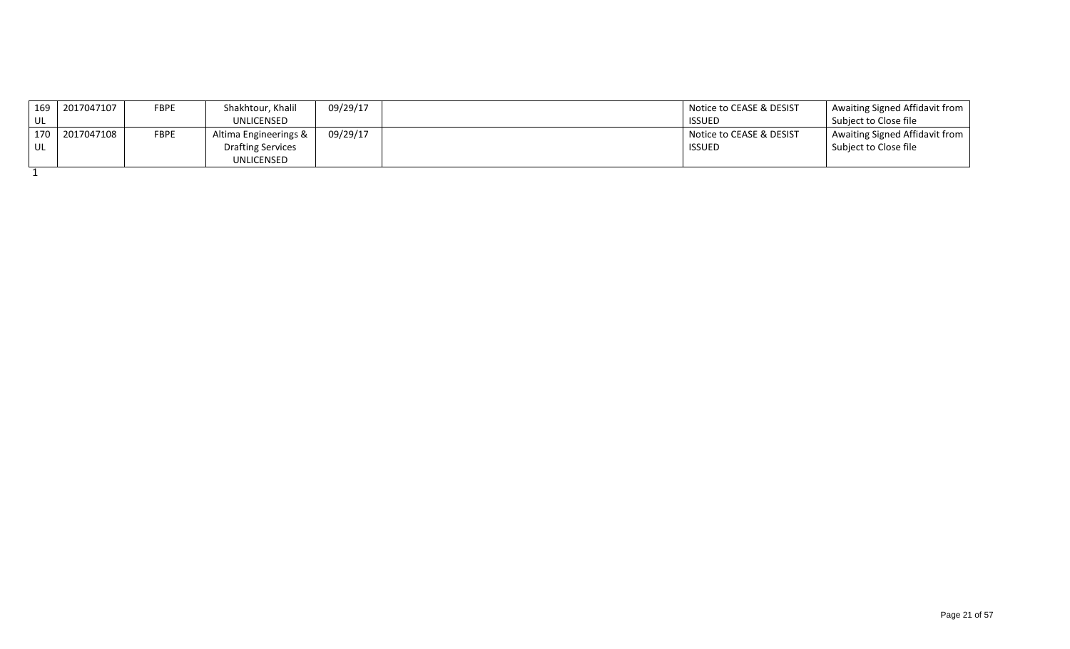| | | | | | | | |
|---|---|---|---|---|---|---|---|
| 169 UL | 2017047107 | FBPE | Shakhtour, Khalil UNLICENSED | 09/29/17 | | Notice to CEASE & DESIST ISSUED | Awaiting Signed Affidavit from Subject to Close file |
| 170 UL | 2017047108 | FBPE | Altima Engineerings & Drafting Services UNLICENSED | 09/29/17 | | Notice to CEASE & DESIST ISSUED | Awaiting Signed Affidavit from Subject to Close file |

1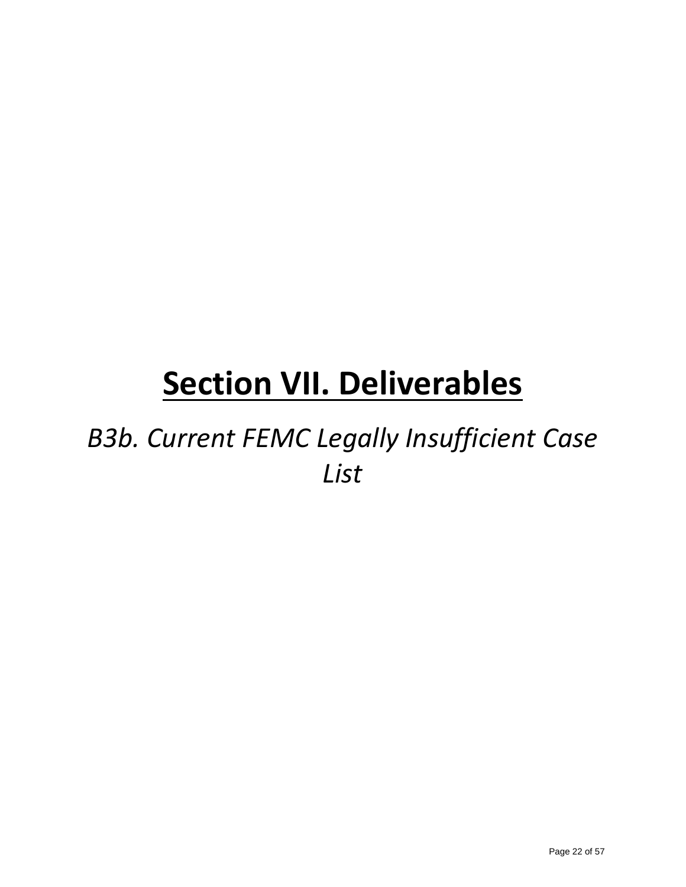# Section VII. Deliverables

*B3b. Current FEMC Legally Insufficient Case List*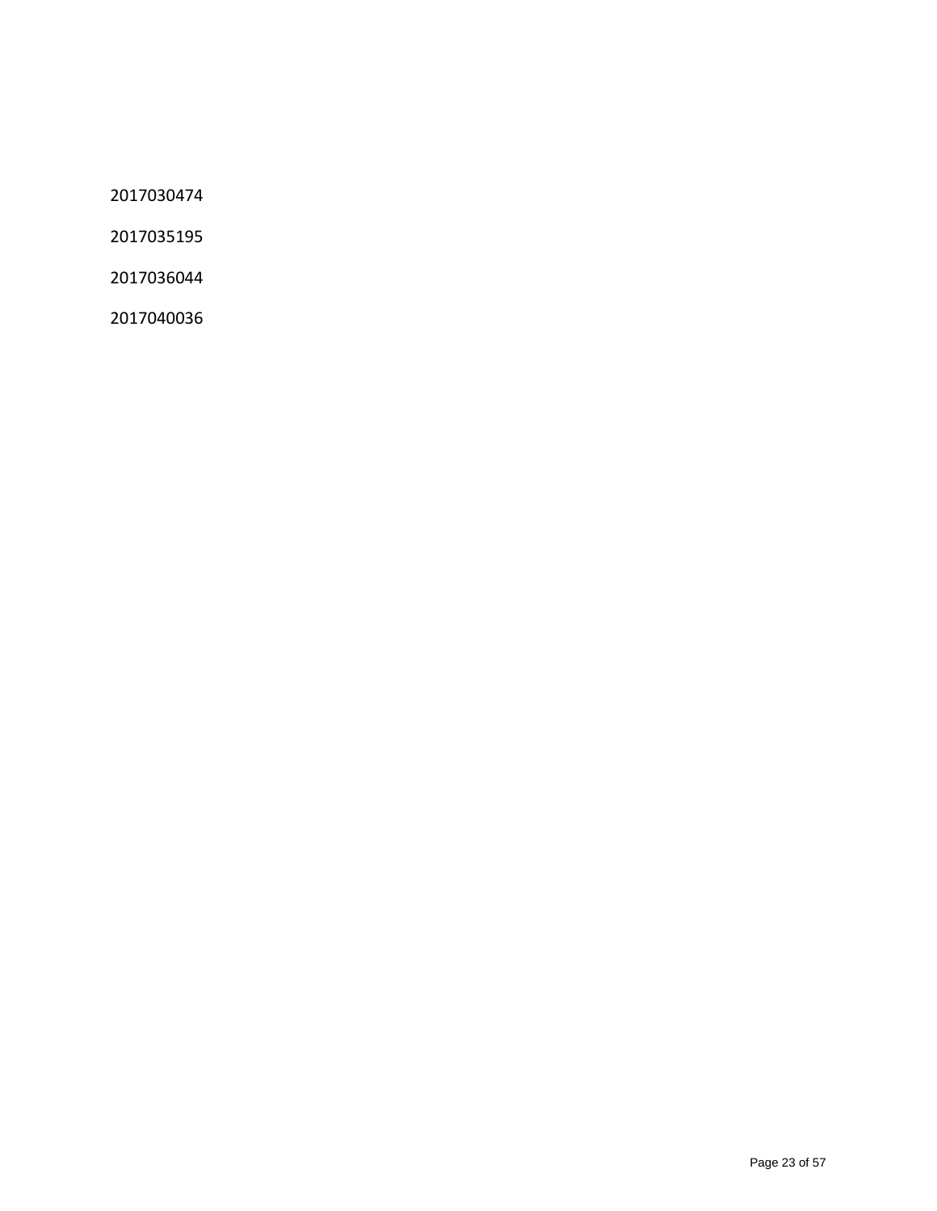2017030474

2017035195

2017036044

2017040036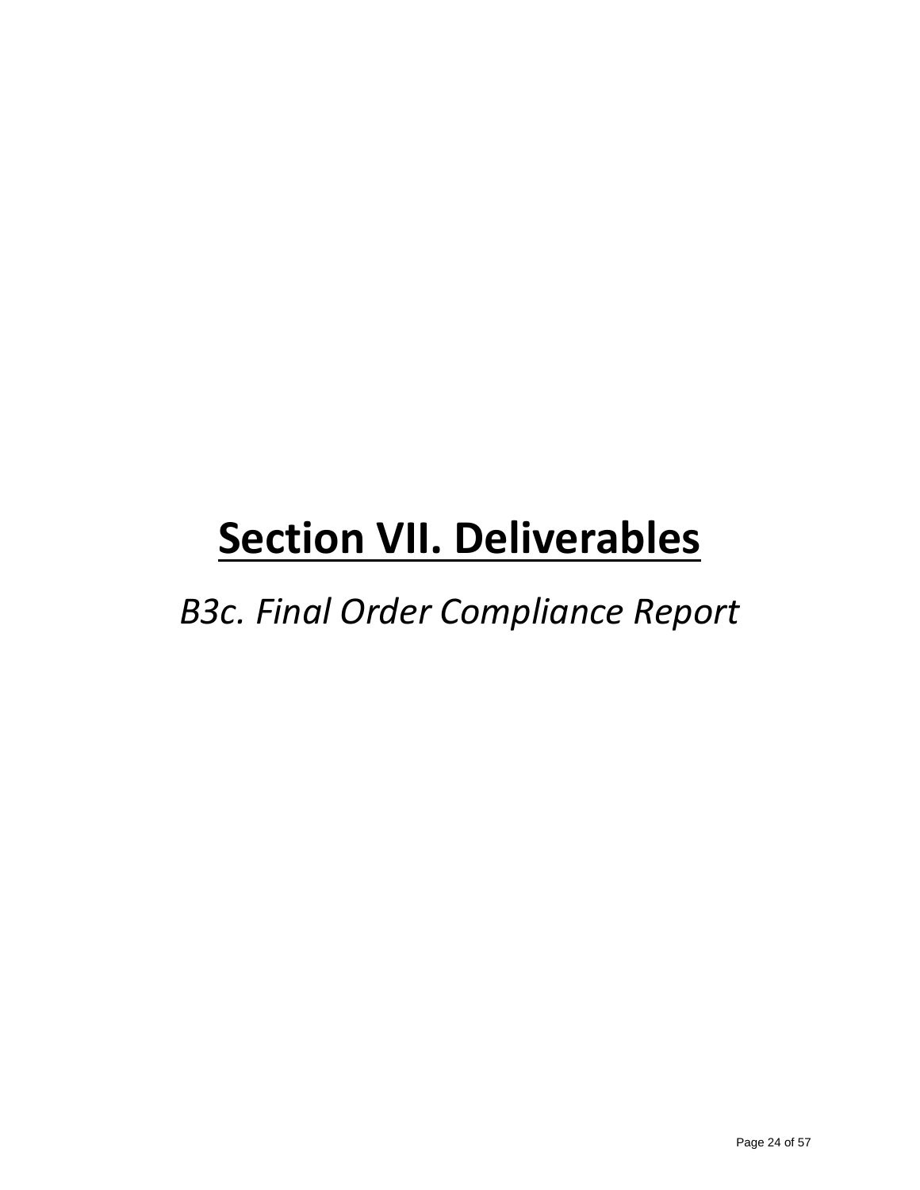# Section VII. Deliverables

*B3c. Final Order Compliance Report*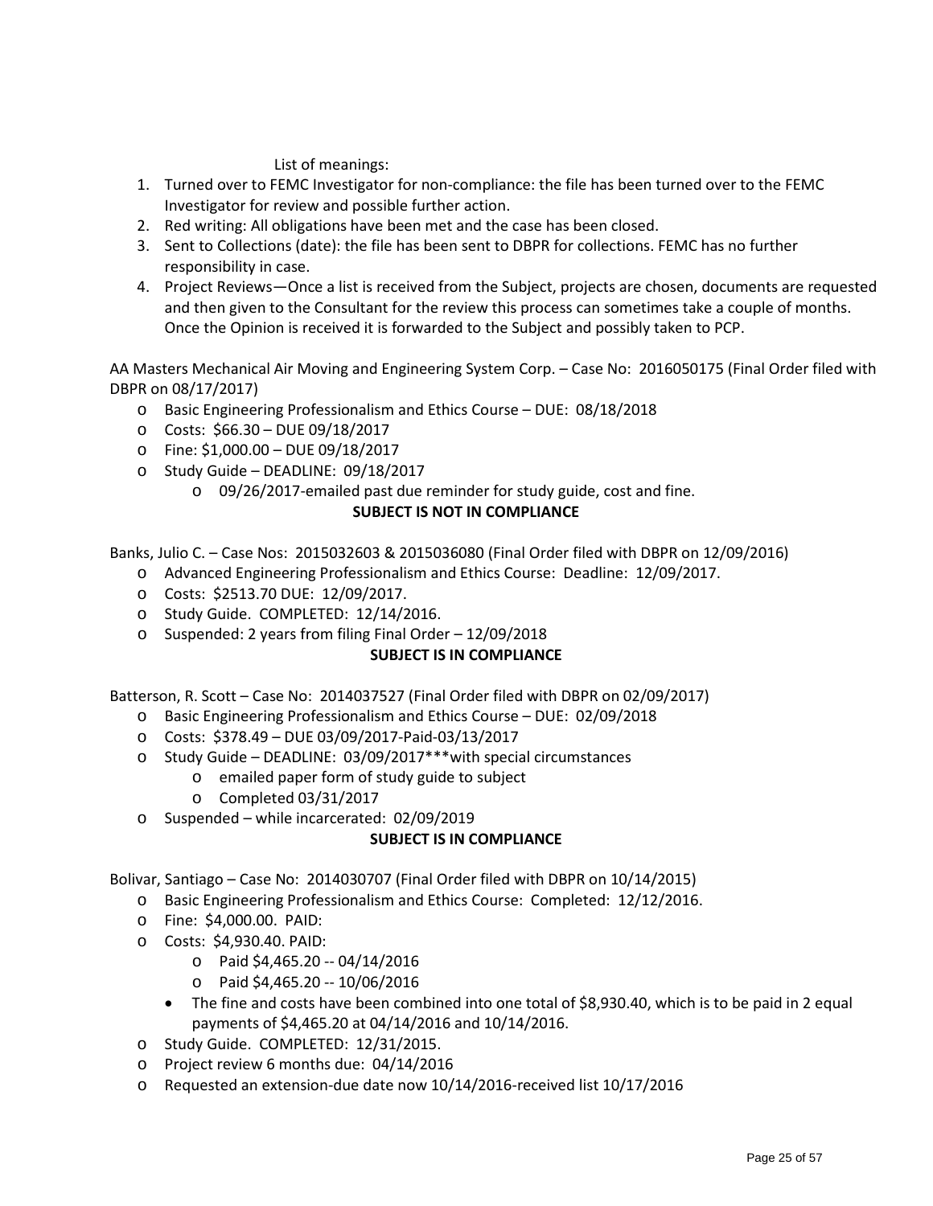List of meanings:

1. Turned over to FEMC Investigator for non-compliance: the file has been turned over to the FEMC Investigator for review and possible further action.
2. Red writing: All obligations have been met and the case has been closed.
3. Sent to Collections (date): the file has been sent to DBPR for collections. FEMC has no further responsibility in case.
4. Project Reviews—Once a list is received from the Subject, projects are chosen, documents are requested and then given to the Consultant for the review this process can sometimes take a couple of months. Once the Opinion is received it is forwarded to the Subject and possibly taken to PCP.

AA Masters Mechanical Air Moving and Engineering System Corp. – Case No: 2016050175 (Final Order filed with DBPR on 08/17/2017)

- Basic Engineering Professionalism and Ethics Course – DUE: 08/18/2018
- Costs: $66.30 – DUE 09/18/2017
- Fine: $1,000.00 – DUE 09/18/2017
- Study Guide – DEADLINE: 09/18/2017
  - 09/26/2017-emailed past due reminder for study guide, cost and fine.

**SUBJECT IS NOT IN COMPLIANCE**

Banks, Julio C. – Case Nos: 2015032603 & 2015036080 (Final Order filed with DBPR on 12/09/2016)

- Advanced Engineering Professionalism and Ethics Course: Deadline: 12/09/2017.
- Costs: $2513.70 DUE: 12/09/2017.
- Study Guide. COMPLETED: 12/14/2016.
- Suspended: 2 years from filing Final Order – 12/09/2018

**SUBJECT IS IN COMPLIANCE**

Batterson, R. Scott – Case No: 2014037527 (Final Order filed with DBPR on 02/09/2017)

- Basic Engineering Professionalism and Ethics Course – DUE: 02/09/2018
- Costs: $378.49 – DUE 03/09/2017-Paid-03/13/2017
- Study Guide – DEADLINE: 03/09/2017***with special circumstances
  - emailed paper form of study guide to subject
  - Completed 03/31/2017
- Suspended – while incarcerated: 02/09/2019

**SUBJECT IS IN COMPLIANCE**

Bolivar, Santiago – Case No: 2014030707 (Final Order filed with DBPR on 10/14/2015)

- Basic Engineering Professionalism and Ethics Course: Completed: 12/12/2016.
- Fine: $4,000.00. PAID:
- Costs: $4,930.40. PAID:
  - Paid $4,465.20 -- 04/14/2016
  - Paid $4,465.20 -- 10/06/2016
  - The fine and costs have been combined into one total of $8,930.40, which is to be paid in 2 equal payments of $4,465.20 at 04/14/2016 and 10/14/2016.
- Study Guide. COMPLETED: 12/31/2015.
- Project review 6 months due: 04/14/2016
- Requested an extension-due date now 10/14/2016-received list 10/17/2016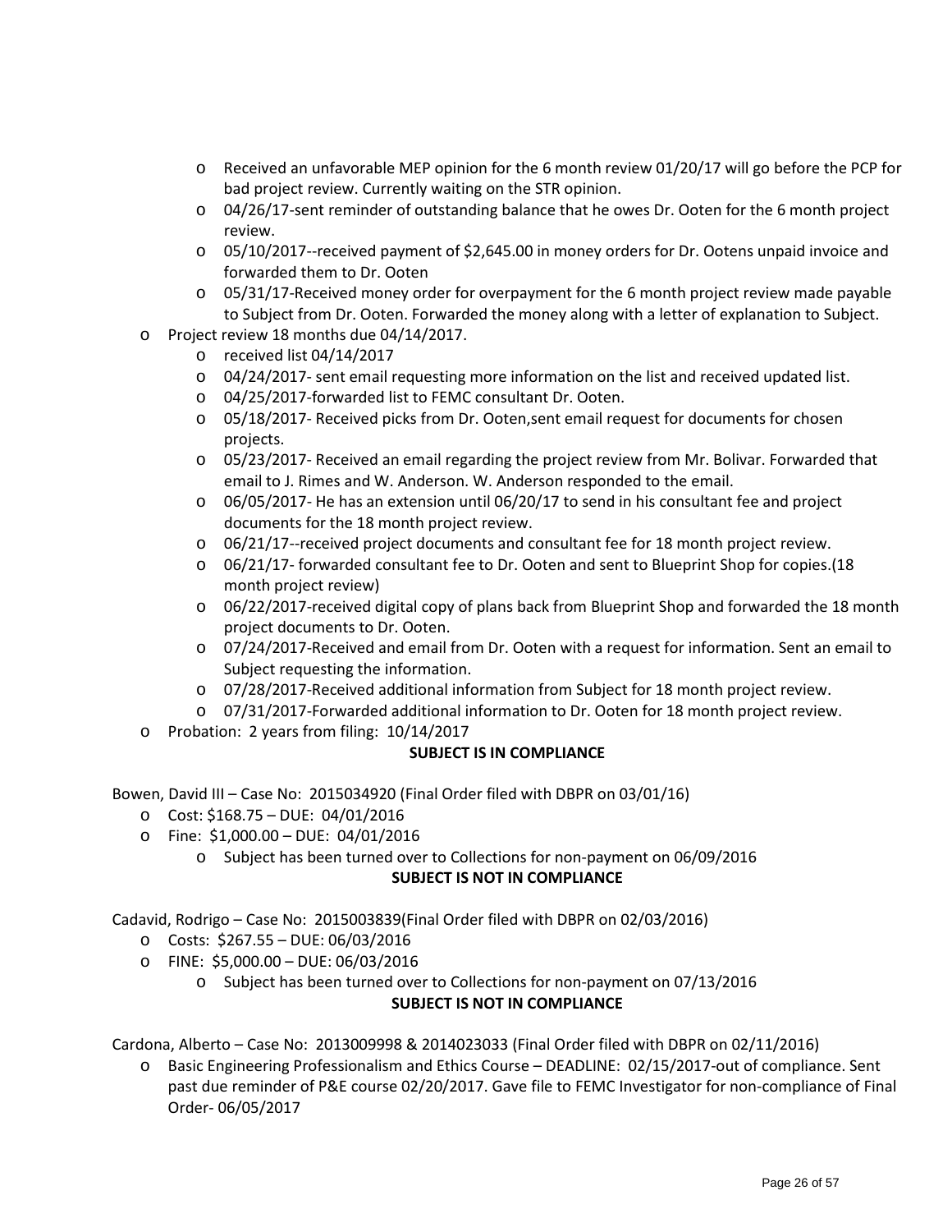- Received an unfavorable MEP opinion for the 6 month review 01/20/17 will go before the PCP for bad project review. Currently waiting on the STR opinion.
    - 04/26/17-sent reminder of outstanding balance that he owes Dr. Ooten for the 6 month project review.
    - 05/10/2017--received payment of $2,645.00 in money orders for Dr. Ootens unpaid invoice and forwarded them to Dr. Ooten
    - 05/31/17-Received money order for overpayment for the 6 month project review made payable to Subject from Dr. Ooten. Forwarded the money along with a letter of explanation to Subject.
- Project review 18 months due 04/14/2017.
    - received list 04/14/2017
    - 04/24/2017- sent email requesting more information on the list and received updated list.
    - 04/25/2017-forwarded list to FEMC consultant Dr. Ooten.
    - 05/18/2017- Received picks from Dr. Ooten,sent email request for documents for chosen projects.
    - 05/23/2017- Received an email regarding the project review from Mr. Bolivar. Forwarded that email to J. Rimes and W. Anderson. W. Anderson responded to the email.
    - 06/05/2017- He has an extension until 06/20/17 to send in his consultant fee and project documents for the 18 month project review.
    - 06/21/17--received project documents and consultant fee for 18 month project review.
    - 06/21/17- forwarded consultant fee to Dr. Ooten and sent to Blueprint Shop for copies.(18 month project review)
    - 06/22/2017-received digital copy of plans back from Blueprint Shop and forwarded the 18 month project documents to Dr. Ooten.
    - 07/24/2017-Received and email from Dr. Ooten with a request for information. Sent an email to Subject requesting the information.
    - 07/28/2017-Received additional information from Subject for 18 month project review.
    - 07/31/2017-Forwarded additional information to Dr. Ooten for 18 month project review.
- Probation: 2 years from filing: 10/14/2017

**SUBJECT IS IN COMPLIANCE**

Bowen, David III – Case No: 2015034920 (Final Order filed with DBPR on 03/01/16)

- Cost: $168.75 – DUE: 04/01/2016
- Fine: $1,000.00 – DUE: 04/01/2016
    - Subject has been turned over to Collections for non-payment on 06/09/2016

**SUBJECT IS NOT IN COMPLIANCE**

Cadavid, Rodrigo – Case No: 2015003839(Final Order filed with DBPR on 02/03/2016)

- Costs: $267.55 – DUE: 06/03/2016
- FINE: $5,000.00 – DUE: 06/03/2016
    - Subject has been turned over to Collections for non-payment on 07/13/2016

**SUBJECT IS NOT IN COMPLIANCE**

Cardona, Alberto – Case No: 2013009998 & 2014023033 (Final Order filed with DBPR on 02/11/2016)

- Basic Engineering Professionalism and Ethics Course – DEADLINE: 02/15/2017-out of compliance. Sent past due reminder of P&E course 02/20/2017. Gave file to FEMC Investigator for non-compliance of Final Order- 06/05/2017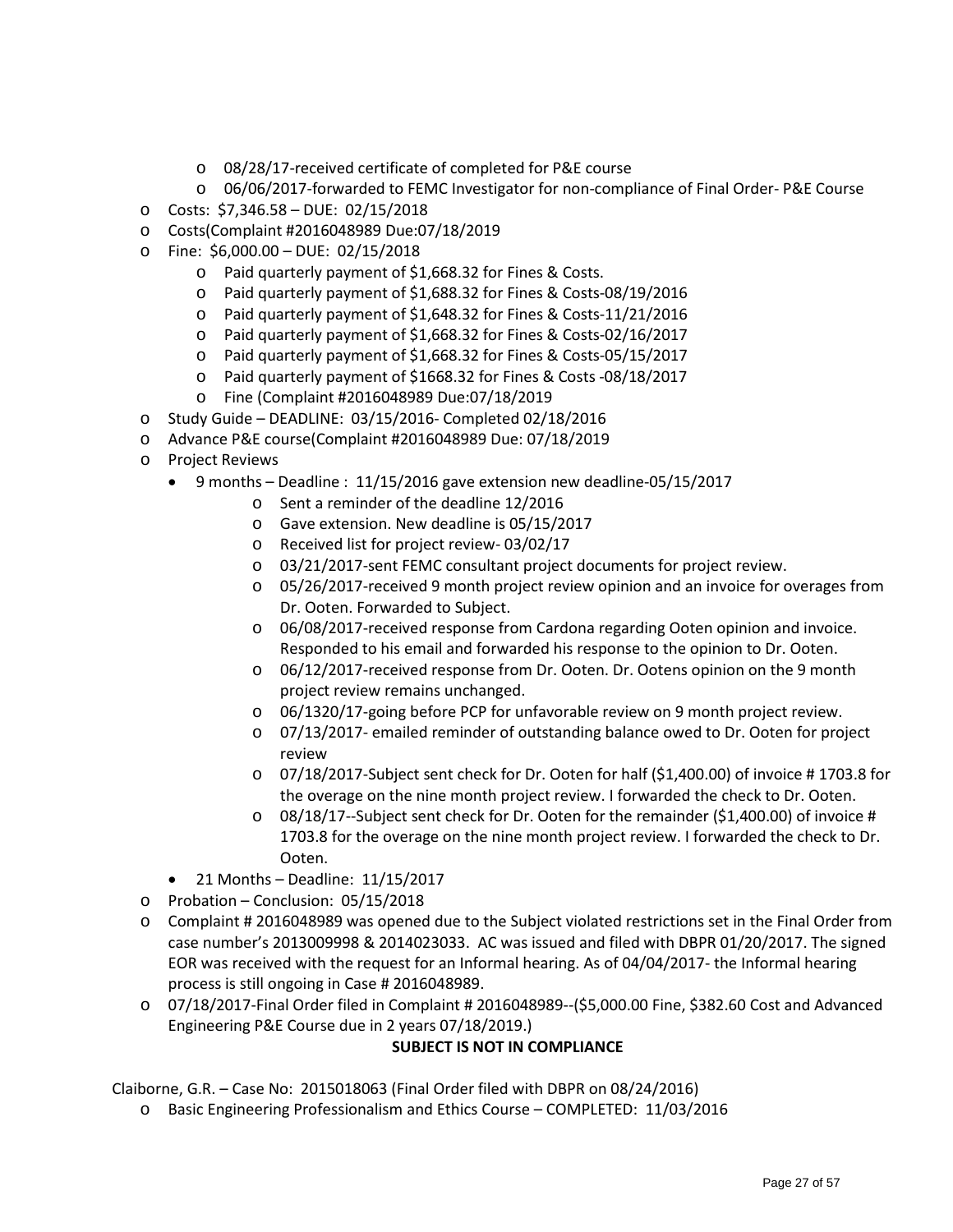- 08/28/17-received certificate of completed for P&E course
  - 06/06/2017-forwarded to FEMC Investigator for non-compliance of Final Order- P&E Course
- Costs: $7,346.58 – DUE: 02/15/2018
- Costs(Complaint #2016048989 Due:07/18/2019
- Fine: $6,000.00 – DUE: 02/15/2018
  - Paid quarterly payment of $1,668.32 for Fines & Costs.
  - Paid quarterly payment of $1,688.32 for Fines & Costs-08/19/2016
  - Paid quarterly payment of $1,648.32 for Fines & Costs-11/21/2016
  - Paid quarterly payment of $1,668.32 for Fines & Costs-02/16/2017
  - Paid quarterly payment of $1,668.32 for Fines & Costs-05/15/2017
  - Paid quarterly payment of $1668.32 for Fines & Costs -08/18/2017
  - Fine (Complaint #2016048989 Due:07/18/2019
- Study Guide – DEADLINE: 03/15/2016- Completed 02/18/2016
- Advance P&E course(Complaint #2016048989 Due: 07/18/2019
- Project Reviews
  - 9 months – Deadline : 11/15/2016 gave extension new deadline-05/15/2017
    - Sent a reminder of the deadline 12/2016
    - Gave extension. New deadline is 05/15/2017
    - Received list for project review- 03/02/17
    - 03/21/2017-sent FEMC consultant project documents for project review.
    - 05/26/2017-received 9 month project review opinion and an invoice for overages from Dr. Ooten. Forwarded to Subject.
    - 06/08/2017-received response from Cardona regarding Ooten opinion and invoice. Responded to his email and forwarded his response to the opinion to Dr. Ooten.
    - 06/12/2017-received response from Dr. Ooten. Dr. Ootens opinion on the 9 month project review remains unchanged.
    - 06/1320/17-going before PCP for unfavorable review on 9 month project review.
    - 07/13/2017- emailed reminder of outstanding balance owed to Dr. Ooten for project review
    - 07/18/2017-Subject sent check for Dr. Ooten for half ($1,400.00) of invoice # 1703.8 for the overage on the nine month project review. I forwarded the check to Dr. Ooten.
    - 08/18/17--Subject sent check for Dr. Ooten for the remainder ($1,400.00) of invoice # 1703.8 for the overage on the nine month project review. I forwarded the check to Dr. Ooten.
  - 21 Months – Deadline: 11/15/2017
- Probation – Conclusion: 05/15/2018
- Complaint # 2016048989 was opened due to the Subject violated restrictions set in the Final Order from case number's 2013009998 & 2014023033. AC was issued and filed with DBPR 01/20/2017. The signed EOR was received with the request for an Informal hearing. As of 04/04/2017- the Informal hearing process is still ongoing in Case # 2016048989.
- 07/18/2017-Final Order filed in Complaint # 2016048989--($5,000.00 Fine, $382.60 Cost and Advanced Engineering P&E Course due in 2 years 07/18/2019.)

**SUBJECT IS NOT IN COMPLIANCE**

Claiborne, G.R. – Case No: 2015018063 (Final Order filed with DBPR on 08/24/2016)

- Basic Engineering Professionalism and Ethics Course – COMPLETED: 11/03/2016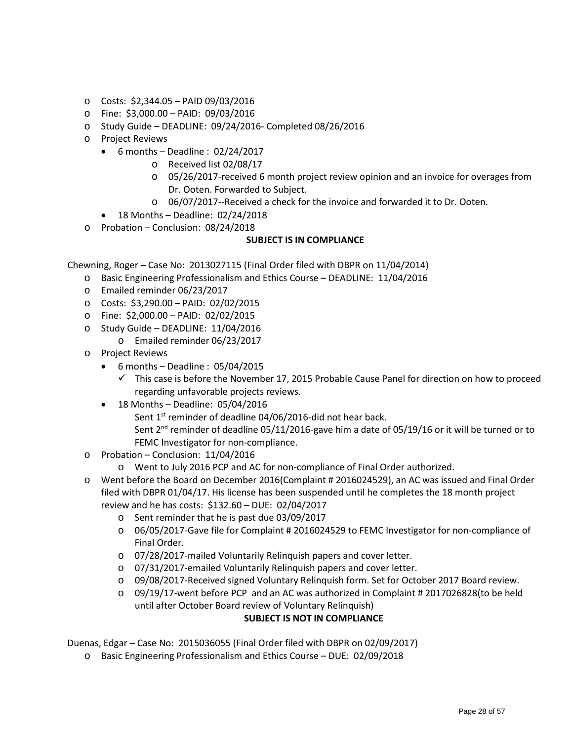- Costs: $2,344.05 – PAID 09/03/2016
- Fine: $3,000.00 – PAID: 09/03/2016
- Study Guide – DEADLINE: 09/24/2016- Completed 08/26/2016
- Project Reviews
  - 6 months – Deadline : 02/24/2017
    - Received list 02/08/17
    - 05/26/2017-received 6 month project review opinion and an invoice for overages from Dr. Ooten. Forwarded to Subject.
    - 06/07/2017--Received a check for the invoice and forwarded it to Dr. Ooten.
  - 18 Months – Deadline: 02/24/2018
- Probation – Conclusion: 08/24/2018

**SUBJECT IS IN COMPLIANCE**

Chewning, Roger – Case No: 2013027115 (Final Order filed with DBPR on 11/04/2014)

- Basic Engineering Professionalism and Ethics Course – DEADLINE: 11/04/2016
- Emailed reminder 06/23/2017
- Costs: $3,290.00 – PAID: 02/02/2015
- Fine: $2,000.00 – PAID: 02/02/2015
- Study Guide – DEADLINE: 11/04/2016
  - Emailed reminder 06/23/2017
- Project Reviews
  - 6 months – Deadline : 05/04/2015
    - ✓ This case is before the November 17, 2015 Probable Cause Panel for direction on how to proceed regarding unfavorable projects reviews.
  - 18 Months – Deadline: 05/04/2016

    Sent 1st reminder of deadline 04/06/2016-did not hear back.

    Sent 2nd reminder of deadline 05/11/2016-gave him a date of 05/19/16 or it will be turned or to FEMC Investigator for non-compliance.
- Probation – Conclusion: 11/04/2016
  - Went to July 2016 PCP and AC for non-compliance of Final Order authorized.
- Went before the Board on December 2016(Complaint # 2016024529), an AC was issued and Final Order filed with DBPR 01/04/17. His license has been suspended until he completes the 18 month project review and he has costs: $132.60 – DUE: 02/04/2017
  - Sent reminder that he is past due 03/09/2017
  - 06/05/2017-Gave file for Complaint # 2016024529 to FEMC Investigator for non-compliance of Final Order.
  - 07/28/2017-mailed Voluntarily Relinquish papers and cover letter.
  - 07/31/2017-emailed Voluntarily Relinquish papers and cover letter.
  - 09/08/2017-Received signed Voluntary Relinquish form. Set for October 2017 Board review.
  - 09/19/17-went before PCP and an AC was authorized in Complaint # 2017026828(to be held until after October Board review of Voluntary Relinquish)

**SUBJECT IS NOT IN COMPLIANCE**

Duenas, Edgar – Case No: 2015036055 (Final Order filed with DBPR on 02/09/2017)

- Basic Engineering Professionalism and Ethics Course – DUE: 02/09/2018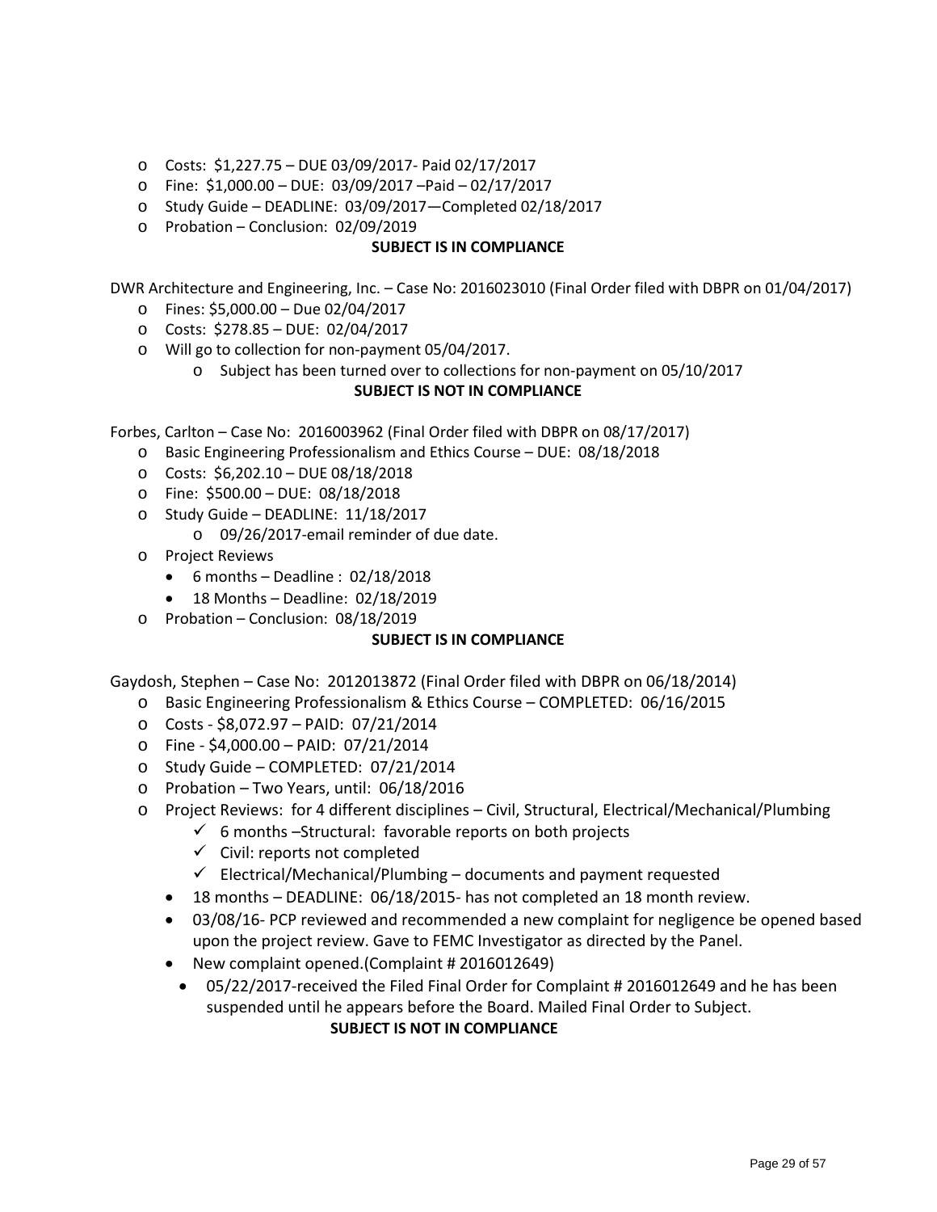- Costs: $1,227.75 – DUE 03/09/2017- Paid 02/17/2017
- Fine: $1,000.00 – DUE: 03/09/2017 –Paid – 02/17/2017
- Study Guide – DEADLINE: 03/09/2017—Completed 02/18/2017
- Probation – Conclusion: 02/09/2019

**SUBJECT IS IN COMPLIANCE**

DWR Architecture and Engineering, Inc. – Case No: 2016023010 (Final Order filed with DBPR on 01/04/2017)

- Fines: $5,000.00 – Due 02/04/2017
- Costs: $278.85 – DUE: 02/04/2017
- Will go to collection for non-payment 05/04/2017.
  - Subject has been turned over to collections for non-payment on 05/10/2017

**SUBJECT IS NOT IN COMPLIANCE**

Forbes, Carlton – Case No: 2016003962 (Final Order filed with DBPR on 08/17/2017)

- Basic Engineering Professionalism and Ethics Course – DUE: 08/18/2018
- Costs: $6,202.10 – DUE 08/18/2018
- Fine: $500.00 – DUE: 08/18/2018
- Study Guide – DEADLINE: 11/18/2017
  - 09/26/2017-email reminder of due date.
- Project Reviews
  - 6 months – Deadline : 02/18/2018
  - 18 Months – Deadline: 02/18/2019
- Probation – Conclusion: 08/18/2019

**SUBJECT IS IN COMPLIANCE**

Gaydosh, Stephen – Case No: 2012013872 (Final Order filed with DBPR on 06/18/2014)

- Basic Engineering Professionalism & Ethics Course – COMPLETED: 06/16/2015
- Costs - $8,072.97 – PAID: 07/21/2014
- Fine - $4,000.00 – PAID: 07/21/2014
- Study Guide – COMPLETED: 07/21/2014
- Probation – Two Years, until: 06/18/2016
- Project Reviews: for 4 different disciplines – Civil, Structural, Electrical/Mechanical/Plumbing
  - ✓ 6 months –Structural: favorable reports on both projects
  - ✓ Civil: reports not completed
  - ✓ Electrical/Mechanical/Plumbing – documents and payment requested
  - 18 months – DEADLINE: 06/18/2015- has not completed an 18 month review.
  - 03/08/16- PCP reviewed and recommended a new complaint for negligence be opened based upon the project review. Gave to FEMC Investigator as directed by the Panel.
  - New complaint opened.(Complaint # 2016012649)
    - 05/22/2017-received the Filed Final Order for Complaint # 2016012649 and he has been suspended until he appears before the Board. Mailed Final Order to Subject.

**SUBJECT IS NOT IN COMPLIANCE**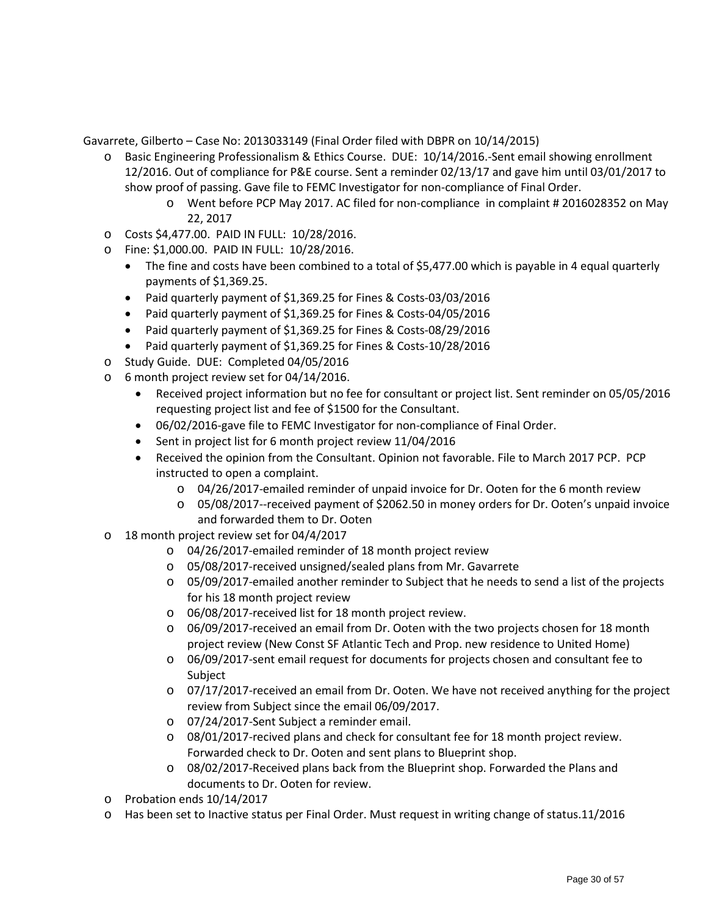Gavarrete, Gilberto – Case No: 2013033149 (Final Order filed with DBPR on 10/14/2015)

- Basic Engineering Professionalism & Ethics Course. DUE: 10/14/2016.-Sent email showing enrollment 12/2016. Out of compliance for P&E course. Sent a reminder 02/13/17 and gave him until 03/01/2017 to show proof of passing. Gave file to FEMC Investigator for non-compliance of Final Order.
  - Went before PCP May 2017. AC filed for non-compliance in complaint # 2016028352 on May 22, 2017
- Costs $4,477.00. PAID IN FULL: 10/28/2016.
- Fine: $1,000.00. PAID IN FULL: 10/28/2016.
  - The fine and costs have been combined to a total of $5,477.00 which is payable in 4 equal quarterly payments of $1,369.25.
  - Paid quarterly payment of $1,369.25 for Fines & Costs-03/03/2016
  - Paid quarterly payment of $1,369.25 for Fines & Costs-04/05/2016
  - Paid quarterly payment of $1,369.25 for Fines & Costs-08/29/2016
  - Paid quarterly payment of $1,369.25 for Fines & Costs-10/28/2016
- Study Guide. DUE: Completed 04/05/2016
- 6 month project review set for 04/14/2016.
  - Received project information but no fee for consultant or project list. Sent reminder on 05/05/2016 requesting project list and fee of $1500 for the Consultant.
  - 06/02/2016-gave file to FEMC Investigator for non-compliance of Final Order.
  - Sent in project list for 6 month project review 11/04/2016
  - Received the opinion from the Consultant. Opinion not favorable. File to March 2017 PCP. PCP instructed to open a complaint.
    - 04/26/2017-emailed reminder of unpaid invoice for Dr. Ooten for the 6 month review
    - 05/08/2017--received payment of $2062.50 in money orders for Dr. Ooten's unpaid invoice and forwarded them to Dr. Ooten
- 18 month project review set for 04/4/2017
  - 04/26/2017-emailed reminder of 18 month project review
  - 05/08/2017-received unsigned/sealed plans from Mr. Gavarrete
  - 05/09/2017-emailed another reminder to Subject that he needs to send a list of the projects for his 18 month project review
  - 06/08/2017-received list for 18 month project review.
  - 06/09/2017-received an email from Dr. Ooten with the two projects chosen for 18 month project review (New Const SF Atlantic Tech and Prop. new residence to United Home)
  - 06/09/2017-sent email request for documents for projects chosen and consultant fee to Subject
  - 07/17/2017-received an email from Dr. Ooten. We have not received anything for the project review from Subject since the email 06/09/2017.
  - 07/24/2017-Sent Subject a reminder email.
  - 08/01/2017-recived plans and check for consultant fee for 18 month project review. Forwarded check to Dr. Ooten and sent plans to Blueprint shop.
  - 08/02/2017-Received plans back from the Blueprint shop. Forwarded the Plans and documents to Dr. Ooten for review.
- Probation ends 10/14/2017
- Has been set to Inactive status per Final Order. Must request in writing change of status.11/2016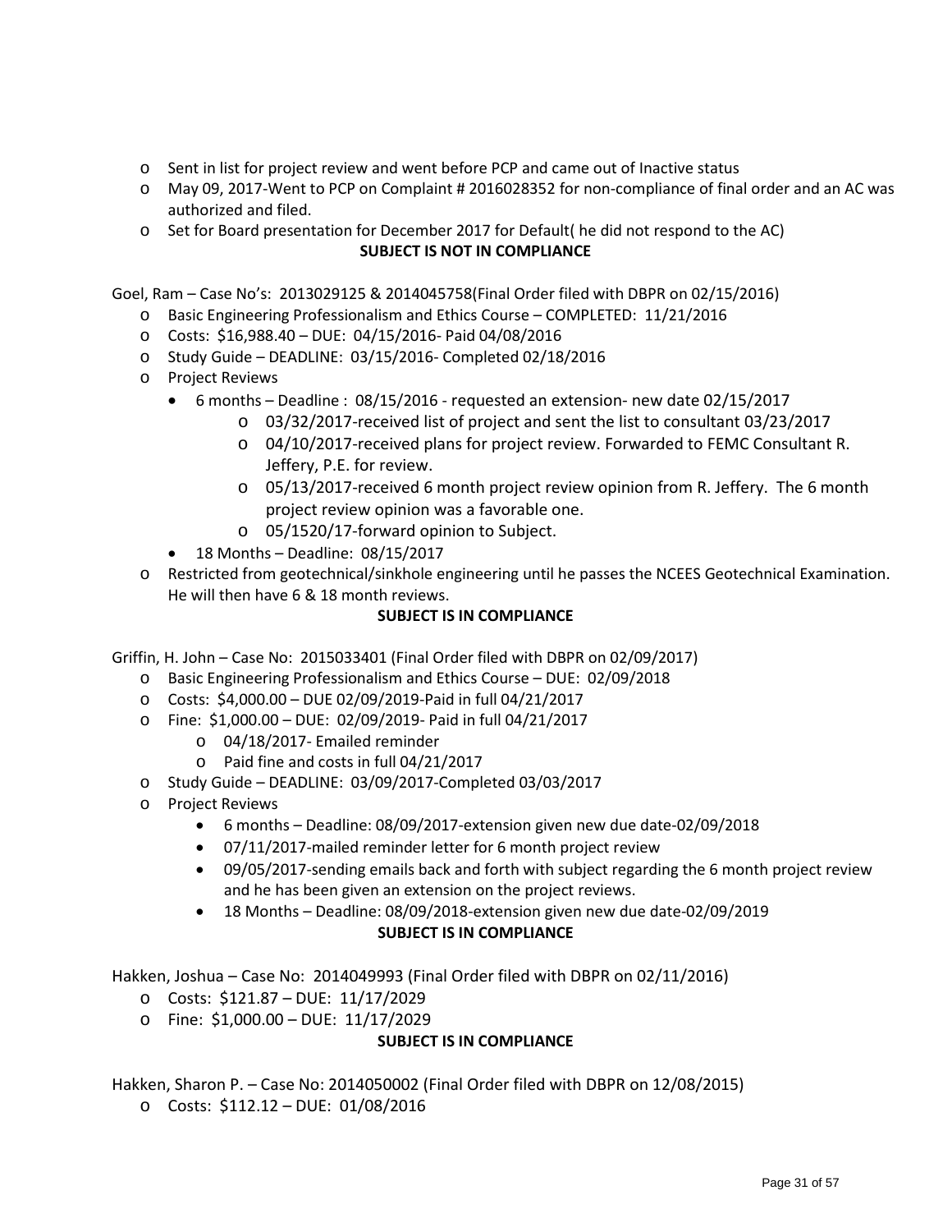- Sent in list for project review and went before PCP and came out of Inactive status
- May 09, 2017-Went to PCP on Complaint # 2016028352 for non-compliance of final order and an AC was authorized and filed.
- Set for Board presentation for December 2017 for Default( he did not respond to the AC)

**SUBJECT IS NOT IN COMPLIANCE**

Goel, Ram – Case No's: 2013029125 & 2014045758(Final Order filed with DBPR on 02/15/2016)

- Basic Engineering Professionalism and Ethics Course – COMPLETED: 11/21/2016
- Costs: $16,988.40 – DUE: 04/15/2016- Paid 04/08/2016
- Study Guide – DEADLINE: 03/15/2016- Completed 02/18/2016
- Project Reviews
  - 6 months – Deadline : 08/15/2016 - requested an extension- new date 02/15/2017
    - 03/32/2017-received list of project and sent the list to consultant 03/23/2017
    - 04/10/2017-received plans for project review. Forwarded to FEMC Consultant R. Jeffery, P.E. for review.
    - 05/13/2017-received 6 month project review opinion from R. Jeffery. The 6 month project review opinion was a favorable one.
    - 05/1520/17-forward opinion to Subject.
  - 18 Months – Deadline: 08/15/2017
- Restricted from geotechnical/sinkhole engineering until he passes the NCEES Geotechnical Examination. He will then have 6 & 18 month reviews.

**SUBJECT IS IN COMPLIANCE**

Griffin, H. John – Case No: 2015033401 (Final Order filed with DBPR on 02/09/2017)

- Basic Engineering Professionalism and Ethics Course – DUE: 02/09/2018
- Costs: $4,000.00 – DUE 02/09/2019-Paid in full 04/21/2017
- Fine: $1,000.00 – DUE: 02/09/2019- Paid in full 04/21/2017
  - 04/18/2017- Emailed reminder
  - Paid fine and costs in full 04/21/2017
- Study Guide – DEADLINE: 03/09/2017-Completed 03/03/2017
- Project Reviews
  - 6 months – Deadline: 08/09/2017-extension given new due date-02/09/2018
  - 07/11/2017-mailed reminder letter for 6 month project review
  - 09/05/2017-sending emails back and forth with subject regarding the 6 month project review and he has been given an extension on the project reviews.
  - 18 Months – Deadline: 08/09/2018-extension given new due date-02/09/2019

**SUBJECT IS IN COMPLIANCE**

Hakken, Joshua – Case No: 2014049993 (Final Order filed with DBPR on 02/11/2016)

- Costs: $121.87 – DUE: 11/17/2029
- Fine: $1,000.00 – DUE: 11/17/2029

**SUBJECT IS IN COMPLIANCE**

Hakken, Sharon P. – Case No: 2014050002 (Final Order filed with DBPR on 12/08/2015)

- Costs: $112.12 – DUE: 01/08/2016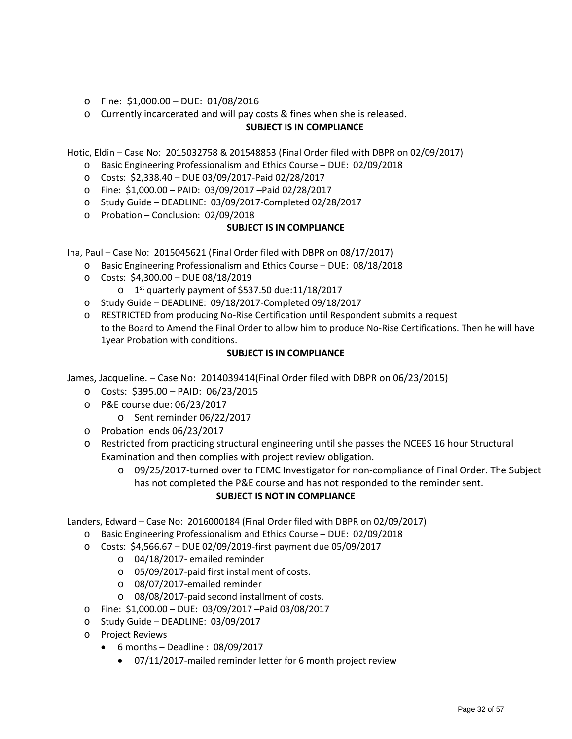- Fine: $1,000.00 – DUE: 01/08/2016
- Currently incarcerated and will pay costs & fines when she is released.

**SUBJECT IS IN COMPLIANCE**

Hotic, Eldin – Case No: 2015032758 & 201548853 (Final Order filed with DBPR on 02/09/2017)

- Basic Engineering Professionalism and Ethics Course – DUE: 02/09/2018
- Costs: $2,338.40 – DUE 03/09/2017-Paid 02/28/2017
- Fine: $1,000.00 – PAID: 03/09/2017 –Paid 02/28/2017
- Study Guide – DEADLINE: 03/09/2017-Completed 02/28/2017
- Probation – Conclusion: 02/09/2018

**SUBJECT IS IN COMPLIANCE**

Ina, Paul – Case No: 2015045621 (Final Order filed with DBPR on 08/17/2017)

- Basic Engineering Professionalism and Ethics Course – DUE: 08/18/2018
- Costs: $4,300.00 – DUE 08/18/2019
  - 1st quarterly payment of $537.50 due:11/18/2017
- Study Guide – DEADLINE: 09/18/2017-Completed 09/18/2017
- RESTRICTED from producing No-Rise Certification until Respondent submits a request to the Board to Amend the Final Order to allow him to produce No-Rise Certifications. Then he will have 1year Probation with conditions.

**SUBJECT IS IN COMPLIANCE**

James, Jacqueline. – Case No: 2014039414(Final Order filed with DBPR on 06/23/2015)

- Costs: $395.00 – PAID: 06/23/2015
- P&E course due: 06/23/2017
  - Sent reminder 06/22/2017
- Probation ends 06/23/2017
- Restricted from practicing structural engineering until she passes the NCEES 16 hour Structural Examination and then complies with project review obligation.
  - 09/25/2017-turned over to FEMC Investigator for non-compliance of Final Order. The Subject has not completed the P&E course and has not responded to the reminder sent.

**SUBJECT IS NOT IN COMPLIANCE**

Landers, Edward – Case No: 2016000184 (Final Order filed with DBPR on 02/09/2017)

- Basic Engineering Professionalism and Ethics Course – DUE: 02/09/2018
- Costs: $4,566.67 – DUE 02/09/2019-first payment due 05/09/2017
  - 04/18/2017- emailed reminder
  - 05/09/2017-paid first installment of costs.
  - 08/07/2017-emailed reminder
  - 08/08/2017-paid second installment of costs.
- Fine: $1,000.00 – DUE: 03/09/2017 –Paid 03/08/2017
- Study Guide – DEADLINE: 03/09/2017
- Project Reviews
  - 6 months – Deadline : 08/09/2017
    - 07/11/2017-mailed reminder letter for 6 month project review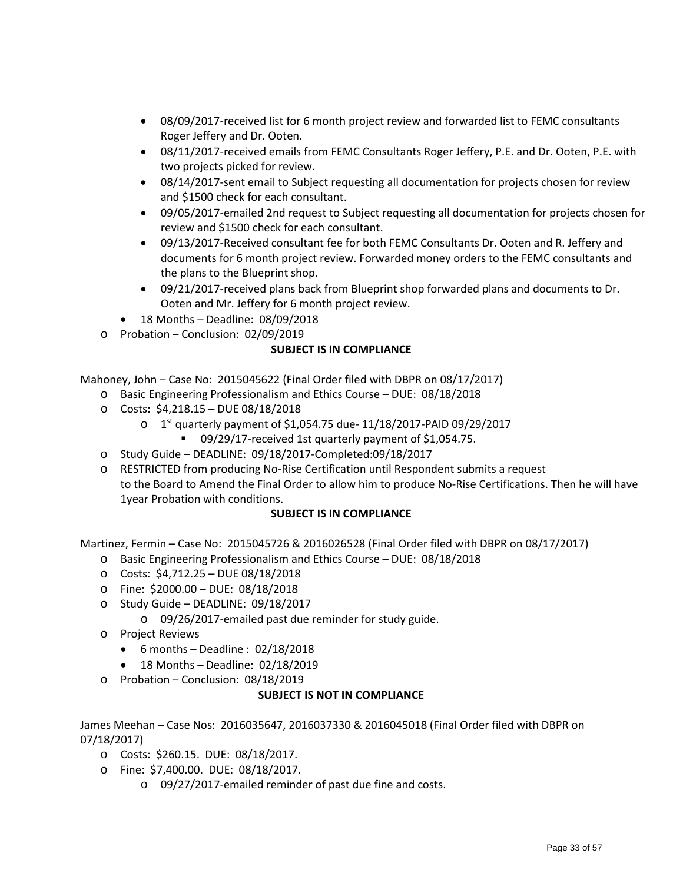- 08/09/2017-received list for 6 month project review and forwarded list to FEMC consultants Roger Jeffery and Dr. Ooten.
        - 08/11/2017-received emails from FEMC Consultants Roger Jeffery, P.E. and Dr. Ooten, P.E. with two projects picked for review.
        - 08/14/2017-sent email to Subject requesting all documentation for projects chosen for review and $1500 check for each consultant.
        - 09/05/2017-emailed 2nd request to Subject requesting all documentation for projects chosen for review and $1500 check for each consultant.
        - 09/13/2017-Received consultant fee for both FEMC Consultants Dr. Ooten and R. Jeffery and documents for 6 month project review. Forwarded money orders to the FEMC consultants and the plans to the Blueprint shop.
        - 09/21/2017-received plans back from Blueprint shop forwarded plans and documents to Dr. Ooten and Mr. Jeffery for 6 month project review.
    - 18 Months – Deadline: 08/09/2018
- Probation – Conclusion: 02/09/2019

**SUBJECT IS IN COMPLIANCE**

Mahoney, John – Case No: 2015045622 (Final Order filed with DBPR on 08/17/2017)

- Basic Engineering Professionalism and Ethics Course – DUE: 08/18/2018
- Costs: $4,218.15 – DUE 08/18/2018
    - 1st quarterly payment of $1,054.75 due- 11/18/2017-PAID 09/29/2017
        - 09/29/17-received 1st quarterly payment of $1,054.75.
- Study Guide – DEADLINE: 09/18/2017-Completed:09/18/2017
- RESTRICTED from producing No-Rise Certification until Respondent submits a request to the Board to Amend the Final Order to allow him to produce No-Rise Certifications. Then he will have 1year Probation with conditions.

**SUBJECT IS IN COMPLIANCE**

Martinez, Fermin – Case No: 2015045726 & 2016026528 (Final Order filed with DBPR on 08/17/2017)

- Basic Engineering Professionalism and Ethics Course – DUE: 08/18/2018
- Costs: $4,712.25 – DUE 08/18/2018
- Fine: $2000.00 – DUE: 08/18/2018
- Study Guide – DEADLINE: 09/18/2017
    - 09/26/2017-emailed past due reminder for study guide.
- Project Reviews
    - 6 months – Deadline : 02/18/2018
    - 18 Months – Deadline: 02/18/2019
- Probation – Conclusion: 08/18/2019

**SUBJECT IS NOT IN COMPLIANCE**

James Meehan – Case Nos: 2016035647, 2016037330 & 2016045018 (Final Order filed with DBPR on 07/18/2017)

- Costs: $260.15. DUE: 08/18/2017.
- Fine: $7,400.00. DUE: 08/18/2017.
    - 09/27/2017-emailed reminder of past due fine and costs.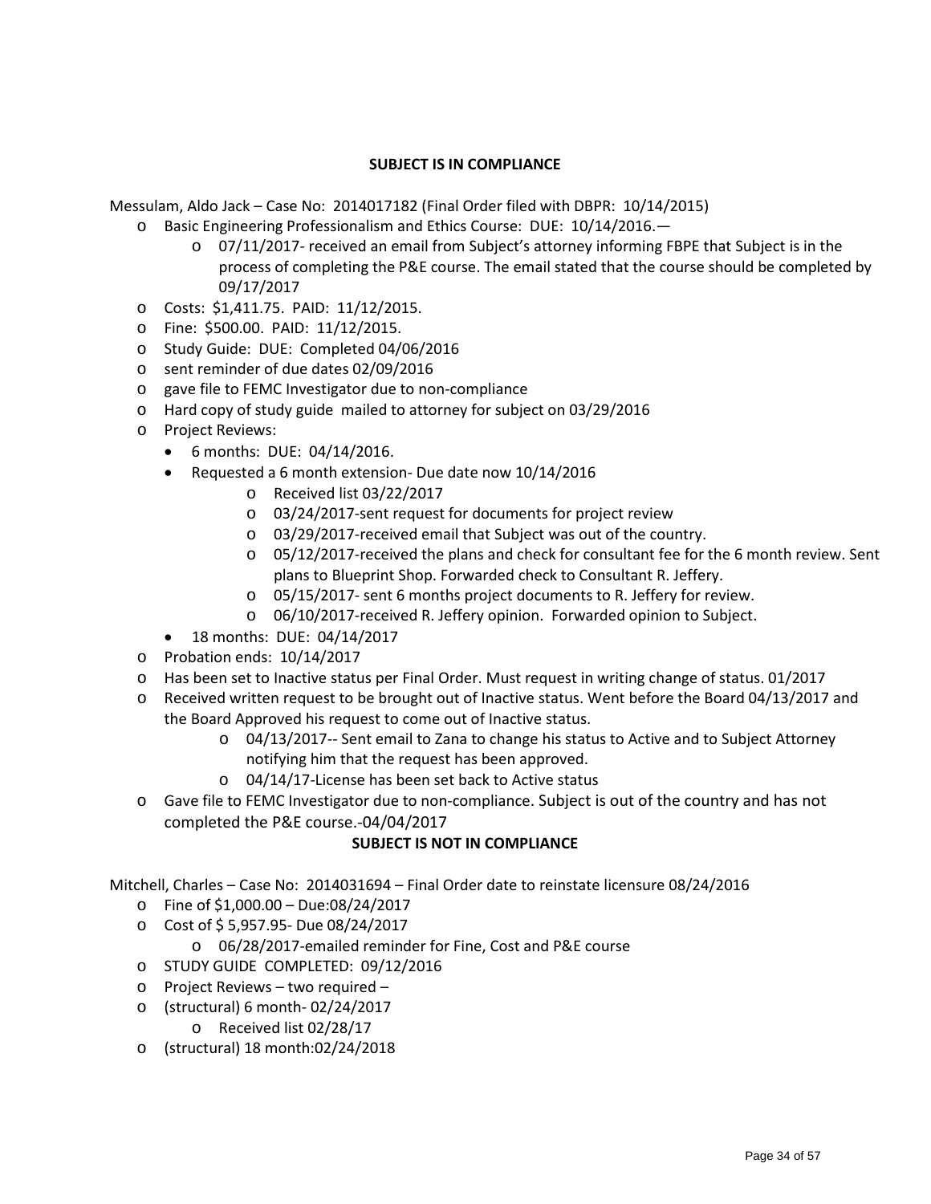**SUBJECT IS IN COMPLIANCE**

Messulam, Aldo Jack – Case No: 2014017182 (Final Order filed with DBPR: 10/14/2015)

- Basic Engineering Professionalism and Ethics Course: DUE: 10/14/2016.—
  - 07/11/2017- received an email from Subject's attorney informing FBPE that Subject is in the process of completing the P&E course. The email stated that the course should be completed by 09/17/2017
- Costs: $1,411.75. PAID: 11/12/2015.
- Fine: $500.00. PAID: 11/12/2015.
- Study Guide: DUE: Completed 04/06/2016
- sent reminder of due dates 02/09/2016
- gave file to FEMC Investigator due to non-compliance
- Hard copy of study guide mailed to attorney for subject on 03/29/2016
- Project Reviews:
  - 6 months: DUE: 04/14/2016.
  - Requested a 6 month extension- Due date now 10/14/2016
    - Received list 03/22/2017
    - 03/24/2017-sent request for documents for project review
    - 03/29/2017-received email that Subject was out of the country.
    - 05/12/2017-received the plans and check for consultant fee for the 6 month review. Sent plans to Blueprint Shop. Forwarded check to Consultant R. Jeffery.
    - 05/15/2017- sent 6 months project documents to R. Jeffery for review.
    - 06/10/2017-received R. Jeffery opinion. Forwarded opinion to Subject.
  - 18 months: DUE: 04/14/2017
- Probation ends: 10/14/2017
- Has been set to Inactive status per Final Order. Must request in writing change of status. 01/2017
- Received written request to be brought out of Inactive status. Went before the Board 04/13/2017 and the Board Approved his request to come out of Inactive status.
  - 04/13/2017-- Sent email to Zana to change his status to Active and to Subject Attorney notifying him that the request has been approved.
  - 04/14/17-License has been set back to Active status
- Gave file to FEMC Investigator due to non-compliance. Subject is out of the country and has not completed the P&E course.-04/04/2017

**SUBJECT IS NOT IN COMPLIANCE**

Mitchell, Charles – Case No: 2014031694 – Final Order date to reinstate licensure 08/24/2016

- Fine of $1,000.00 – Due:08/24/2017
- Cost of $ 5,957.95- Due 08/24/2017
  - 06/28/2017-emailed reminder for Fine, Cost and P&E course
- STUDY GUIDE COMPLETED: 09/12/2016
- Project Reviews – two required –
- (structural) 6 month- 02/24/2017
  - Received list 02/28/17
- (structural) 18 month:02/24/2018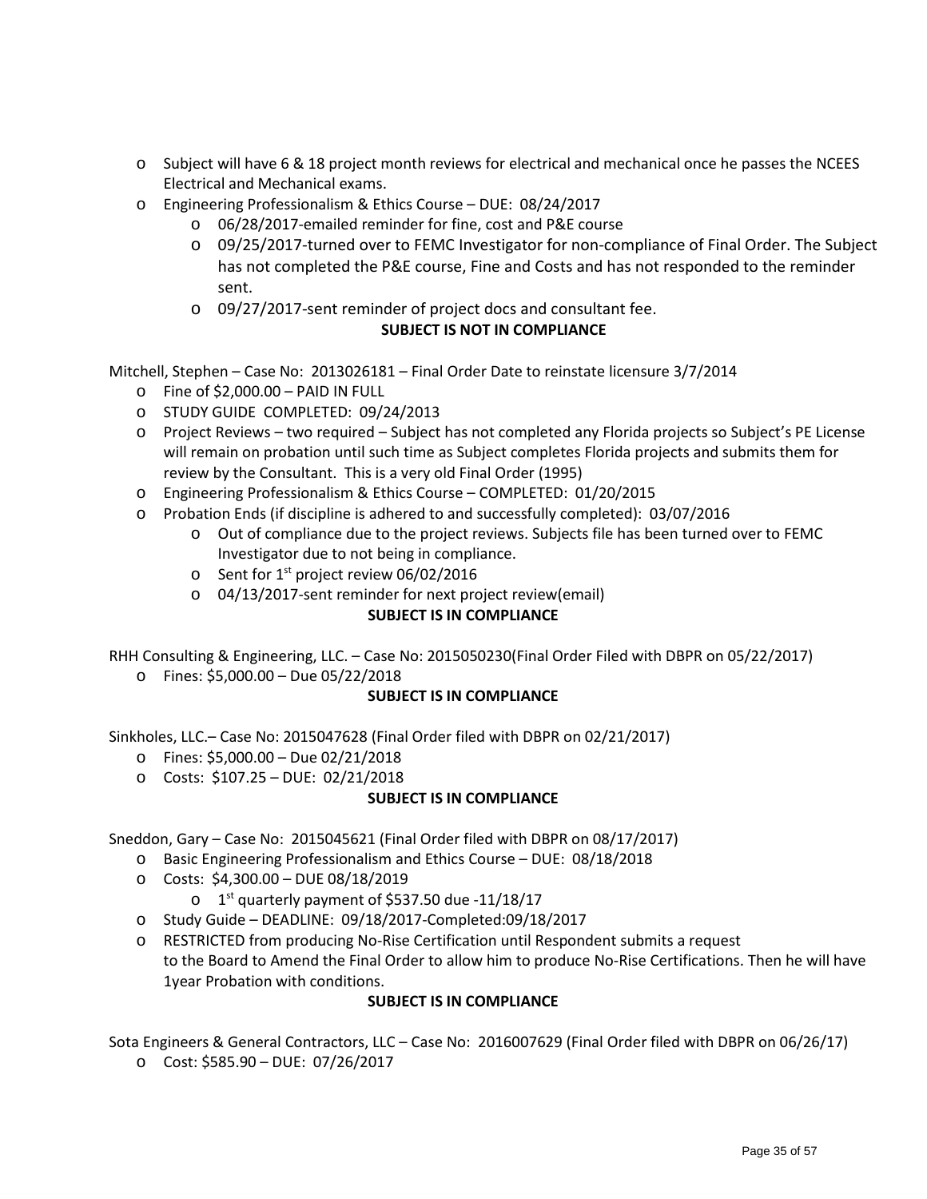- Subject will have 6 & 18 project month reviews for electrical and mechanical once he passes the NCEES Electrical and Mechanical exams.
- Engineering Professionalism & Ethics Course – DUE: 08/24/2017
  - 06/28/2017-emailed reminder for fine, cost and P&E course
  - 09/25/2017-turned over to FEMC Investigator for non-compliance of Final Order. The Subject has not completed the P&E course, Fine and Costs and has not responded to the reminder sent.
  - 09/27/2017-sent reminder of project docs and consultant fee.

**SUBJECT IS NOT IN COMPLIANCE**

Mitchell, Stephen – Case No: 2013026181 – Final Order Date to reinstate licensure 3/7/2014

- Fine of $2,000.00 – PAID IN FULL
- STUDY GUIDE COMPLETED: 09/24/2013
- Project Reviews – two required – Subject has not completed any Florida projects so Subject's PE License will remain on probation until such time as Subject completes Florida projects and submits them for review by the Consultant. This is a very old Final Order (1995)
- Engineering Professionalism & Ethics Course – COMPLETED: 01/20/2015
- Probation Ends (if discipline is adhered to and successfully completed): 03/07/2016
  - Out of compliance due to the project reviews. Subjects file has been turned over to FEMC Investigator due to not being in compliance.
  - Sent for 1st project review 06/02/2016
  - 04/13/2017-sent reminder for next project review(email)

**SUBJECT IS IN COMPLIANCE**

RHH Consulting & Engineering, LLC. – Case No: 2015050230(Final Order Filed with DBPR on 05/22/2017)

- Fines: $5,000.00 – Due 05/22/2018

**SUBJECT IS IN COMPLIANCE**

Sinkholes, LLC.– Case No: 2015047628 (Final Order filed with DBPR on 02/21/2017)

- Fines: $5,000.00 – Due 02/21/2018
- Costs: $107.25 – DUE: 02/21/2018

**SUBJECT IS IN COMPLIANCE**

Sneddon, Gary – Case No: 2015045621 (Final Order filed with DBPR on 08/17/2017)

- Basic Engineering Professionalism and Ethics Course – DUE: 08/18/2018
- Costs: $4,300.00 – DUE 08/18/2019
  - 1st quarterly payment of $537.50 due -11/18/17
- Study Guide – DEADLINE: 09/18/2017-Completed:09/18/2017
- RESTRICTED from producing No-Rise Certification until Respondent submits a request to the Board to Amend the Final Order to allow him to produce No-Rise Certifications. Then he will have 1year Probation with conditions.

**SUBJECT IS IN COMPLIANCE**

Sota Engineers & General Contractors, LLC – Case No: 2016007629 (Final Order filed with DBPR on 06/26/17)

- Cost: $585.90 – DUE: 07/26/2017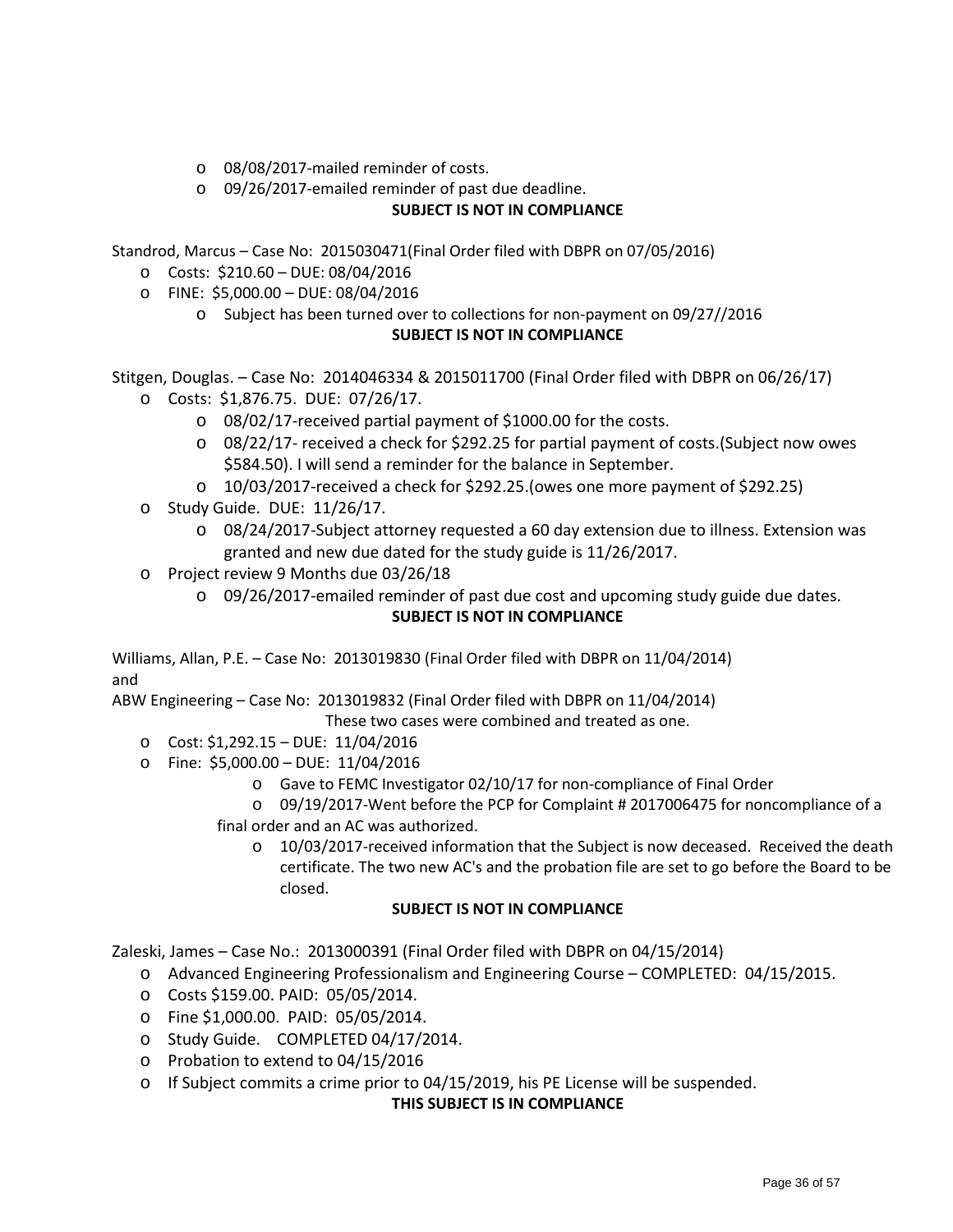- 08/08/2017-mailed reminder of costs.
- 09/26/2017-emailed reminder of past due deadline.

**SUBJECT IS NOT IN COMPLIANCE**

Standrod, Marcus – Case No: 2015030471(Final Order filed with DBPR on 07/05/2016)

- Costs: $210.60 – DUE: 08/04/2016
- FINE: $5,000.00 – DUE: 08/04/2016
  - Subject has been turned over to collections for non-payment on 09/27//2016

**SUBJECT IS NOT IN COMPLIANCE**

Stitgen, Douglas. – Case No: 2014046334 & 2015011700 (Final Order filed with DBPR on 06/26/17)

- Costs: $1,876.75. DUE: 07/26/17.
  - 08/02/17-received partial payment of $1000.00 for the costs.
  - 08/22/17- received a check for $292.25 for partial payment of costs.(Subject now owes $584.50). I will send a reminder for the balance in September.
  - 10/03/2017-received a check for $292.25.(owes one more payment of $292.25)
- Study Guide. DUE: 11/26/17.
  - 08/24/2017-Subject attorney requested a 60 day extension due to illness. Extension was granted and new due dated for the study guide is 11/26/2017.
- Project review 9 Months due 03/26/18
  - 09/26/2017-emailed reminder of past due cost and upcoming study guide due dates.

**SUBJECT IS NOT IN COMPLIANCE**

Williams, Allan, P.E. – Case No: 2013019830 (Final Order filed with DBPR on 11/04/2014)
and
ABW Engineering – Case No: 2013019832 (Final Order filed with DBPR on 11/04/2014)

These two cases were combined and treated as one.

- Cost: $1,292.15 – DUE: 11/04/2016
- Fine: $5,000.00 – DUE: 11/04/2016
  - Gave to FEMC Investigator 02/10/17 for non-compliance of Final Order
  - 09/19/2017-Went before the PCP for Complaint # 2017006475 for noncompliance of a final order and an AC was authorized.
  - 10/03/2017-received information that the Subject is now deceased. Received the death certificate. The two new AC's and the probation file are set to go before the Board to be closed.

**SUBJECT IS NOT IN COMPLIANCE**

Zaleski, James – Case No.: 2013000391 (Final Order filed with DBPR on 04/15/2014)

- Advanced Engineering Professionalism and Engineering Course – COMPLETED: 04/15/2015.
- Costs $159.00. PAID: 05/05/2014.
- Fine $1,000.00. PAID: 05/05/2014.
- Study Guide. COMPLETED 04/17/2014.
- Probation to extend to 04/15/2016
- If Subject commits a crime prior to 04/15/2019, his PE License will be suspended.

**THIS SUBJECT IS IN COMPLIANCE**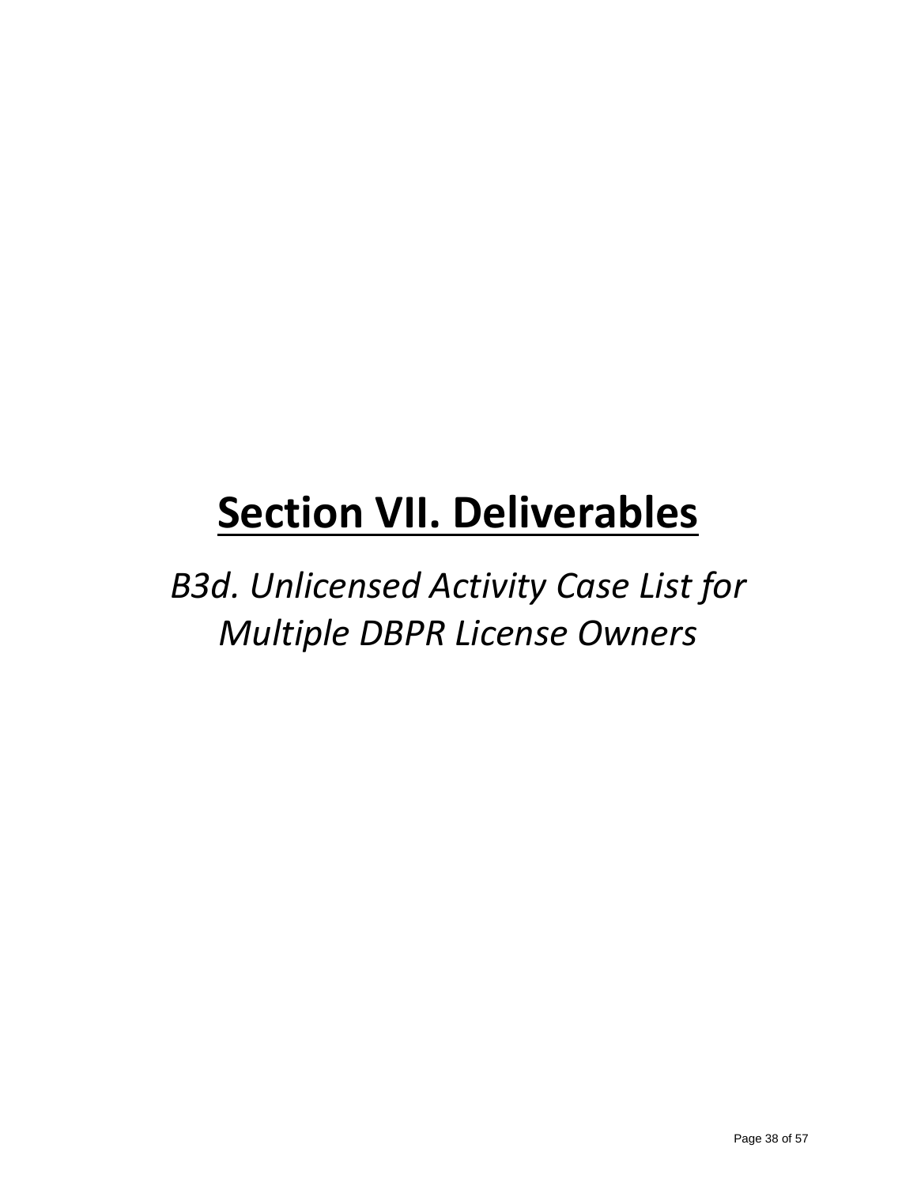# Section VII. Deliverables

*B3d. Unlicensed Activity Case List for Multiple DBPR License Owners*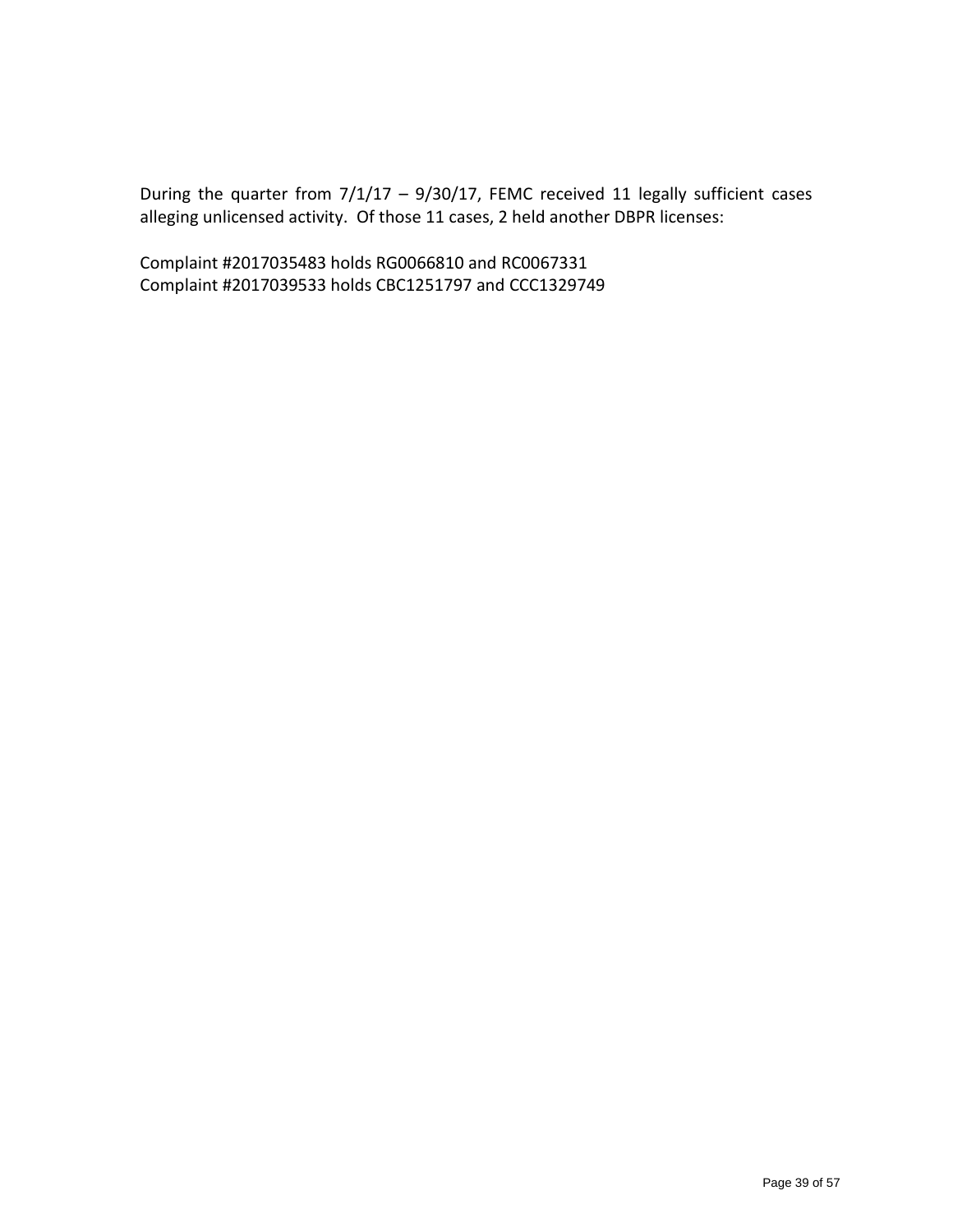During the quarter from 7/1/17 – 9/30/17, FEMC received 11 legally sufficient cases alleging unlicensed activity. Of those 11 cases, 2 held another DBPR licenses:

Complaint #2017035483 holds RG0066810 and RC0067331
Complaint #2017039533 holds CBC1251797 and CCC1329749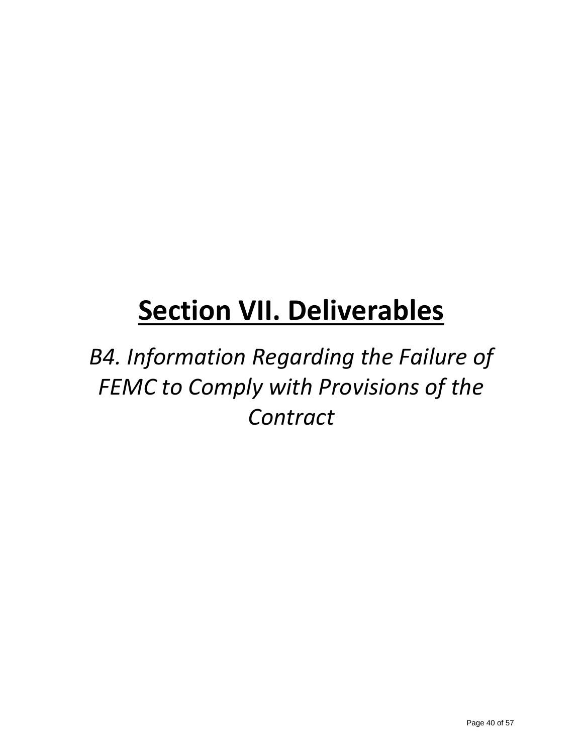# Section VII. Deliverables

*B4. Information Regarding the Failure of FEMC to Comply with Provisions of the Contract*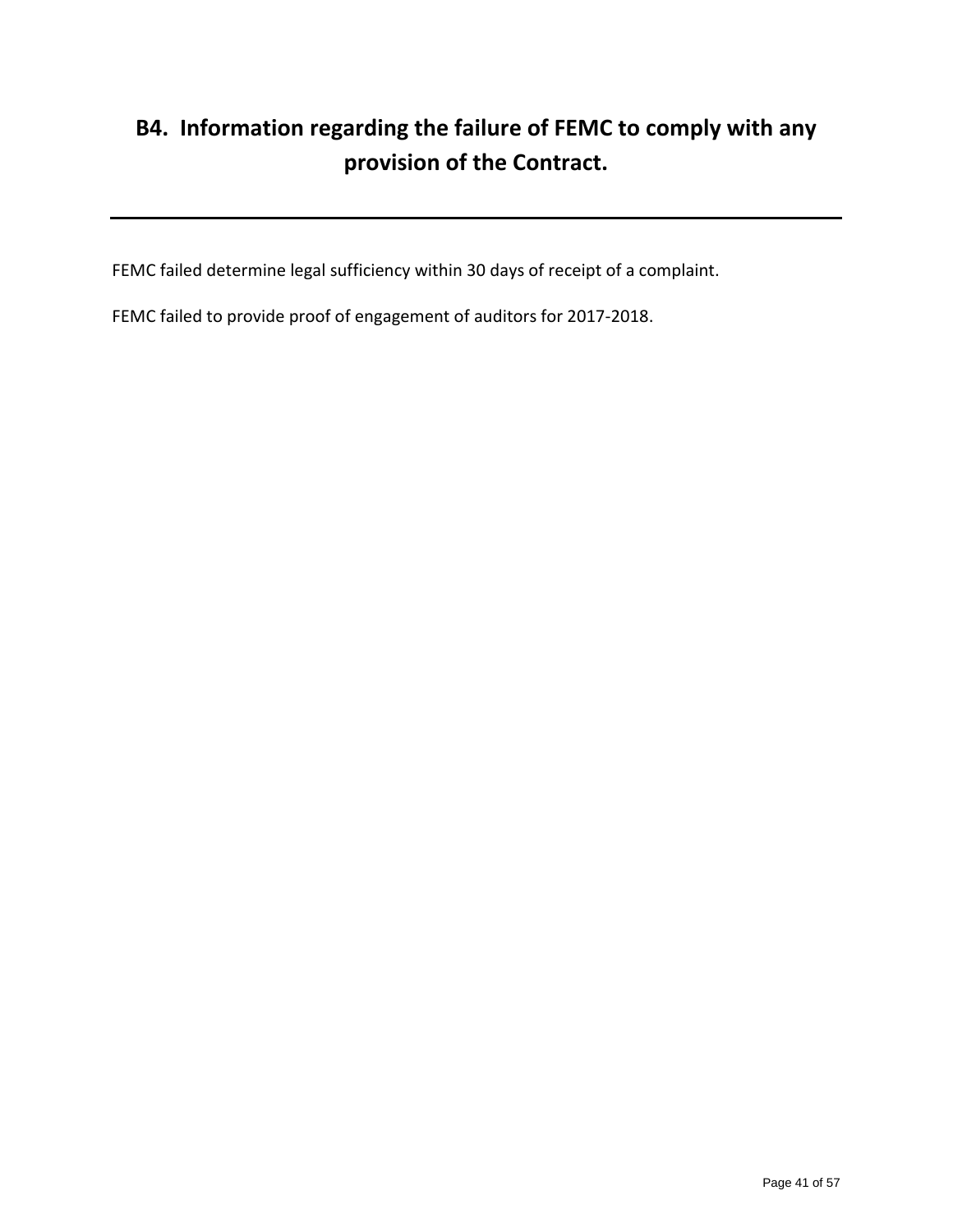## B4. Information regarding the failure of FEMC to comply with any provision of the Contract.

---

FEMC failed determine legal sufficiency within 30 days of receipt of a complaint.

FEMC failed to provide proof of engagement of auditors for 2017-2018.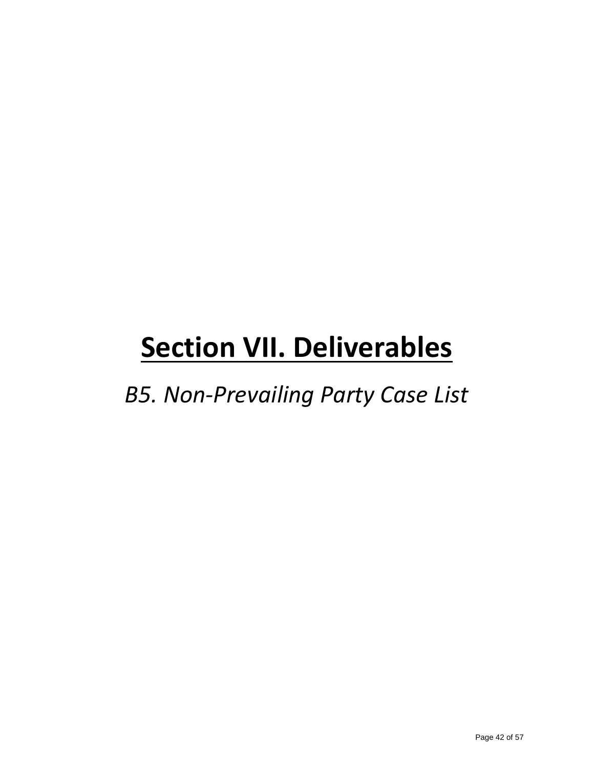# Section VII. Deliverables

*B5. Non-Prevailing Party Case List*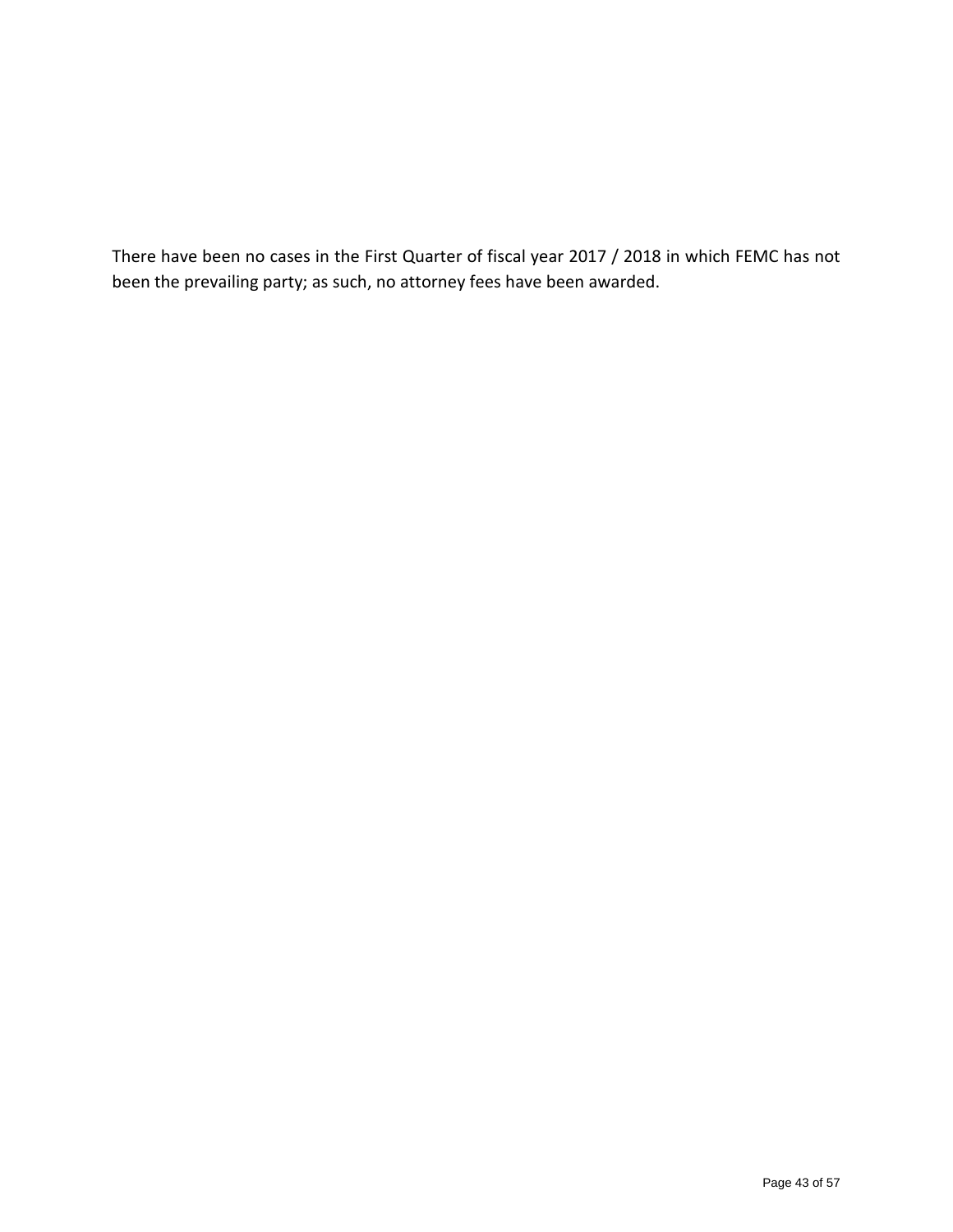There have been no cases in the First Quarter of fiscal year 2017 / 2018 in which FEMC has not been the prevailing party; as such, no attorney fees have been awarded.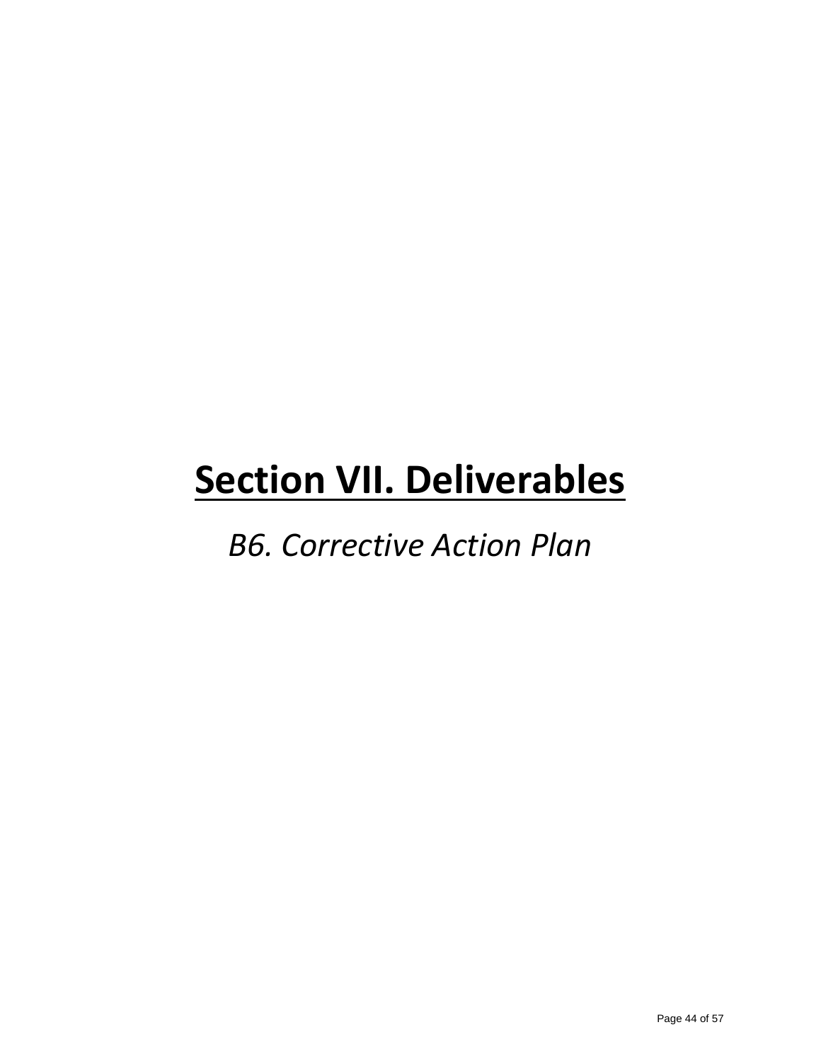# Section VII. Deliverables

*B6. Corrective Action Plan*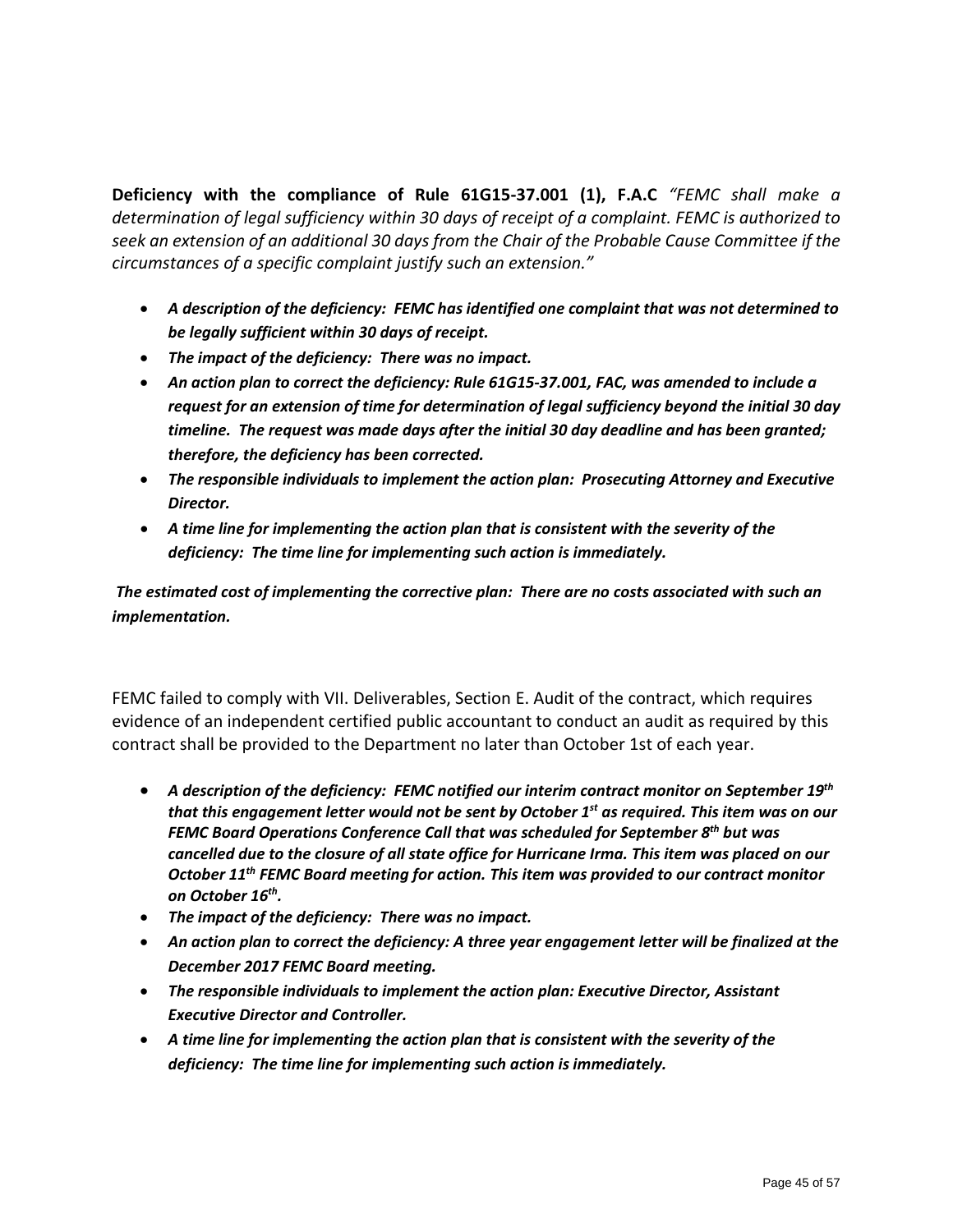**Deficiency with the compliance of Rule 61G15-37.001 (1), F.A.C** *"FEMC shall make a determination of legal sufficiency within 30 days of receipt of a complaint. FEMC is authorized to seek an extension of an additional 30 days from the Chair of the Probable Cause Committee if the circumstances of a specific complaint justify such an extension."*

- ***A description of the deficiency: FEMC has identified one complaint that was not determined to be legally sufficient within 30 days of receipt.***
- ***The impact of the deficiency: There was no impact.***
- ***An action plan to correct the deficiency: Rule 61G15-37.001, FAC, was amended to include a request for an extension of time for determination of legal sufficiency beyond the initial 30 day timeline. The request was made days after the initial 30 day deadline and has been granted; therefore, the deficiency has been corrected.***
- ***The responsible individuals to implement the action plan: Prosecuting Attorney and Executive Director.***
- ***A time line for implementing the action plan that is consistent with the severity of the deficiency: The time line for implementing such action is immediately.***

***The estimated cost of implementing the corrective plan: There are no costs associated with such an implementation.***

FEMC failed to comply with VII. Deliverables, Section E. Audit of the contract, which requires evidence of an independent certified public accountant to conduct an audit as required by this contract shall be provided to the Department no later than October 1st of each year.

- ***A description of the deficiency: FEMC notified our interim contract monitor on September 19th that this engagement letter would not be sent by October 1st as required. This item was on our FEMC Board Operations Conference Call that was scheduled for September 8th but was cancelled due to the closure of all state office for Hurricane Irma. This item was placed on our October 11th FEMC Board meeting for action. This item was provided to our contract monitor on October 16th.***
- ***The impact of the deficiency: There was no impact.***
- ***An action plan to correct the deficiency: A three year engagement letter will be finalized at the December 2017 FEMC Board meeting.***
- ***The responsible individuals to implement the action plan: Executive Director, Assistant Executive Director and Controller.***
- ***A time line for implementing the action plan that is consistent with the severity of the deficiency: The time line for implementing such action is immediately.***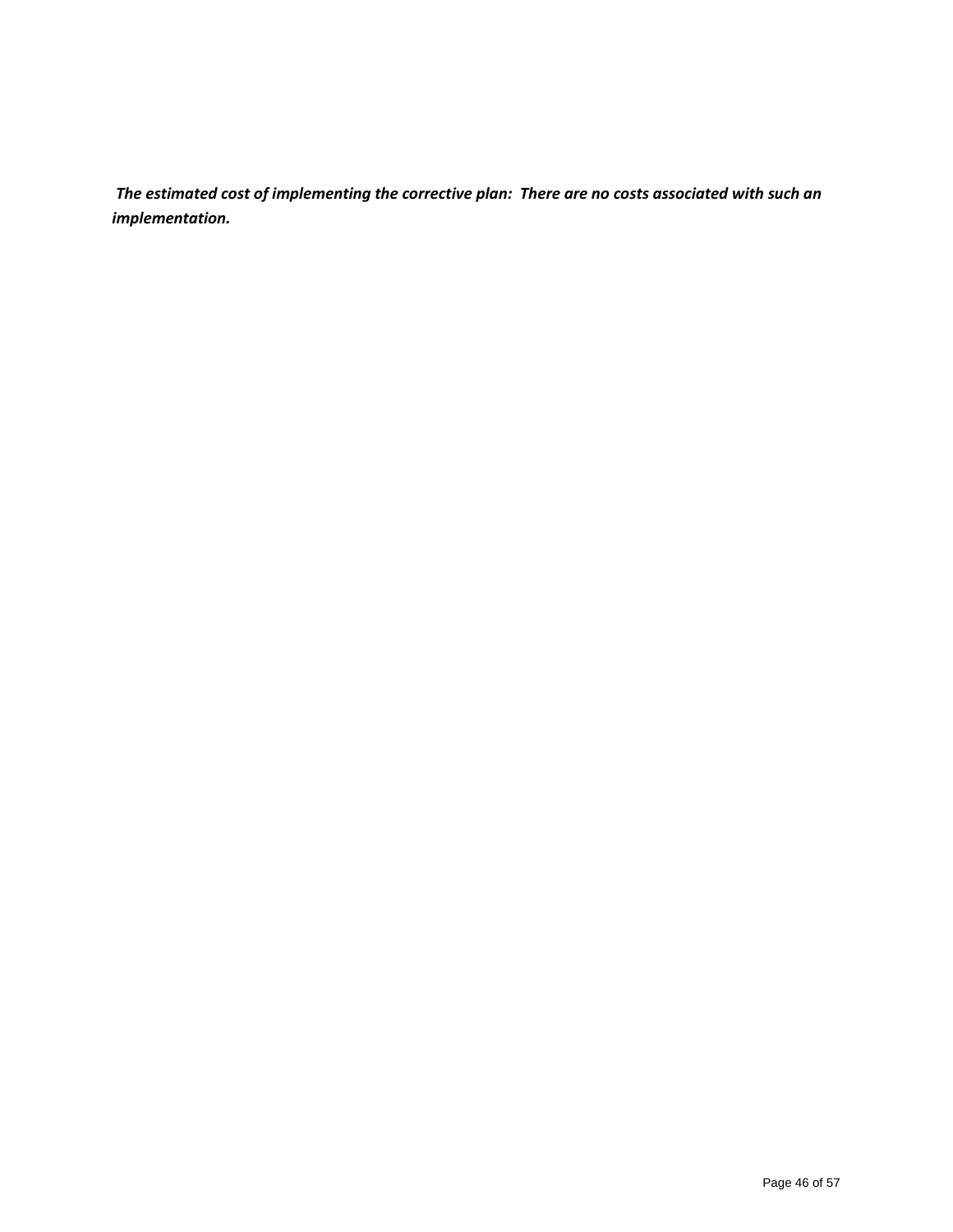***The estimated cost of implementing the corrective plan: There are no costs associated with such an implementation.***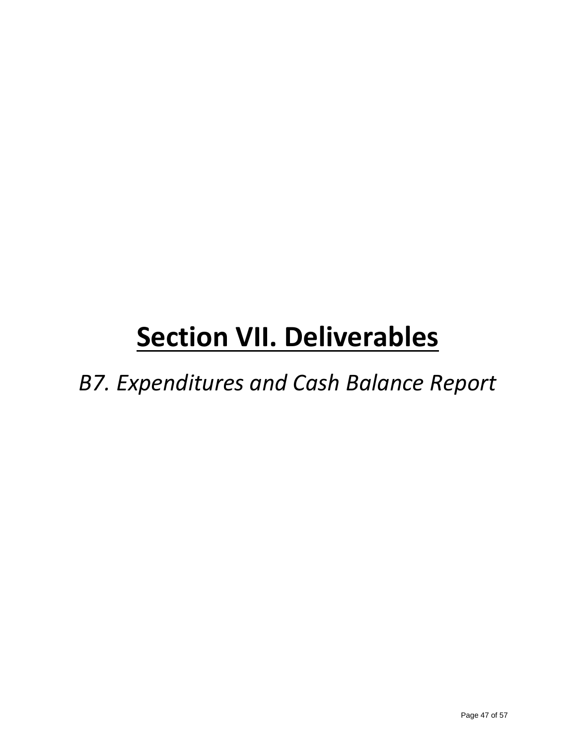# Section VII. Deliverables

*B7. Expenditures and Cash Balance Report*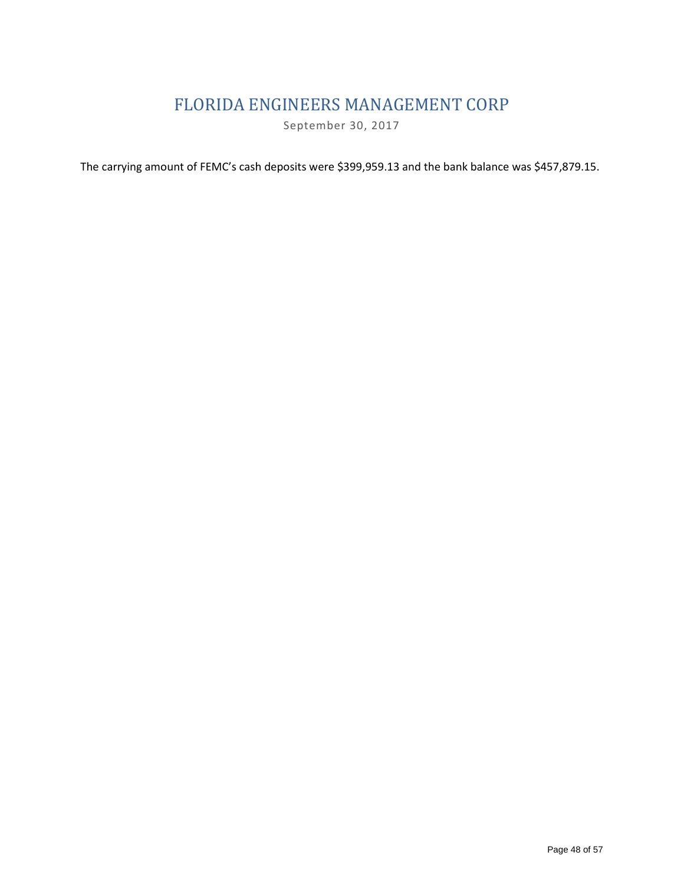# FLORIDA ENGINEERS MANAGEMENT CORP

September 30, 2017

The carrying amount of FEMC's cash deposits were $399,959.13 and the bank balance was $457,879.15.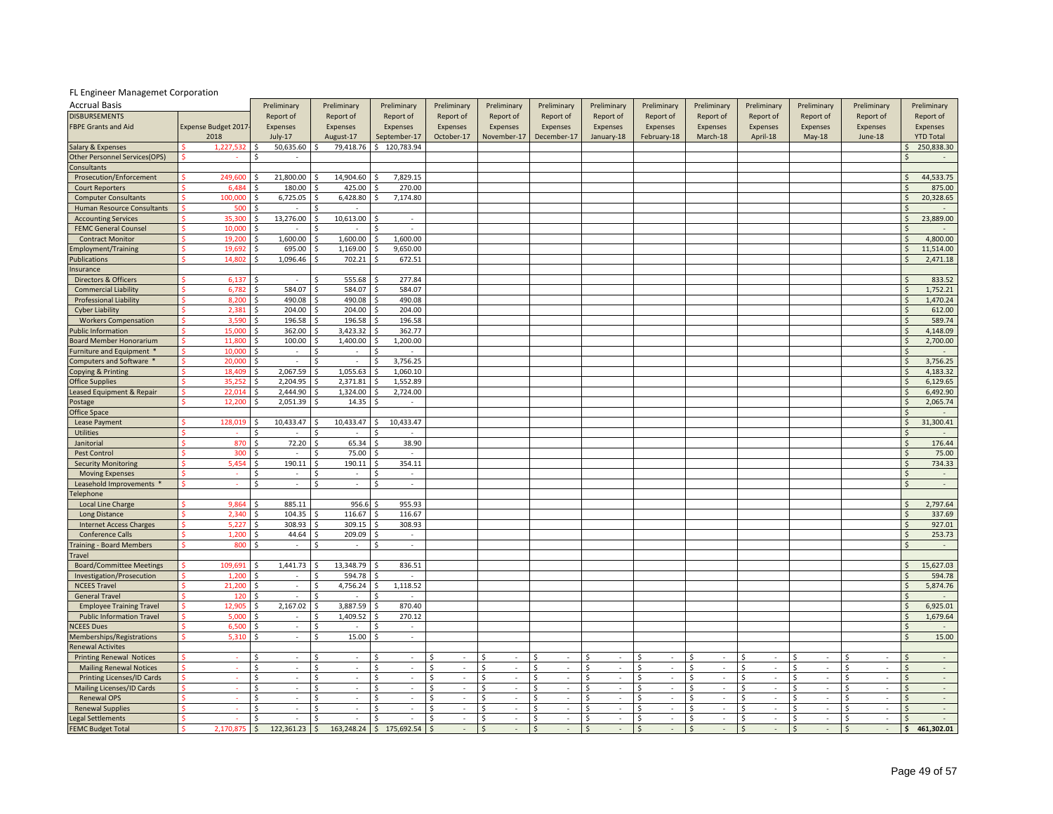FL Engineer Managemet Corporation

| Accrual Basis | | Preliminary | Preliminary | Preliminary | Preliminary | Preliminary | Preliminary | Preliminary | Preliminary | Preliminary | Preliminary | Preliminary | Preliminary | Preliminary |
|---|---|---|---|---|---|---|---|---|---|---|---|---|---|---|
| DISBURSEMENTS | | Report of | Report of | Report of | Report of | Report of | Report of | Report of | Report of | Report of | Report of | Report of | Report of | Report of |
| FBPE Grants and Aid | Expense Budget 2017-2018 | Expenses July-17 | Expenses August-17 | Expenses September-17 | Expenses October-17 | Expenses November-17 | Expenses December-17 | Expenses January-18 | Expenses February-18 | Expenses March-18 | Expenses April-18 | Expenses May-18 | Expenses June-18 | Expenses YTD Total |
| Salary & Expenses | $ 1,227,532 | $ 50,635.60 | $ 79,418.76 | $ 120,783.94 | | | | | | | | | | $ 250,838.30 |
| Other Personnel Services(OPS) | $ - | $ - | | | | | | | | | | | | $ - |
| Consultants | | | | | | | | | | | | | | |
| Prosecution/Enforcement | $ 249,600 | $ 21,800.00 | $ 14,904.60 | $ 7,829.15 | | | | | | | | | | $ 44,533.75 |
| Court Reporters | $ 6,484 | $ 180.00 | $ 425.00 | $ 270.00 | | | | | | | | | | $ 875.00 |
| Computer Consultants | $ 100,000 | $ 6,725.05 | $ 6,428.80 | $ 7,174.80 | | | | | | | | | | $ 20,328.65 |
| Human Resource Consultants | $ 500 | $ - | $ - | | | | | | | | | | | $ - |
| Accounting Services | $ 35,300 | $ 13,276.00 | $ 10,613.00 | $ - | | | | | | | | | | $ 23,889.00 |
| FEMC General Counsel | $ 10,000 | $ - | $ - | $ - | | | | | | | | | | $ - |
| Contract Monitor | $ 19,200 | $ 1,600.00 | $ 1,600.00 | $ 1,600.00 | | | | | | | | | | $ 4,800.00 |
| Employment/Training | $ 19,692 | $ 695.00 | $ 1,169.00 | $ 9,650.00 | | | | | | | | | | $ 11,514.00 |
| Publications | $ 14,802 | $ 1,096.46 | $ 702.21 | $ 672.51 | | | | | | | | | | $ 2,471.18 |
| Insurance | | | | | | | | | | | | | | |
| Directors & Officers | $ 6,137 | $ - | $ 555.68 | $ 277.84 | | | | | | | | | | $ 833.52 |
| Commercial Liability | $ 6,782 | $ 584.07 | $ 584.07 | $ 584.07 | | | | | | | | | | $ 1,752.21 |
| Professional Liability | $ 8,200 | $ 490.08 | $ 490.08 | $ 490.08 | | | | | | | | | | $ 1,470.24 |
| Cyber Liability | $ 2,381 | $ 204.00 | $ 204.00 | $ 204.00 | | | | | | | | | | $ 612.00 |
| Workers Compensation | $ 3,590 | $ 196.58 | $ 196.58 | $ 196.58 | | | | | | | | | | $ 589.74 |
| Public Information | $ 15,000 | $ 362.00 | $ 3,423.32 | $ 362.77 | | | | | | | | | | $ 4,148.09 |
| Board Member Honorarium | $ 11,800 | $ 100.00 | $ 1,400.00 | $ 1,200.00 | | | | | | | | | | $ 2,700.00 |
| Furniture and Equipment * | $ 10,000 | $ - | $ - | $ - | | | | | | | | | | $ - |
| Computers and Software * | $ 20,000 | $ - | $ - | $ 3,756.25 | | | | | | | | | | $ 3,756.25 |
| Copying & Printing | $ 18,409 | $ 2,067.59 | $ 1,055.63 | $ 1,060.10 | | | | | | | | | | $ 4,183.32 |
| Office Supplies | $ 35,252 | $ 2,204.95 | $ 2,371.81 | $ 1,552.89 | | | | | | | | | | $ 6,129.65 |
| Leased Equipment & Repair | $ 22,014 | $ 2,444.90 | $ 1,324.00 | $ 2,724.00 | | | | | | | | | | $ 6,492.90 |
| Postage | $ 12,200 | $ 2,051.39 | $ 14.35 | $ - | | | | | | | | | | $ 2,065.74 |
| Office Space | | | | | | | | | | | | | | $ - |
| Lease Payment | $ 128,019 | $ 10,433.47 | $ 10,433.47 | $ 10,433.47 | | | | | | | | | | $ 31,300.41 |
| Utilities | $ - | $ - | $ - | $ - | | | | | | | | | | $ - |
| Janitorial | $ 870 | $ 72.20 | $ 65.34 | $ 38.90 | | | | | | | | | | $ 176.44 |
| Pest Control | $ 300 | $ - | $ 75.00 | $ - | | | | | | | | | | $ 75.00 |
| Security Monitoring | $ 5,454 | $ 190.11 | $ 190.11 | $ 354.11 | | | | | | | | | | $ 734.33 |
| Moving Expenses | $ - | $ - | $ - | $ - | | | | | | | | | | $ - |
| Leasehold Improvements * | $ - | $ - | $ - | $ - | | | | | | | | | | $ - |
| Telephone | | | | | | | | | | | | | | |
| Local Line Charge | $ 9,864 | $ 885.11 | 956.6 | $ 955.93 | | | | | | | | | | $ 2,797.64 |
| Long Distance | $ 2,340 | $ 104.35 | $ 116.67 | $ 116.67 | | | | | | | | | | $ 337.69 |
| Internet Access Charges | $ 5,227 | $ 308.93 | $ 309.15 | $ 308.93 | | | | | | | | | | $ 927.01 |
| Conference Calls | $ 1,200 | $ 44.64 | $ 209.09 | $ - | | | | | | | | | | $ 253.73 |
| Training - Board Members | $ 800 | $ - | $ - | $ - | | | | | | | | | | $ - |
| Travel | | | | | | | | | | | | | | |
| Board/Committee Meetings | $ 109,691 | $ 1,441.73 | $ 13,348.79 | $ 836.51 | | | | | | | | | | $ 15,627.03 |
| Investigation/Prosecution | $ 1,200 | $ - | $ 594.78 | $ - | | | | | | | | | | $ 594.78 |
| NCEES Travel | $ 21,200 | $ - | $ 4,756.24 | $ 1,118.52 | | | | | | | | | | $ 5,874.76 |
| General Travel | $ 120 | $ - | $ - | $ - | | | | | | | | | | $ - |
| Employee Training Travel | $ 12,905 | $ 2,167.02 | $ 3,887.59 | $ 870.40 | | | | | | | | | | $ 6,925.01 |
| Public Information Travel | $ 5,000 | $ - | $ 1,409.52 | $ 270.12 | | | | | | | | | | $ 1,679.64 |
| NCEES Dues | $ 6,500 | $ - | $ - | $ - | | | | | | | | | | $ - |
| Memberships/Registrations | $ 5,310 | $ - | $ 15.00 | $ - | | | | | | | | | | $ 15.00 |
| Renewal Activites | | | | | | | | | | | | | | |
| Printing Renewal Notices | $ - | $ - | $ - | $ - | $ - | $ - | $ - | $ - | $ - | $ - | $ - | $ - | $ - | $ - |
| Mailing Renewal Notices | $ - | $ - | $ - | $ - | $ - | $ - | $ - | $ - | $ - | $ - | $ - | $ - | $ - | $ - |
| Printing Licenses/ID Cards | $ - | $ - | $ - | $ - | $ - | $ - | $ - | $ - | $ - | $ - | $ - | $ - | $ - | $ - |
| Mailing Licenses/ID Cards | $ - | $ - | $ - | $ - | $ - | $ - | $ - | $ - | $ - | $ - | $ - | $ - | $ - | $ - |
| Renewal OPS | $ - | $ - | $ - | $ - | $ - | $ - | $ - | $ - | $ - | $ - | $ - | $ - | $ - | $ - |
| Renewal Supplies | $ - | $ - | $ - | $ - | $ - | $ - | $ - | $ - | $ - | $ - | $ - | $ - | $ - | $ - |
| Legal Settlements | $ - | $ - | $ - | $ - | $ - | $ - | $ - | $ - | $ - | $ - | $ - | $ - | $ - | $ - |
| FEMC Budget Total | $ 2,170,875 | $ 122,361.23 | $ 163,248.24 | $ 175,692.54 | $ - | $ - | $ - | $ - | $ - | $ - | $ - | $ - | $ - | **$ 461,302.01** |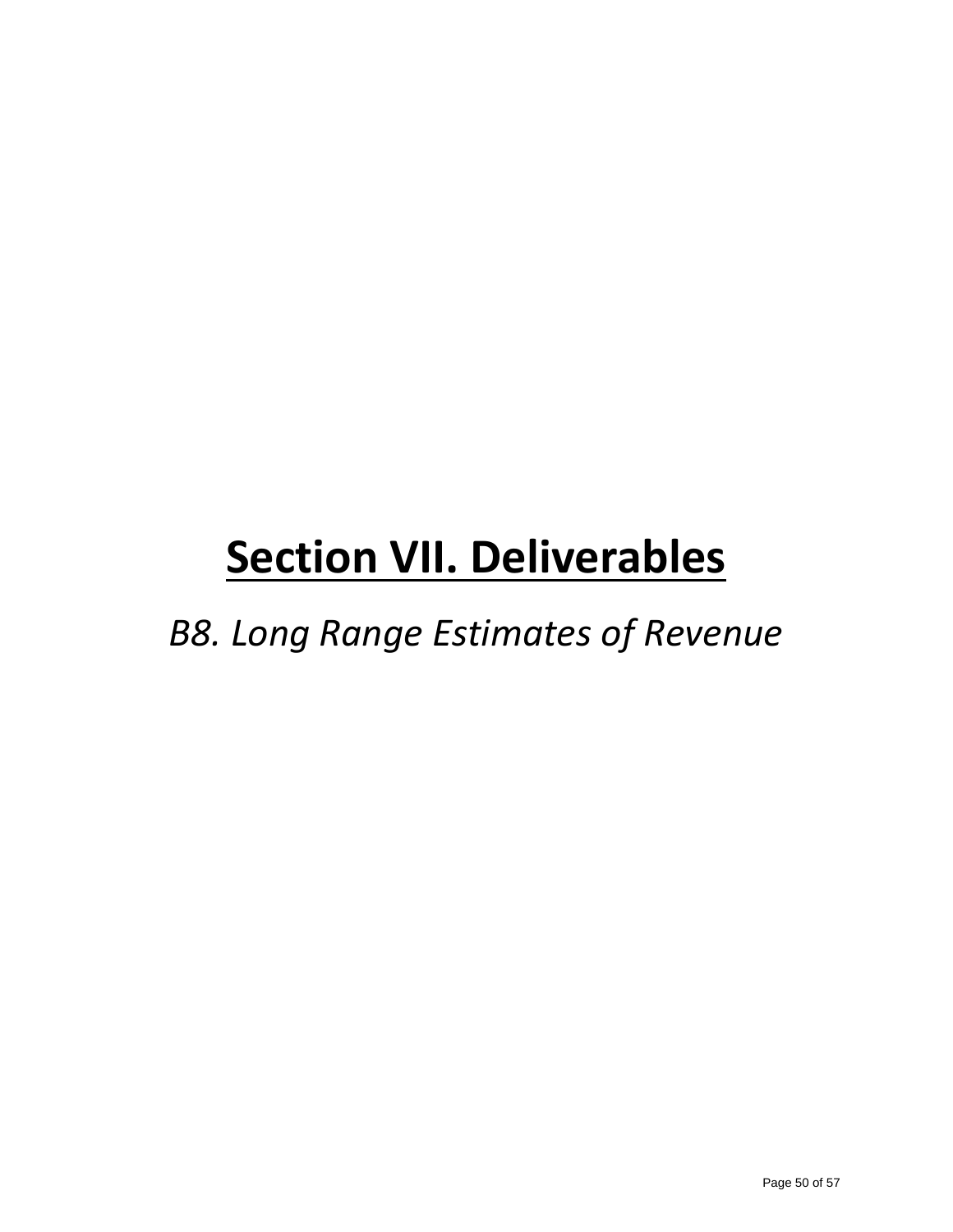# Section VII. Deliverables

*B8. Long Range Estimates of Revenue*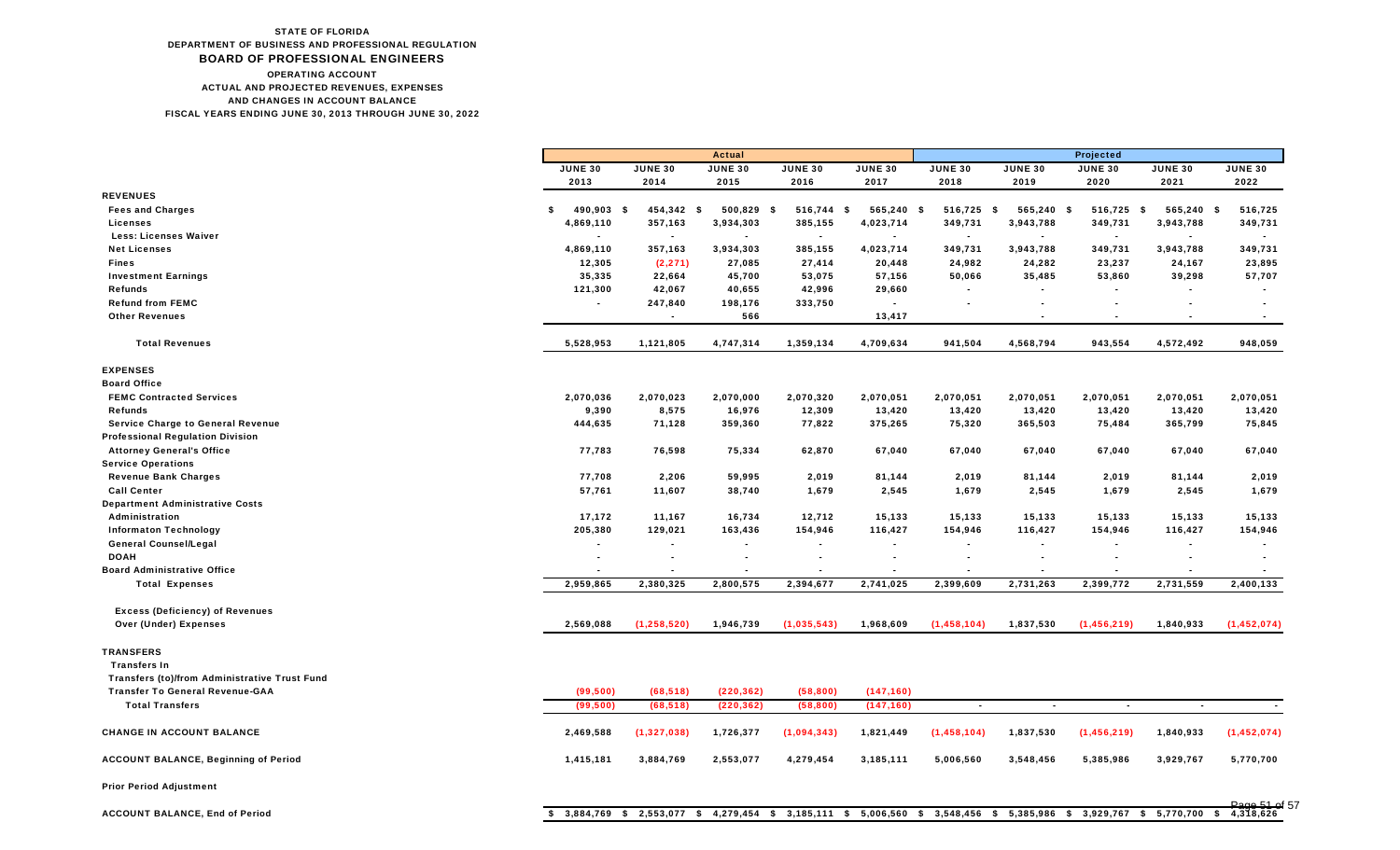**STATE OF FLORIDA**
**DEPARTMENT OF BUSINESS AND PROFESSIONAL REGULATION**
## BOARD OF PROFESSIONAL ENGINEERS
**OPERATING ACCOUNT**
**ACTUAL AND PROJECTED REVENUES, EXPENSES**
**AND CHANGES IN ACCOUNT BALANCE**
**FISCAL YEARS ENDING JUNE 30, 2013 THROUGH JUNE 30, 2022**

| | Actual | | | | | Projected | | | | |
|---|---|---|---|---|---|---|---|---|---|---|
| | JUNE 30 2013 | JUNE 30 2014 | JUNE 30 2015 | JUNE 30 2016 | JUNE 30 2017 | JUNE 30 2018 | JUNE 30 2019 | JUNE 30 2020 | JUNE 30 2021 | JUNE 30 2022 |
| **REVENUES** | | | | | | | | | | |
| Fees and Charges | $ 490,903 | $ 454,342 | $ 500,829 | $ 516,744 | $ 565,240 | $ 516,725 | $ 565,240 | $ 516,725 | $ 565,240 | $ 516,725 |
| Licenses | 4,869,110 | 357,163 | 3,934,303 | 385,155 | 4,023,714 | 349,731 | 3,943,788 | 349,731 | 3,943,788 | 349,731 |
| Less: Licenses Waiver | - | - | - | - | - | - | - | - | - | - |
| Net Licenses | 4,869,110 | 357,163 | 3,934,303 | 385,155 | 4,023,714 | 349,731 | 3,943,788 | 349,731 | 3,943,788 | 349,731 |
| Fines | 12,305 | (2,271) | 27,085 | 27,414 | 20,448 | 24,982 | 24,282 | 23,237 | 24,167 | 23,895 |
| Investment Earnings | 35,335 | 22,664 | 45,700 | 53,075 | 57,156 | 50,066 | 35,485 | 53,860 | 39,298 | 57,707 |
| Refunds | 121,300 | 42,067 | 40,655 | 42,996 | 29,660 | - | - | - | - | - |
| Refund from FEMC | - | 247,840 | 198,176 | 333,750 | - | - | - | - | - | - |
| Other Revenues | | - | 566 | | 13,417 | | - | - | - | - |
| **Total Revenues** | 5,528,953 | 1,121,805 | 4,747,314 | 1,359,134 | 4,709,634 | 941,504 | 4,568,794 | 943,554 | 4,572,492 | 948,059 |
| **EXPENSES** | | | | | | | | | | |
| **Board Office** | | | | | | | | | | |
| FEMC Contracted Services | 2,070,036 | 2,070,023 | 2,070,000 | 2,070,320 | 2,070,051 | 2,070,051 | 2,070,051 | 2,070,051 | 2,070,051 | 2,070,051 |
| Refunds | 9,390 | 8,575 | 16,976 | 12,309 | 13,420 | 13,420 | 13,420 | 13,420 | 13,420 | 13,420 |
| Service Charge to General Revenue | 444,635 | 71,128 | 359,360 | 77,822 | 375,265 | 75,320 | 365,503 | 75,484 | 365,799 | 75,845 |
| **Professional Regulation Division** | | | | | | | | | | |
| Attorney General's Office | 77,783 | 76,598 | 75,334 | 62,870 | 67,040 | 67,040 | 67,040 | 67,040 | 67,040 | 67,040 |
| **Service Operations** | | | | | | | | | | |
| Revenue Bank Charges | 77,708 | 2,206 | 59,995 | 2,019 | 81,144 | 2,019 | 81,144 | 2,019 | 81,144 | 2,019 |
| Call Center | 57,761 | 11,607 | 38,740 | 1,679 | 2,545 | 1,679 | 2,545 | 1,679 | 2,545 | 1,679 |
| **Department Administrative Costs** | | | | | | | | | | |
| Administration | 17,172 | 11,167 | 16,734 | 12,712 | 15,133 | 15,133 | 15,133 | 15,133 | 15,133 | 15,133 |
| Informaton Technology | 205,380 | 129,021 | 163,436 | 154,946 | 116,427 | 154,946 | 116,427 | 154,946 | 116,427 | 154,946 |
| General Counsel/Legal | - | - | - | - | - | - | - | - | - | - |
| DOAH | - | - | - | - | - | - | - | - | - | - |
| **Board Administrative Office** | - | - | - | - | - | - | - | - | - | - |
| **Total Expenses** | 2,959,865 | 2,380,325 | 2,800,575 | 2,394,677 | 2,741,025 | 2,399,609 | 2,731,263 | 2,399,772 | 2,731,559 | 2,400,133 |
| Excess (Deficiency) of Revenues Over (Under) Expenses | 2,569,088 | (1,258,520) | 1,946,739 | (1,035,543) | 1,968,609 | (1,458,104) | 1,837,530 | (1,456,219) | 1,840,933 | (1,452,074) |
| **TRANSFERS** | | | | | | | | | | |
| Transfers In | | | | | | | | | | |
| Transfers (to)/from Administrative Trust Fund | | | | | | | | | | |
| Transfer To General Revenue-GAA | (99,500) | (68,518) | (220,362) | (58,800) | (147,160) | | | | | |
| **Total Transfers** | (99,500) | (68,518) | (220,362) | (58,800) | (147,160) | - | - | - | - | - |
| **CHANGE IN ACCOUNT BALANCE** | 2,469,588 | (1,327,038) | 1,726,377 | (1,094,343) | 1,821,449 | (1,458,104) | 1,837,530 | (1,456,219) | 1,840,933 | (1,452,074) |
| **ACCOUNT BALANCE, Beginning of Period** | 1,415,181 | 3,884,769 | 2,553,077 | 4,279,454 | 3,185,111 | 5,006,560 | 3,548,456 | 5,385,986 | 3,929,767 | 5,770,700 |
| **Prior Period Adjustment** | | | | | | | | | | |
| **ACCOUNT BALANCE, End of Period** | $ 3,884,769 | $ 2,553,077 | $ 4,279,454 | $ 3,185,111 | $ 5,006,560 | $ 3,548,456 | $ 5,385,986 | $ 3,929,767 | $ 5,770,700 | $ 4,318,626 |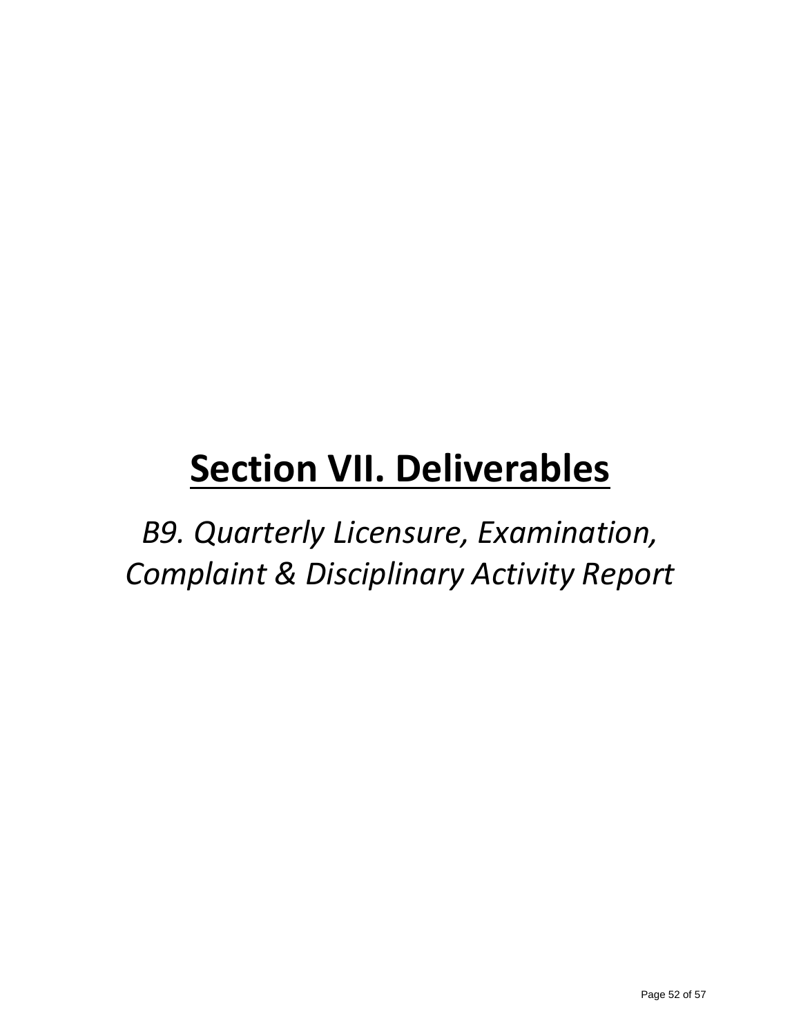# Section VII. Deliverables

*B9. Quarterly Licensure, Examination, Complaint & Disciplinary Activity Report*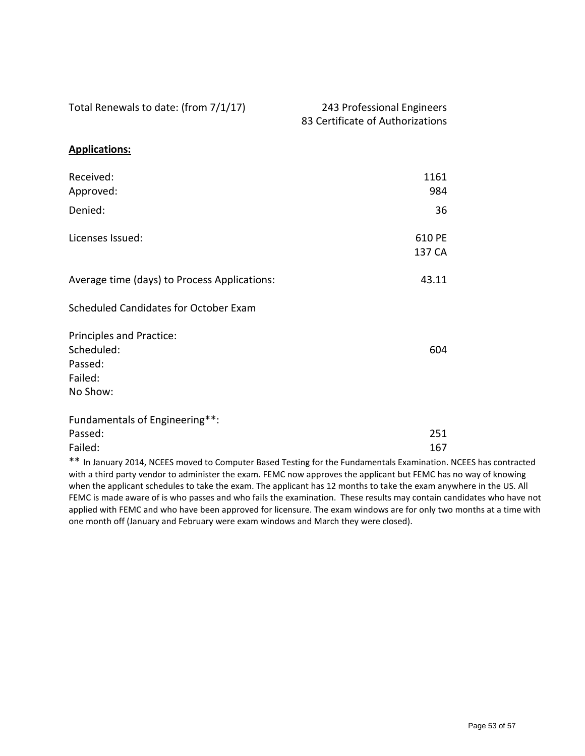| | |
|---|---|
| Total Renewals to date: (from 7/1/17) | 243 Professional Engineers<br>83 Certificate of Authorizations |

**Applications:**

| | |
|---|---|
| Received: | 1161 |
| Approved: | 984 |
| Denied: | 36 |
| Licenses Issued: | 610 PE<br>137 CA |
| Average time (days) to Process Applications: | 43.11 |

Scheduled Candidates for October Exam

| | |
|---|---|
| Principles and Practice: | |
| Scheduled: | 604 |
| Passed: | |
| Failed: | |
| No Show: | |

| | |
|---|---|
| Fundamentals of Engineering**: | |
| Passed: | 251 |
| Failed: | 167 |

** In January 2014, NCEES moved to Computer Based Testing for the Fundamentals Examination. NCEES has contracted with a third party vendor to administer the exam. FEMC now approves the applicant but FEMC has no way of knowing when the applicant schedules to take the exam. The applicant has 12 months to take the exam anywhere in the US. All FEMC is made aware of is who passes and who fails the examination. These results may contain candidates who have not applied with FEMC and who have been approved for licensure. The exam windows are for only two months at a time with one month off (January and February were exam windows and March they were closed).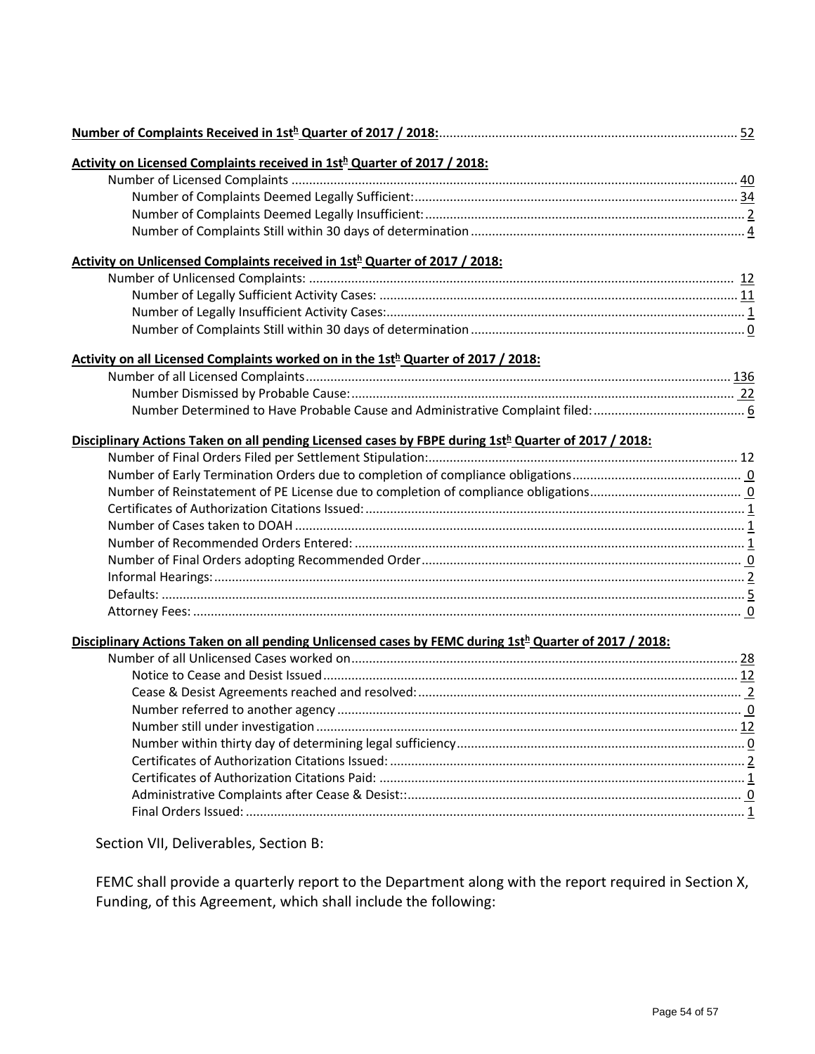**Number of Complaints Received in 1st[h] Quarter of 2017 / 2018:** ........ 52

**Activity on Licensed Complaints received in 1st[h] Quarter of 2017 / 2018:**

- Number of Licensed Complaints ........ 40
  - Number of Complaints Deemed Legally Sufficient: ........ 34
  - Number of Complaints Deemed Legally Insufficient: ........ 2
  - Number of Complaints Still within 30 days of determination ........ 4

**Activity on Unlicensed Complaints received in 1st[h] Quarter of 2017 / 2018:**

- Number of Unlicensed Complaints: ........ 12
  - Number of Legally Sufficient Activity Cases: ........ 11
  - Number of Legally Insufficient Activity Cases: ........ 1
  - Number of Complaints Still within 30 days of determination ........ 0

**Activity on all Licensed Complaints worked on in the 1st[h] Quarter of 2017 / 2018:**

- Number of all Licensed Complaints ........ 136
  - Number Dismissed by Probable Cause: ........ 22
  - Number Determined to Have Probable Cause and Administrative Complaint filed: ........ 6

**Disciplinary Actions Taken on all pending Licensed cases by FBPE during 1st[h] Quarter of 2017 / 2018:**

- Number of Final Orders Filed per Settlement Stipulation: ........ 12
- Number of Early Termination Orders due to completion of compliance obligations ........ 0
- Number of Reinstatement of PE License due to completion of compliance obligations ........ 0
- Certificates of Authorization Citations Issued: ........ 1
- Number of Cases taken to DOAH ........ 1
- Number of Recommended Orders Entered: ........ 1
- Number of Final Orders adopting Recommended Order ........ 0
- Informal Hearings: ........ 2
- Defaults: ........ 5
- Attorney Fees: ........ 0

**Disciplinary Actions Taken on all pending Unlicensed cases by FEMC during 1st[h] Quarter of 2017 / 2018:**

- Number of all Unlicensed Cases worked on ........ 28
  - Notice to Cease and Desist Issued ........ 12
  - Cease & Desist Agreements reached and resolved: ........ 2
  - Number referred to another agency ........ 0
  - Number still under investigation ........ 12
  - Number within thirty day of determining legal sufficiency ........ 0
  - Certificates of Authorization Citations Issued: ........ 2
  - Certificates of Authorization Citations Paid: ........ 1
  - Administrative Complaints after Cease & Desist:: ........ 0
  - Final Orders Issued: ........ 1

Section VII, Deliverables, Section B:

FEMC shall provide a quarterly report to the Department along with the report required in Section X, Funding, of this Agreement, which shall include the following: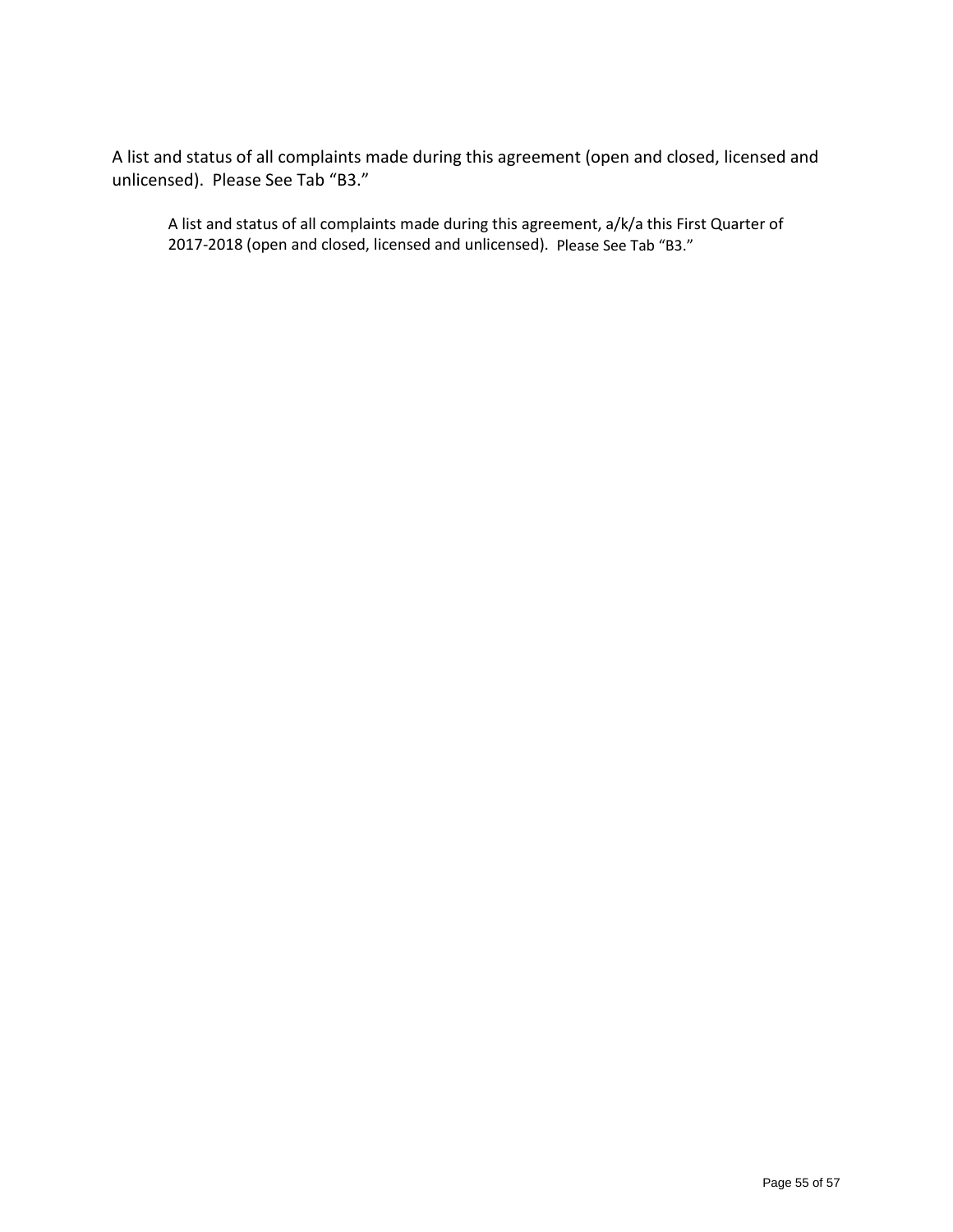A list and status of all complaints made during this agreement (open and closed, licensed and unlicensed). Please See Tab "B3."

> A list and status of all complaints made during this agreement, a/k/a this First Quarter of 2017-2018 (open and closed, licensed and unlicensed). Please See Tab "B3."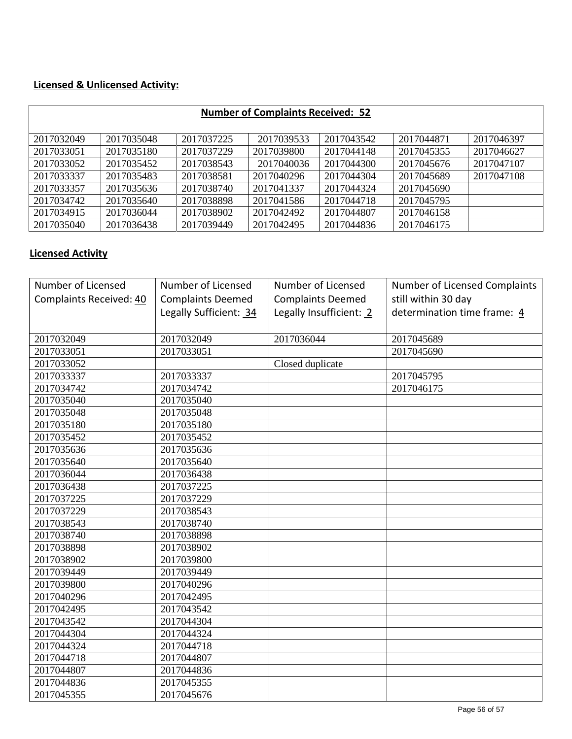**Licensed & Unlicensed Activity:**

| **Number of Complaints Received: 52** | | | | | | |
|---|---|---|---|---|---|---|
| 2017032049 | 2017035048 | 2017037225 | 2017039533 | 2017043542 | 2017044871 | 2017046397 |
| 2017033051 | 2017035180 | 2017037229 | 2017039800 | 2017044148 | 2017045355 | 2017046627 |
| 2017033052 | 2017035452 | 2017038543 | 2017040036 | 2017044300 | 2017045676 | 2017047107 |
| 2017033337 | 2017035483 | 2017038581 | 2017040296 | 2017044304 | 2017045689 | 2017047108 |
| 2017033357 | 2017035636 | 2017038740 | 2017041337 | 2017044324 | 2017045690 | |
| 2017034742 | 2017035640 | 2017038898 | 2017041586 | 2017044718 | 2017045795 | |
| 2017034915 | 2017036044 | 2017038902 | 2017042492 | 2017044807 | 2017046158 | |
| 2017035040 | 2017036438 | 2017039449 | 2017042495 | 2017044836 | 2017046175 | |

**Licensed Activity**

| Number of Licensed Complaints Received: 40 | Number of Licensed Complaints Deemed Legally Sufficient: 34 | Number of Licensed Complaints Deemed Legally Insufficient: 2 | Number of Licensed Complaints still within 30 day determination time frame: 4 |
|---|---|---|---|
| 2017032049 | 2017032049 | 2017036044 | 2017045689 |
| 2017033051 | 2017033051 | | 2017045690 |
| 2017033052 | | Closed duplicate | |
| 2017033337 | 2017033337 | | 2017045795 |
| 2017034742 | 2017034742 | | 2017046175 |
| 2017035040 | 2017035040 | | |
| 2017035048 | 2017035048 | | |
| 2017035180 | 2017035180 | | |
| 2017035452 | 2017035452 | | |
| 2017035636 | 2017035636 | | |
| 2017035640 | 2017035640 | | |
| 2017036044 | 2017036438 | | |
| 2017036438 | 2017037225 | | |
| 2017037225 | 2017037229 | | |
| 2017037229 | 2017038543 | | |
| 2017038543 | 2017038740 | | |
| 2017038740 | 2017038898 | | |
| 2017038898 | 2017038902 | | |
| 2017038902 | 2017039800 | | |
| 2017039449 | 2017039449 | | |
| 2017039800 | 2017040296 | | |
| 2017040296 | 2017042495 | | |
| 2017042495 | 2017043542 | | |
| 2017043542 | 2017044304 | | |
| 2017044304 | 2017044324 | | |
| 2017044324 | 2017044718 | | |
| 2017044718 | 2017044807 | | |
| 2017044807 | 2017044836 | | |
| 2017044836 | 2017045355 | | |
| 2017045355 | 2017045676 | | |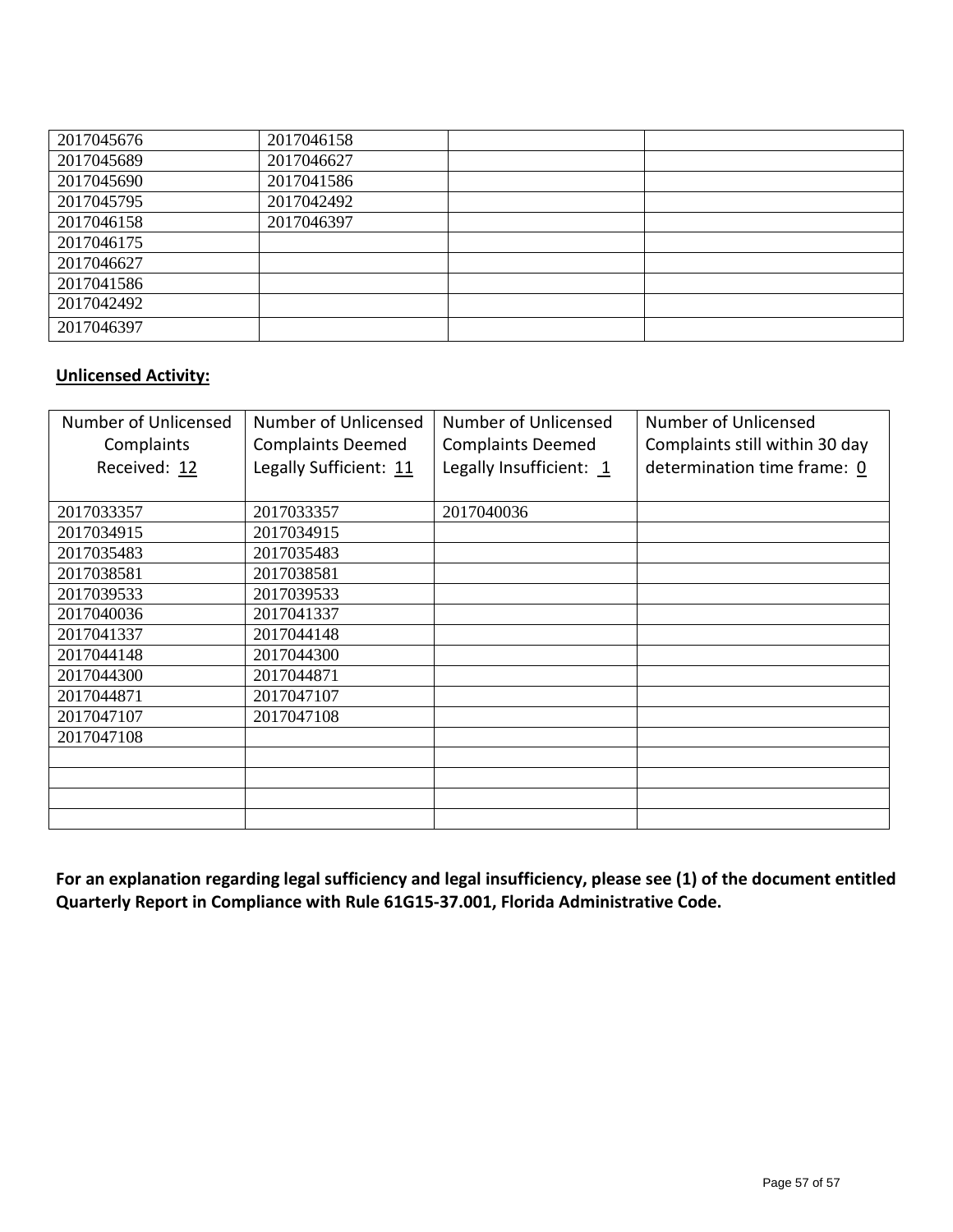| | | | |
|---|---|---|---|
| 2017045676 | 2017046158 | | |
| 2017045689 | 2017046627 | | |
| 2017045690 | 2017041586 | | |
| 2017045795 | 2017042492 | | |
| 2017046158 | 2017046397 | | |
| 2017046175 | | | |
| 2017046627 | | | |
| 2017041586 | | | |
| 2017042492 | | | |
| 2017046397 | | | |

**Unlicensed Activity:**

| Number of Unlicensed Complaints Received: 12 | Number of Unlicensed Complaints Deemed Legally Sufficient: 11 | Number of Unlicensed Complaints Deemed Legally Insufficient: 1 | Number of Unlicensed Complaints still within 30 day determination time frame: 0 |
|---|---|---|---|
| 2017033357 | 2017033357 | 2017040036 | |
| 2017034915 | 2017034915 | | |
| 2017035483 | 2017035483 | | |
| 2017038581 | 2017038581 | | |
| 2017039533 | 2017039533 | | |
| 2017040036 | 2017041337 | | |
| 2017041337 | 2017044148 | | |
| 2017044148 | 2017044300 | | |
| 2017044300 | 2017044871 | | |
| 2017044871 | 2017047107 | | |
| 2017047107 | 2017047108 | | |
| 2017047108 | | | |
| | | | |
| | | | |
| | | | |
| | | | |

**For an explanation regarding legal sufficiency and legal insufficiency, please see (1) of the document entitled Quarterly Report in Compliance with Rule 61G15-37.001, Florida Administrative Code.**